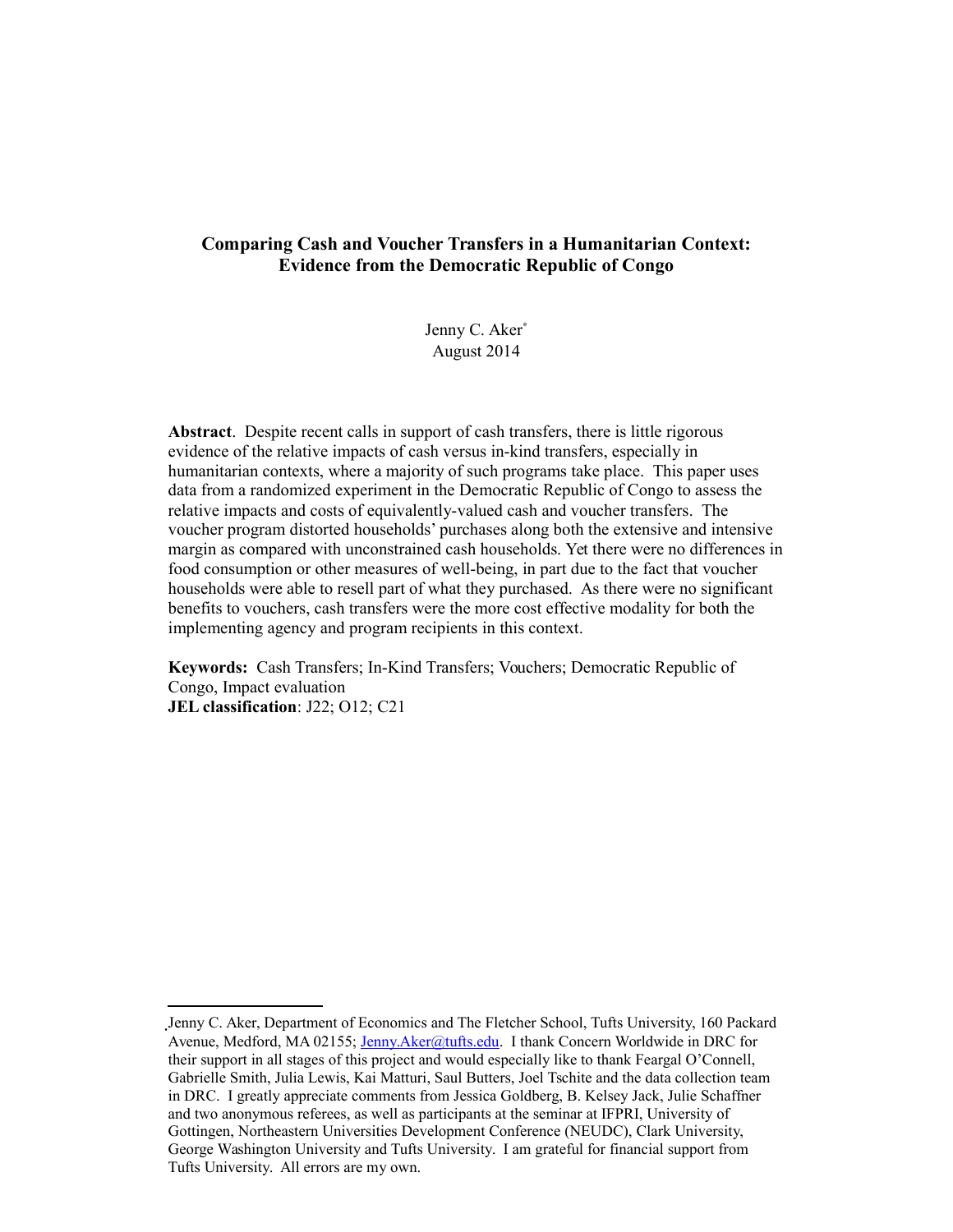# Comparing Cash and Voucher Transfers in a Humanitarian Context: Evidence from the Democratic Republic of Congo

Jenny C. Aker[*]
August 2014

**Abstract**. Despite recent calls in support of cash transfers, there is little rigorous evidence of the relative impacts of cash versus in-kind transfers, especially in humanitarian contexts, where a majority of such programs take place. This paper uses data from a randomized experiment in the Democratic Republic of Congo to assess the relative impacts and costs of equivalently-valued cash and voucher transfers. The voucher program distorted households' purchases along both the extensive and intensive margin as compared with unconstrained cash households. Yet there were no differences in food consumption or other measures of well-being, in part due to the fact that voucher households were able to resell part of what they purchased. As there were no significant benefits to vouchers, cash transfers were the more cost effective modality for both the implementing agency and program recipients in this context.

**Keywords:** Cash Transfers; In-Kind Transfers; Vouchers; Democratic Republic of Congo, Impact evaluation
**JEL classification**: J22; O12; C21

---

[*] Jenny C. Aker, Department of Economics and The Fletcher School, Tufts University, 160 Packard Avenue, Medford, MA 02155; Jenny.Aker@tufts.edu. I thank Concern Worldwide in DRC for their support in all stages of this project and would especially like to thank Feargal O'Connell, Gabrielle Smith, Julia Lewis, Kai Matturi, Saul Butters, Joel Tschite and the data collection team in DRC. I greatly appreciate comments from Jessica Goldberg, B. Kelsey Jack, Julie Schaffner and two anonymous referees, as well as participants at the seminar at IFPRI, University of Gottingen, Northeastern Universities Development Conference (NEUDC), Clark University, George Washington University and Tufts University. I am grateful for financial support from Tufts University. All errors are my own.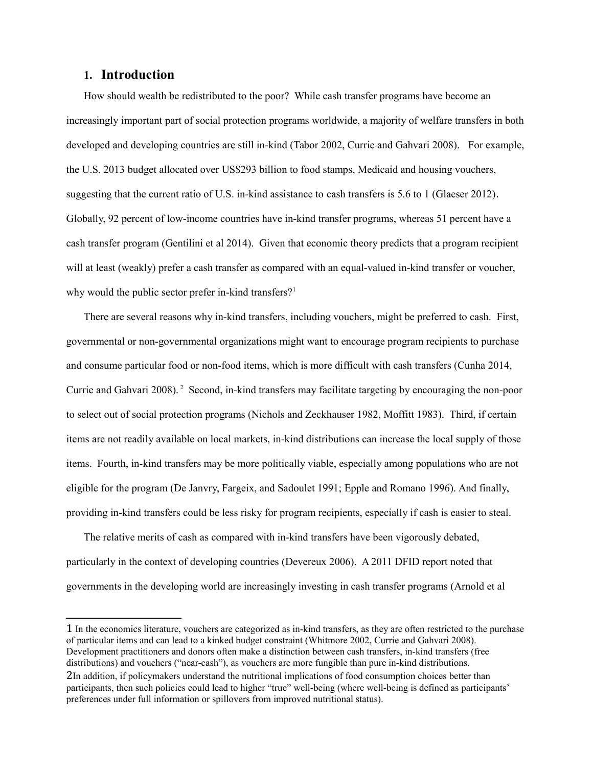## 1. Introduction

How should wealth be redistributed to the poor? While cash transfer programs have become an increasingly important part of social protection programs worldwide, a majority of welfare transfers in both developed and developing countries are still in-kind (Tabor 2002, Currie and Gahvari 2008). For example, the U.S. 2013 budget allocated over US$293 billion to food stamps, Medicaid and housing vouchers, suggesting that the current ratio of U.S. in-kind assistance to cash transfers is 5.6 to 1 (Glaeser 2012). Globally, 92 percent of low-income countries have in-kind transfer programs, whereas 51 percent have a cash transfer program (Gentilini et al 2014). Given that economic theory predicts that a program recipient will at least (weakly) prefer a cash transfer as compared with an equal-valued in-kind transfer or voucher, why would the public sector prefer in-kind transfers?[1]

There are several reasons why in-kind transfers, including vouchers, might be preferred to cash. First, governmental or non-governmental organizations might want to encourage program recipients to purchase and consume particular food or non-food items, which is more difficult with cash transfers (Cunha 2014, Currie and Gahvari 2008).[2] Second, in-kind transfers may facilitate targeting by encouraging the non-poor to select out of social protection programs (Nichols and Zeckhauser 1982, Moffitt 1983). Third, if certain items are not readily available on local markets, in-kind distributions can increase the local supply of those items. Fourth, in-kind transfers may be more politically viable, especially among populations who are not eligible for the program (De Janvry, Fargeix, and Sadoulet 1991; Epple and Romano 1996). And finally, providing in-kind transfers could be less risky for program recipients, especially if cash is easier to steal.

The relative merits of cash as compared with in-kind transfers have been vigorously debated, particularly in the context of developing countries (Devereux 2006). A 2011 DFID report noted that governments in the developing world are increasingly investing in cash transfer programs (Arnold et al

---

[1] In the economics literature, vouchers are categorized as in-kind transfers, as they are often restricted to the purchase of particular items and can lead to a kinked budget constraint (Whitmore 2002, Currie and Gahvari 2008). Development practitioners and donors often make a distinction between cash transfers, in-kind transfers (free distributions) and vouchers ("near-cash"), as vouchers are more fungible than pure in-kind distributions.

[2] In addition, if policymakers understand the nutritional implications of food consumption choices better than participants, then such policies could lead to higher "true" well-being (where well-being is defined as participants' preferences under full information or spillovers from improved nutritional status).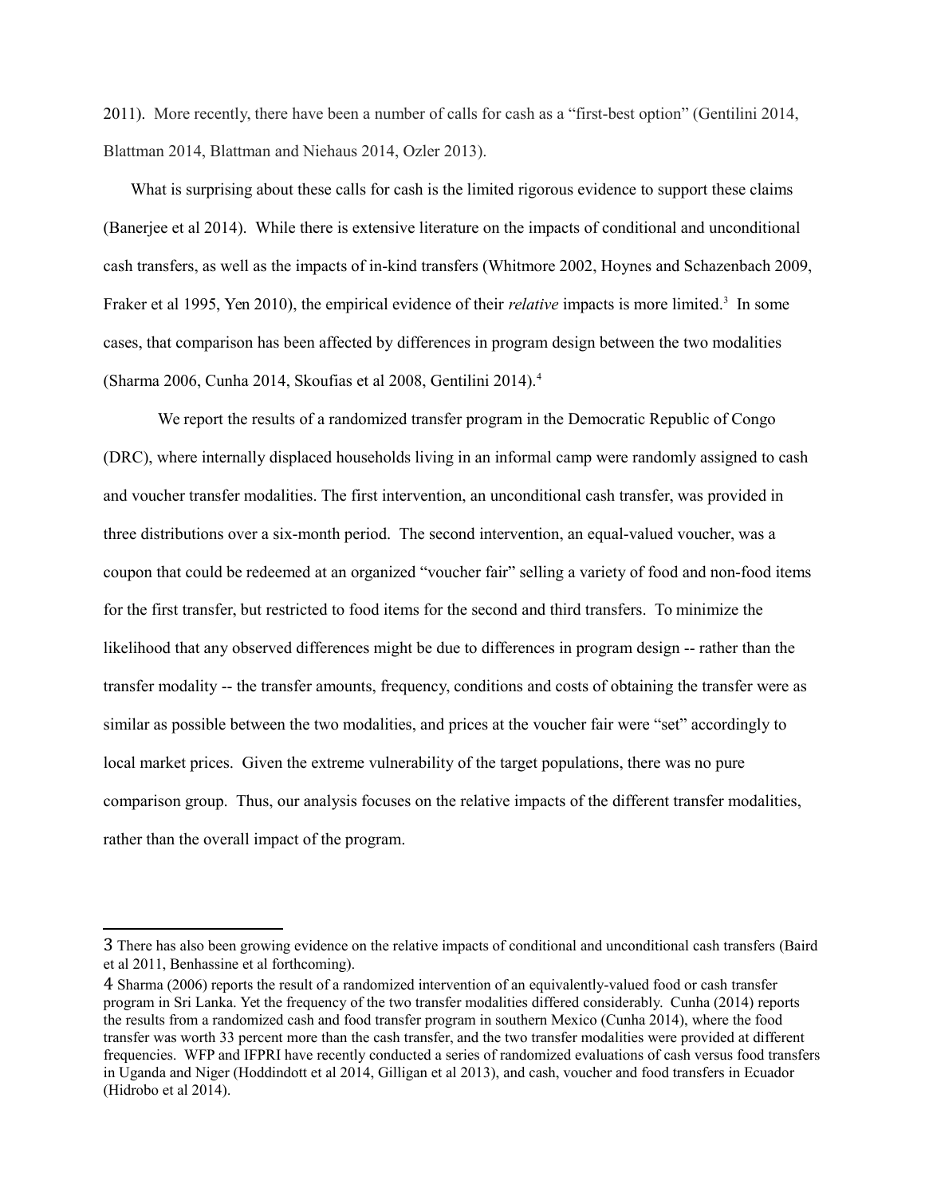2011). More recently, there have been a number of calls for cash as a "first-best option" (Gentilini 2014, Blattman 2014, Blattman and Niehaus 2014, Ozler 2013).

What is surprising about these calls for cash is the limited rigorous evidence to support these claims (Banerjee et al 2014). While there is extensive literature on the impacts of conditional and unconditional cash transfers, as well as the impacts of in-kind transfers (Whitmore 2002, Hoynes and Schazenbach 2009, Fraker et al 1995, Yen 2010), the empirical evidence of their *relative* impacts is more limited.[3] In some cases, that comparison has been affected by differences in program design between the two modalities (Sharma 2006, Cunha 2014, Skoufias et al 2008, Gentilini 2014).[4]

We report the results of a randomized transfer program in the Democratic Republic of Congo (DRC), where internally displaced households living in an informal camp were randomly assigned to cash and voucher transfer modalities. The first intervention, an unconditional cash transfer, was provided in three distributions over a six-month period. The second intervention, an equal-valued voucher, was a coupon that could be redeemed at an organized "voucher fair" selling a variety of food and non-food items for the first transfer, but restricted to food items for the second and third transfers. To minimize the likelihood that any observed differences might be due to differences in program design -- rather than the transfer modality -- the transfer amounts, frequency, conditions and costs of obtaining the transfer were as similar as possible between the two modalities, and prices at the voucher fair were "set" accordingly to local market prices. Given the extreme vulnerability of the target populations, there was no pure comparison group. Thus, our analysis focuses on the relative impacts of the different transfer modalities, rather than the overall impact of the program.

---

3 There has also been growing evidence on the relative impacts of conditional and unconditional cash transfers (Baird et al 2011, Benhassine et al forthcoming).

4 Sharma (2006) reports the result of a randomized intervention of an equivalently-valued food or cash transfer program in Sri Lanka. Yet the frequency of the two transfer modalities differed considerably. Cunha (2014) reports the results from a randomized cash and food transfer program in southern Mexico (Cunha 2014), where the food transfer was worth 33 percent more than the cash transfer, and the two transfer modalities were provided at different frequencies. WFP and IFPRI have recently conducted a series of randomized evaluations of cash versus food transfers in Uganda and Niger (Hoddindott et al 2014, Gilligan et al 2013), and cash, voucher and food transfers in Ecuador (Hidrobo et al 2014).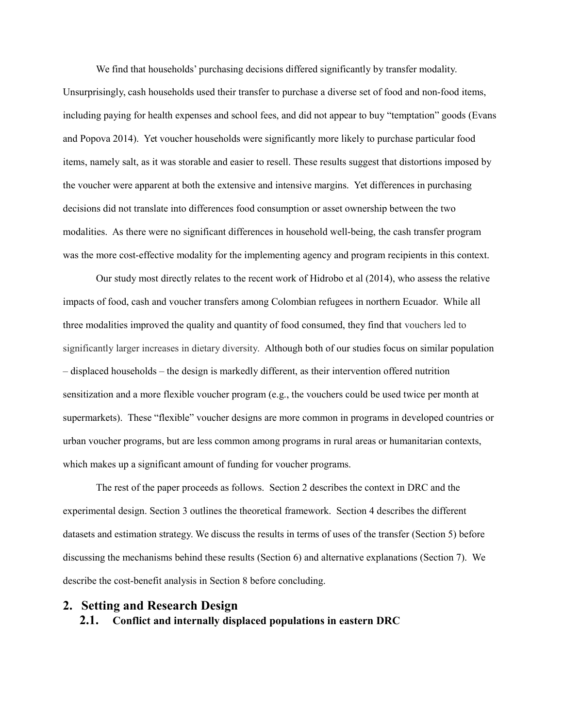We find that households' purchasing decisions differed significantly by transfer modality. Unsurprisingly, cash households used their transfer to purchase a diverse set of food and non-food items, including paying for health expenses and school fees, and did not appear to buy "temptation" goods (Evans and Popova 2014). Yet voucher households were significantly more likely to purchase particular food items, namely salt, as it was storable and easier to resell. These results suggest that distortions imposed by the voucher were apparent at both the extensive and intensive margins. Yet differences in purchasing decisions did not translate into differences food consumption or asset ownership between the two modalities. As there were no significant differences in household well-being, the cash transfer program was the more cost-effective modality for the implementing agency and program recipients in this context.

Our study most directly relates to the recent work of Hidrobo et al (2014), who assess the relative impacts of food, cash and voucher transfers among Colombian refugees in northern Ecuador. While all three modalities improved the quality and quantity of food consumed, they find that vouchers led to significantly larger increases in dietary diversity. Although both of our studies focus on similar population – displaced households – the design is markedly different, as their intervention offered nutrition sensitization and a more flexible voucher program (e.g., the vouchers could be used twice per month at supermarkets). These "flexible" voucher designs are more common in programs in developed countries or urban voucher programs, but are less common among programs in rural areas or humanitarian contexts, which makes up a significant amount of funding for voucher programs.

The rest of the paper proceeds as follows. Section 2 describes the context in DRC and the experimental design. Section 3 outlines the theoretical framework. Section 4 describes the different datasets and estimation strategy. We discuss the results in terms of uses of the transfer (Section 5) before discussing the mechanisms behind these results (Section 6) and alternative explanations (Section 7). We describe the cost-benefit analysis in Section 8 before concluding.

## 2. Setting and Research Design

### 2.1. Conflict and internally displaced populations in eastern DRC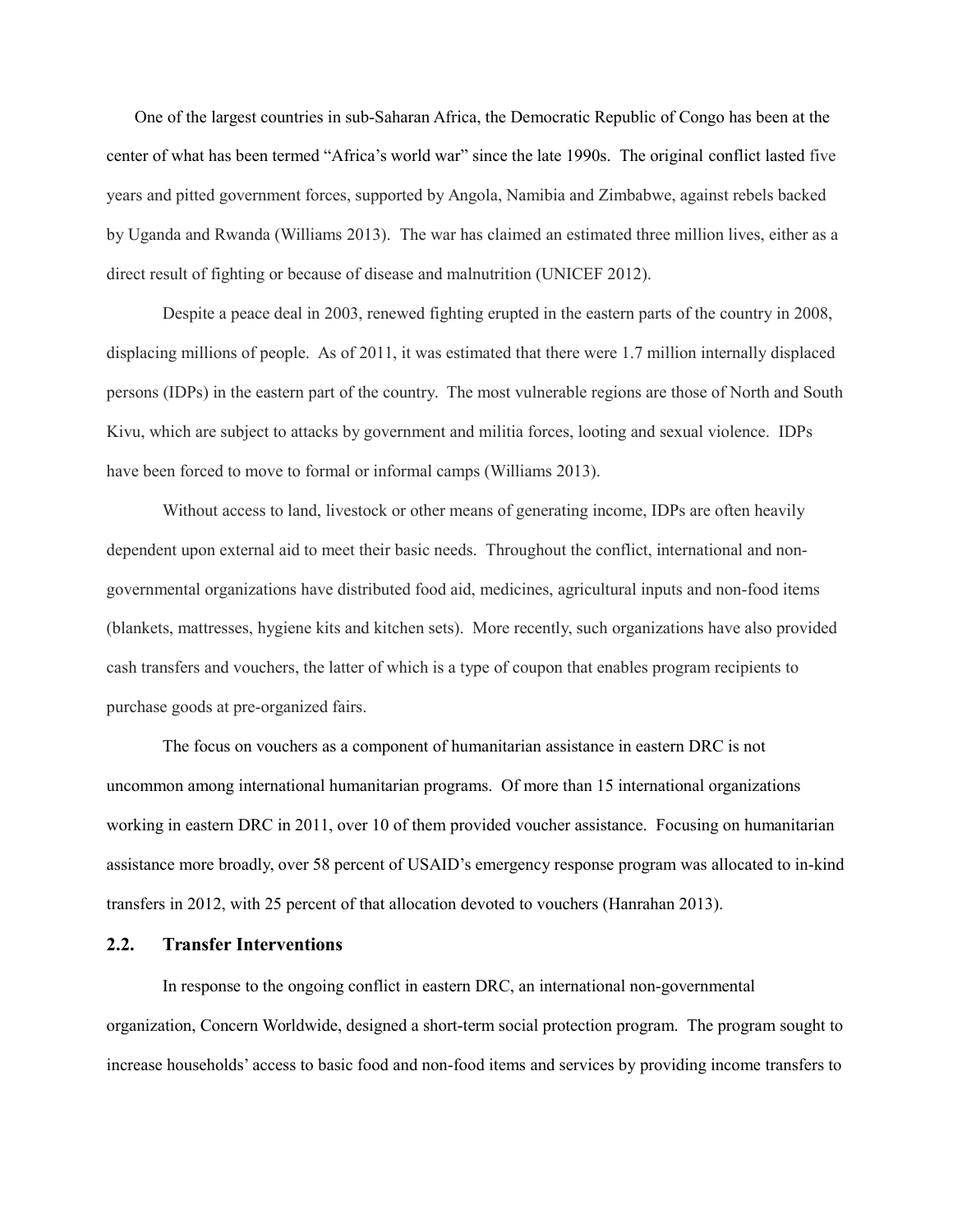One of the largest countries in sub-Saharan Africa, the Democratic Republic of Congo has been at the center of what has been termed "Africa's world war" since the late 1990s. The original conflict lasted five years and pitted government forces, supported by Angola, Namibia and Zimbabwe, against rebels backed by Uganda and Rwanda (Williams 2013). The war has claimed an estimated three million lives, either as a direct result of fighting or because of disease and malnutrition (UNICEF 2012).

Despite a peace deal in 2003, renewed fighting erupted in the eastern parts of the country in 2008, displacing millions of people. As of 2011, it was estimated that there were 1.7 million internally displaced persons (IDPs) in the eastern part of the country. The most vulnerable regions are those of North and South Kivu, which are subject to attacks by government and militia forces, looting and sexual violence. IDPs have been forced to move to formal or informal camps (Williams 2013).

Without access to land, livestock or other means of generating income, IDPs are often heavily dependent upon external aid to meet their basic needs. Throughout the conflict, international and non-governmental organizations have distributed food aid, medicines, agricultural inputs and non-food items (blankets, mattresses, hygiene kits and kitchen sets). More recently, such organizations have also provided cash transfers and vouchers, the latter of which is a type of coupon that enables program recipients to purchase goods at pre-organized fairs.

The focus on vouchers as a component of humanitarian assistance in eastern DRC is not uncommon among international humanitarian programs. Of more than 15 international organizations working in eastern DRC in 2011, over 10 of them provided voucher assistance. Focusing on humanitarian assistance more broadly, over 58 percent of USAID's emergency response program was allocated to in-kind transfers in 2012, with 25 percent of that allocation devoted to vouchers (Hanrahan 2013).

## 2.2. Transfer Interventions

In response to the ongoing conflict in eastern DRC, an international non-governmental organization, Concern Worldwide, designed a short-term social protection program. The program sought to increase households' access to basic food and non-food items and services by providing income transfers to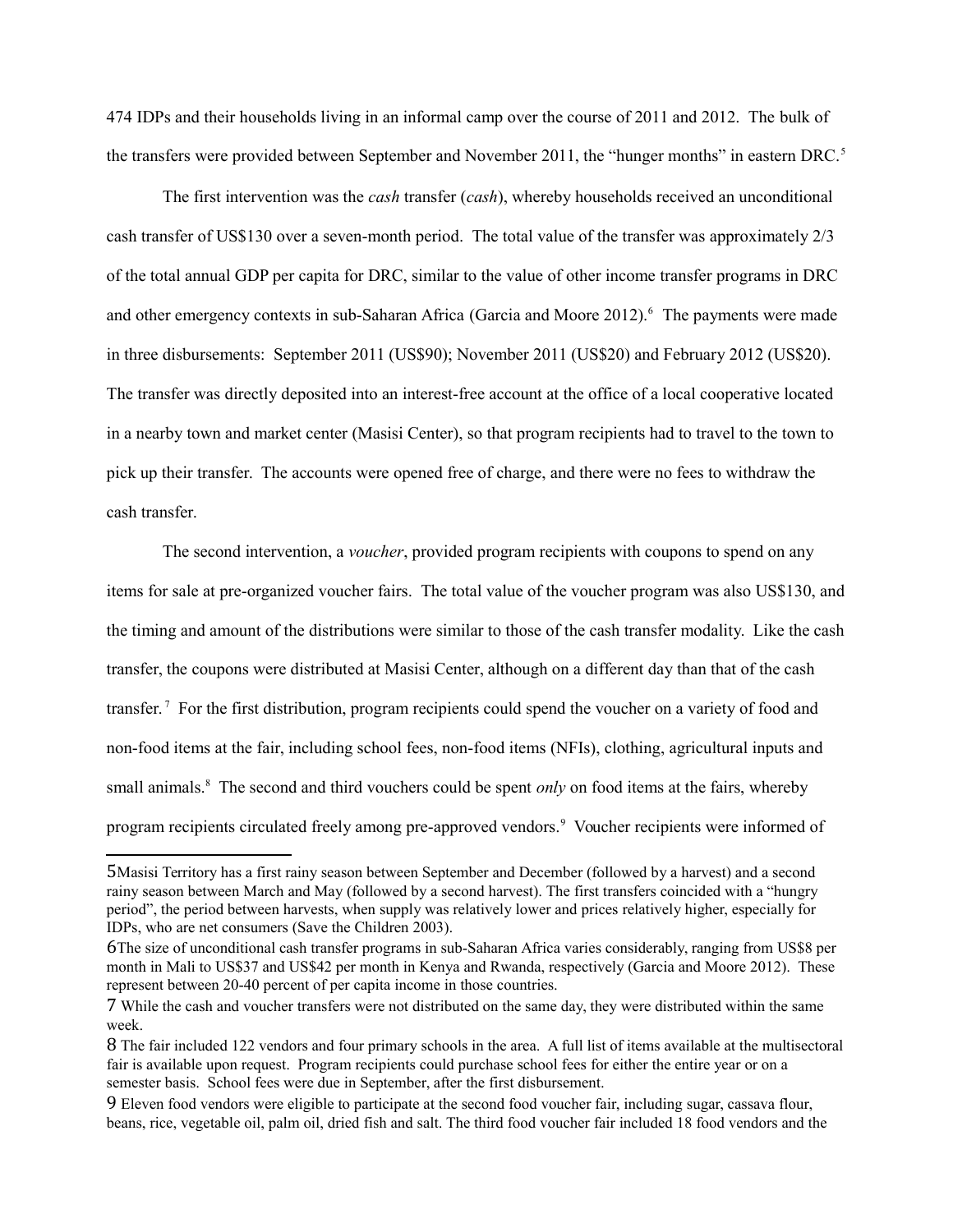474 IDPs and their households living in an informal camp over the course of 2011 and 2012. The bulk of the transfers were provided between September and November 2011, the "hunger months" in eastern DRC.[5]

The first intervention was the *cash* transfer (*cash*), whereby households received an unconditional cash transfer of US$130 over a seven-month period. The total value of the transfer was approximately 2/3 of the total annual GDP per capita for DRC, similar to the value of other income transfer programs in DRC and other emergency contexts in sub-Saharan Africa (Garcia and Moore 2012).[6] The payments were made in three disbursements: September 2011 (US$90); November 2011 (US$20) and February 2012 (US$20). The transfer was directly deposited into an interest-free account at the office of a local cooperative located in a nearby town and market center (Masisi Center), so that program recipients had to travel to the town to pick up their transfer. The accounts were opened free of charge, and there were no fees to withdraw the cash transfer.

The second intervention, a *voucher*, provided program recipients with coupons to spend on any items for sale at pre-organized voucher fairs. The total value of the voucher program was also US$130, and the timing and amount of the distributions were similar to those of the cash transfer modality. Like the cash transfer, the coupons were distributed at Masisi Center, although on a different day than that of the cash transfer.[7] For the first distribution, program recipients could spend the voucher on a variety of food and non-food items at the fair, including school fees, non-food items (NFIs), clothing, agricultural inputs and small animals.[8] The second and third vouchers could be spent *only* on food items at the fairs, whereby program recipients circulated freely among pre-approved vendors.[9] Voucher recipients were informed of

---

5 Masisi Territory has a first rainy season between September and December (followed by a harvest) and a second rainy season between March and May (followed by a second harvest). The first transfers coincided with a "hungry period", the period between harvests, when supply was relatively lower and prices relatively higher, especially for IDPs, who are net consumers (Save the Children 2003).

6 The size of unconditional cash transfer programs in sub-Saharan Africa varies considerably, ranging from US$8 per month in Mali to US$37 and US$42 per month in Kenya and Rwanda, respectively (Garcia and Moore 2012). These represent between 20-40 percent of per capita income in those countries.

7 While the cash and voucher transfers were not distributed on the same day, they were distributed within the same week.

8 The fair included 122 vendors and four primary schools in the area. A full list of items available at the multisectoral fair is available upon request. Program recipients could purchase school fees for either the entire year or on a semester basis. School fees were due in September, after the first disbursement.

9 Eleven food vendors were eligible to participate at the second food voucher fair, including sugar, cassava flour, beans, rice, vegetable oil, palm oil, dried fish and salt. The third food voucher fair included 18 food vendors and the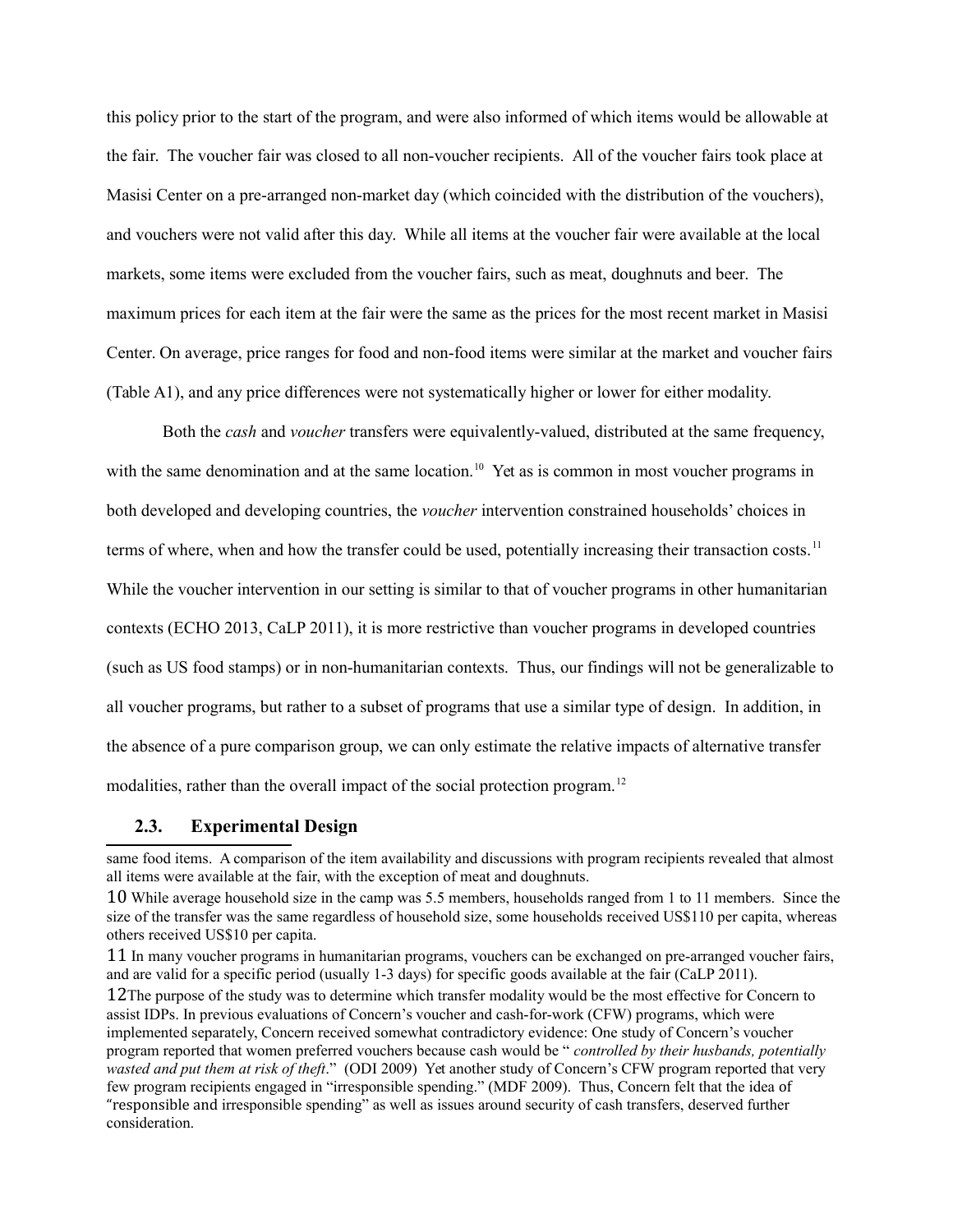this policy prior to the start of the program, and were also informed of which items would be allowable at the fair. The voucher fair was closed to all non-voucher recipients. All of the voucher fairs took place at Masisi Center on a pre-arranged non-market day (which coincided with the distribution of the vouchers), and vouchers were not valid after this day. While all items at the voucher fair were available at the local markets, some items were excluded from the voucher fairs, such as meat, doughnuts and beer. The maximum prices for each item at the fair were the same as the prices for the most recent market in Masisi Center. On average, price ranges for food and non-food items were similar at the market and voucher fairs (Table A1), and any price differences were not systematically higher or lower for either modality.

Both the *cash* and *voucher* transfers were equivalently-valued, distributed at the same frequency, with the same denomination and at the same location.[10] Yet as is common in most voucher programs in both developed and developing countries, the *voucher* intervention constrained households' choices in terms of where, when and how the transfer could be used, potentially increasing their transaction costs.[11] While the voucher intervention in our setting is similar to that of voucher programs in other humanitarian contexts (ECHO 2013, CaLP 2011), it is more restrictive than voucher programs in developed countries (such as US food stamps) or in non-humanitarian contexts. Thus, our findings will not be generalizable to all voucher programs, but rather to a subset of programs that use a similar type of design. In addition, in the absence of a pure comparison group, we can only estimate the relative impacts of alternative transfer modalities, rather than the overall impact of the social protection program.[12]

## 2.3. Experimental Design

same food items. A comparison of the item availability and discussions with program recipients revealed that almost all items were available at the fair, with the exception of meat and doughnuts.

10 While average household size in the camp was 5.5 members, households ranged from 1 to 11 members. Since the size of the transfer was the same regardless of household size, some households received US$110 per capita, whereas others received US$10 per capita.

11 In many voucher programs in humanitarian programs, vouchers can be exchanged on pre-arranged voucher fairs, and are valid for a specific period (usually 1-3 days) for specific goods available at the fair (CaLP 2011).

12 The purpose of the study was to determine which transfer modality would be the most effective for Concern to assist IDPs. In previous evaluations of Concern's voucher and cash-for-work (CFW) programs, which were implemented separately, Concern received somewhat contradictory evidence: One study of Concern's voucher program reported that women preferred vouchers because cash would be "*controlled by their husbands, potentially wasted and put them at risk of theft*." (ODI 2009) Yet another study of Concern's CFW program reported that very few program recipients engaged in "irresponsible spending." (MDF 2009). Thus, Concern felt that the idea of "responsible and irresponsible spending" as well as issues around security of cash transfers, deserved further consideration.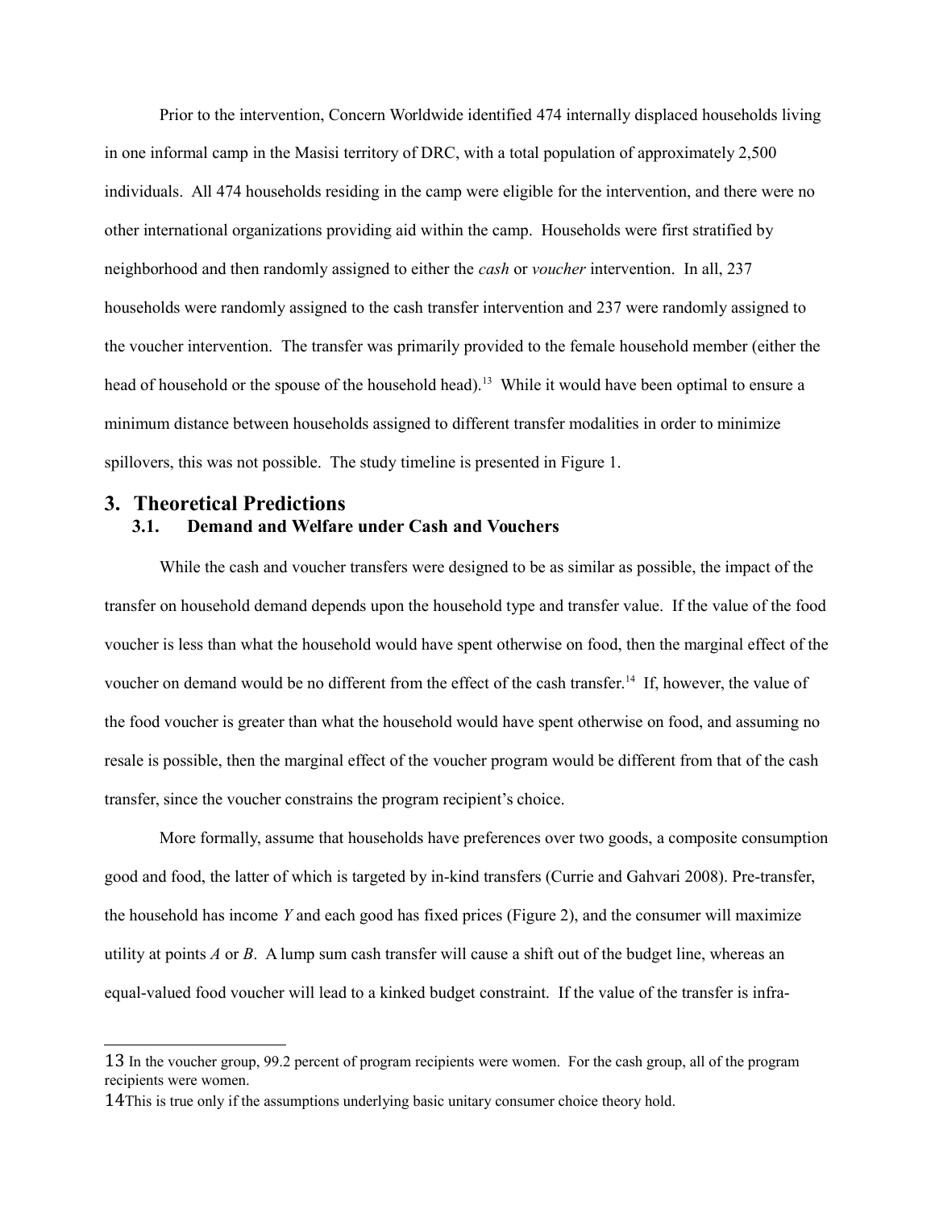Prior to the intervention, Concern Worldwide identified 474 internally displaced households living in one informal camp in the Masisi territory of DRC, with a total population of approximately 2,500 individuals. All 474 households residing in the camp were eligible for the intervention, and there were no other international organizations providing aid within the camp. Households were first stratified by neighborhood and then randomly assigned to either the *cash* or *voucher* intervention. In all, 237 households were randomly assigned to the cash transfer intervention and 237 were randomly assigned to the voucher intervention. The transfer was primarily provided to the female household member (either the head of household or the spouse of the household head).[13] While it would have been optimal to ensure a minimum distance between households assigned to different transfer modalities in order to minimize spillovers, this was not possible. The study timeline is presented in Figure 1.

# 3. Theoretical Predictions

## 3.1. Demand and Welfare under Cash and Vouchers

While the cash and voucher transfers were designed to be as similar as possible, the impact of the transfer on household demand depends upon the household type and transfer value. If the value of the food voucher is less than what the household would have spent otherwise on food, then the marginal effect of the voucher on demand would be no different from the effect of the cash transfer.[14] If, however, the value of the food voucher is greater than what the household would have spent otherwise on food, and assuming no resale is possible, then the marginal effect of the voucher program would be different from that of the cash transfer, since the voucher constrains the program recipient's choice.

More formally, assume that households have preferences over two goods, a composite consumption good and food, the latter of which is targeted by in-kind transfers (Currie and Gahvari 2008). Pre-transfer, the household has income $Y$ and each good has fixed prices (Figure 2), and the consumer will maximize utility at points $A$ or $B$. A lump sum cash transfer will cause a shift out of the budget line, whereas an equal-valued food voucher will lead to a kinked budget constraint. If the value of the transfer is infra-

---

13 In the voucher group, 99.2 percent of program recipients were women. For the cash group, all of the program recipients were women.

14 This is true only if the assumptions underlying basic unitary consumer choice theory hold.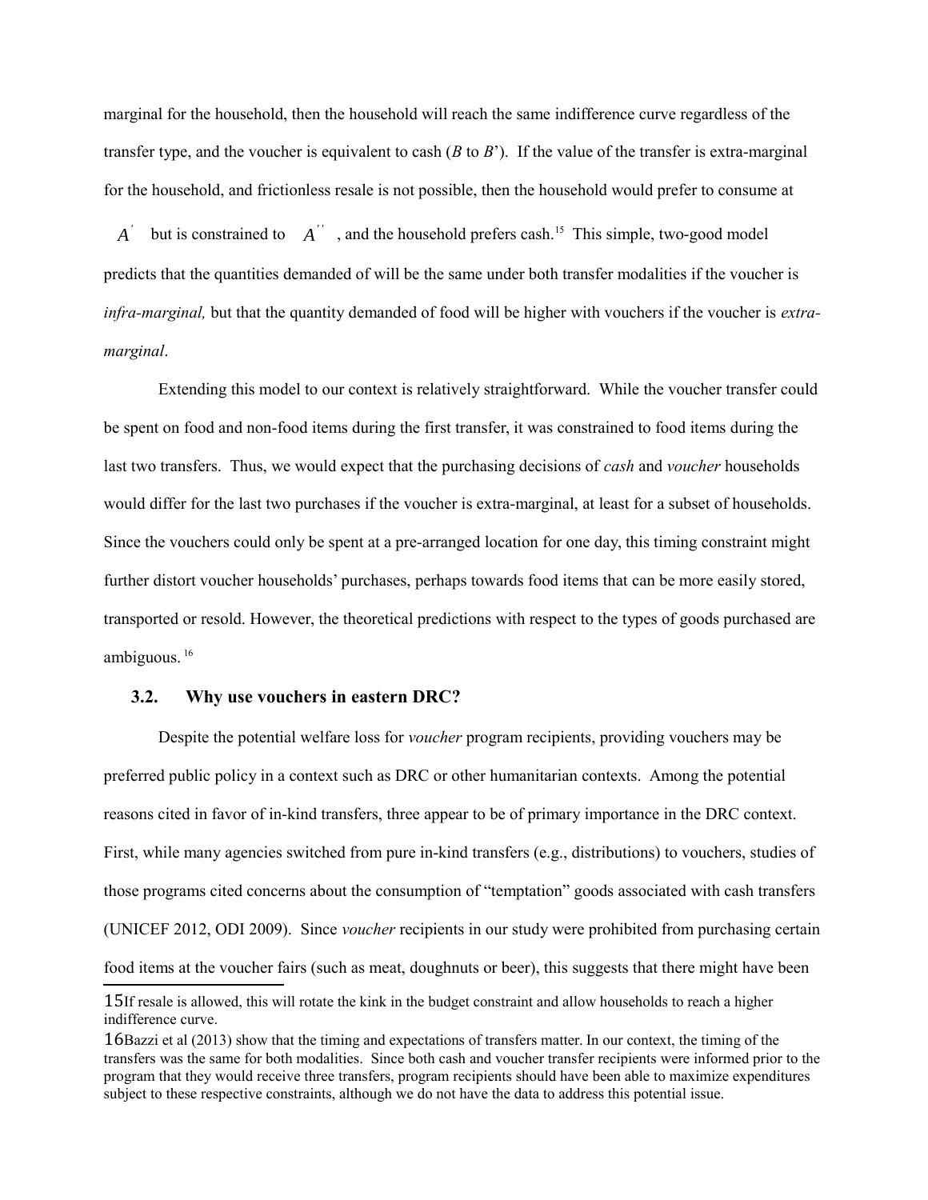marginal for the household, then the household will reach the same indifference curve regardless of the transfer type, and the voucher is equivalent to cash (*B* to *B*'). If the value of the transfer is extra-marginal for the household, and frictionless resale is not possible, then the household would prefer to consume at $A'$ but is constrained to $A''$, and the household prefers cash.[15] This simple, two-good model predicts that the quantities demanded of will be the same under both transfer modalities if the voucher is *infra-marginal,* but that the quantity demanded of food will be higher with vouchers if the voucher is *extra-marginal*.

Extending this model to our context is relatively straightforward. While the voucher transfer could be spent on food and non-food items during the first transfer, it was constrained to food items during the last two transfers. Thus, we would expect that the purchasing decisions of *cash* and *voucher* households would differ for the last two purchases if the voucher is extra-marginal, at least for a subset of households. Since the vouchers could only be spent at a pre-arranged location for one day, this timing constraint might further distort voucher households' purchases, perhaps towards food items that can be more easily stored, transported or resold. However, the theoretical predictions with respect to the types of goods purchased are ambiguous.[16]

### 3.2. Why use vouchers in eastern DRC?

Despite the potential welfare loss for *voucher* program recipients, providing vouchers may be preferred public policy in a context such as DRC or other humanitarian contexts. Among the potential reasons cited in favor of in-kind transfers, three appear to be of primary importance in the DRC context. First, while many agencies switched from pure in-kind transfers (e.g., distributions) to vouchers, studies of those programs cited concerns about the consumption of "temptation" goods associated with cash transfers (UNICEF 2012, ODI 2009). Since *voucher* recipients in our study were prohibited from purchasing certain food items at the voucher fairs (such as meat, doughnuts or beer), this suggests that there might have been

---

15 If resale is allowed, this will rotate the kink in the budget constraint and allow households to reach a higher indifference curve.

16 Bazzi et al (2013) show that the timing and expectations of transfers matter. In our context, the timing of the transfers was the same for both modalities. Since both cash and voucher transfer recipients were informed prior to the program that they would receive three transfers, program recipients should have been able to maximize expenditures subject to these respective constraints, although we do not have the data to address this potential issue.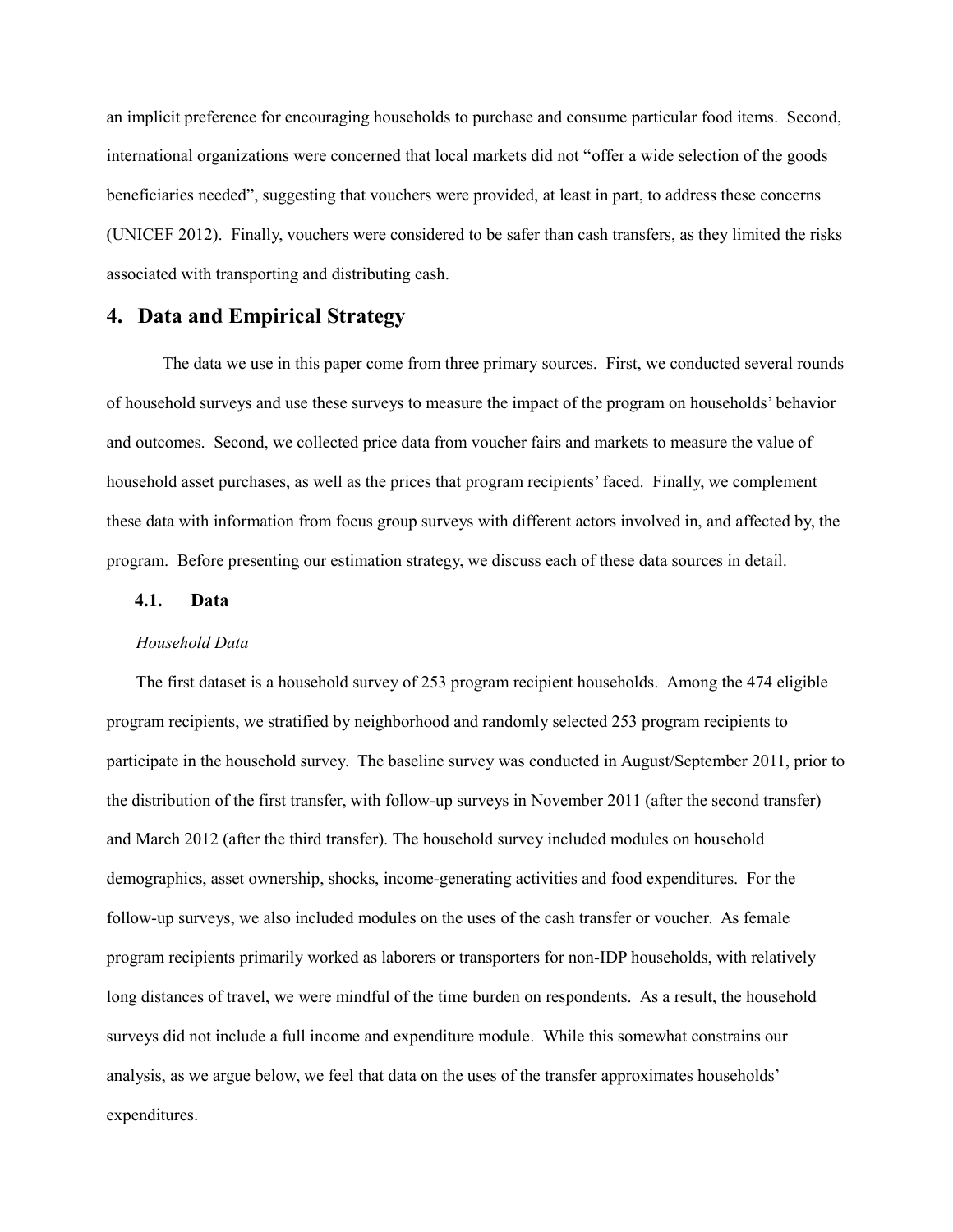an implicit preference for encouraging households to purchase and consume particular food items. Second, international organizations were concerned that local markets did not "offer a wide selection of the goods beneficiaries needed", suggesting that vouchers were provided, at least in part, to address these concerns (UNICEF 2012). Finally, vouchers were considered to be safer than cash transfers, as they limited the risks associated with transporting and distributing cash.

## 4. Data and Empirical Strategy

The data we use in this paper come from three primary sources. First, we conducted several rounds of household surveys and use these surveys to measure the impact of the program on households' behavior and outcomes. Second, we collected price data from voucher fairs and markets to measure the value of household asset purchases, as well as the prices that program recipients' faced. Finally, we complement these data with information from focus group surveys with different actors involved in, and affected by, the program. Before presenting our estimation strategy, we discuss each of these data sources in detail.

### 4.1. Data

*Household Data*

The first dataset is a household survey of 253 program recipient households. Among the 474 eligible program recipients, we stratified by neighborhood and randomly selected 253 program recipients to participate in the household survey. The baseline survey was conducted in August/September 2011, prior to the distribution of the first transfer, with follow-up surveys in November 2011 (after the second transfer) and March 2012 (after the third transfer). The household survey included modules on household demographics, asset ownership, shocks, income-generating activities and food expenditures. For the follow-up surveys, we also included modules on the uses of the cash transfer or voucher. As female program recipients primarily worked as laborers or transporters for non-IDP households, with relatively long distances of travel, we were mindful of the time burden on respondents. As a result, the household surveys did not include a full income and expenditure module. While this somewhat constrains our analysis, as we argue below, we feel that data on the uses of the transfer approximates households' expenditures.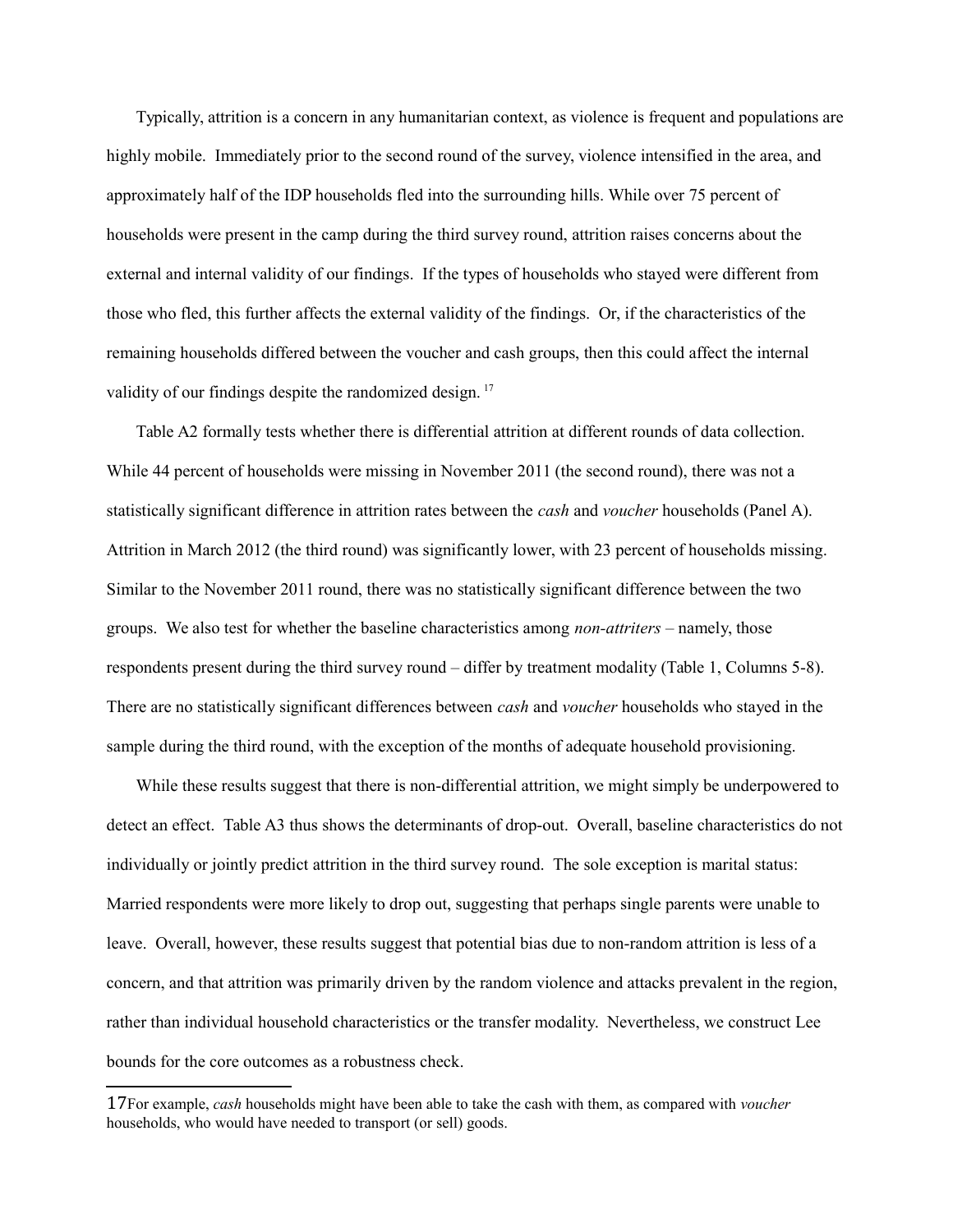Typically, attrition is a concern in any humanitarian context, as violence is frequent and populations are highly mobile. Immediately prior to the second round of the survey, violence intensified in the area, and approximately half of the IDP households fled into the surrounding hills. While over 75 percent of households were present in the camp during the third survey round, attrition raises concerns about the external and internal validity of our findings. If the types of households who stayed were different from those who fled, this further affects the external validity of the findings. Or, if the characteristics of the remaining households differed between the voucher and cash groups, then this could affect the internal validity of our findings despite the randomized design. [17]

Table A2 formally tests whether there is differential attrition at different rounds of data collection. While 44 percent of households were missing in November 2011 (the second round), there was not a statistically significant difference in attrition rates between the *cash* and *voucher* households (Panel A). Attrition in March 2012 (the third round) was significantly lower, with 23 percent of households missing. Similar to the November 2011 round, there was no statistically significant difference between the two groups. We also test for whether the baseline characteristics among *non-attriters* – namely, those respondents present during the third survey round – differ by treatment modality (Table 1, Columns 5-8). There are no statistically significant differences between *cash* and *voucher* households who stayed in the sample during the third round, with the exception of the months of adequate household provisioning.

While these results suggest that there is non-differential attrition, we might simply be underpowered to detect an effect. Table A3 thus shows the determinants of drop-out. Overall, baseline characteristics do not individually or jointly predict attrition in the third survey round. The sole exception is marital status: Married respondents were more likely to drop out, suggesting that perhaps single parents were unable to leave. Overall, however, these results suggest that potential bias due to non-random attrition is less of a concern, and that attrition was primarily driven by the random violence and attacks prevalent in the region, rather than individual household characteristics or the transfer modality. Nevertheless, we construct Lee bounds for the core outcomes as a robustness check.

---

[17] For example, *cash* households might have been able to take the cash with them, as compared with *voucher* households, who would have needed to transport (or sell) goods.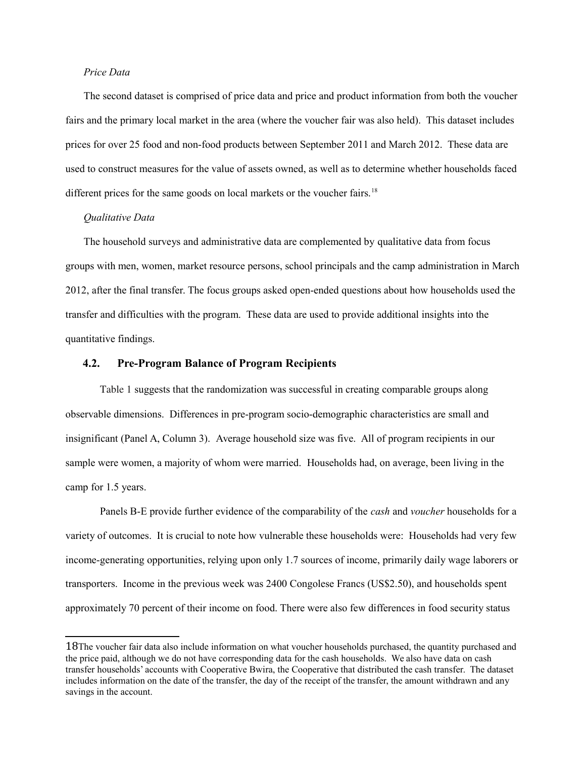*Price Data*

The second dataset is comprised of price data and price and product information from both the voucher fairs and the primary local market in the area (where the voucher fair was also held). This dataset includes prices for over 25 food and non-food products between September 2011 and March 2012. These data are used to construct measures for the value of assets owned, as well as to determine whether households faced different prices for the same goods on local markets or the voucher fairs.[18]

*Qualitative Data*

The household surveys and administrative data are complemented by qualitative data from focus groups with men, women, market resource persons, school principals and the camp administration in March 2012, after the final transfer. The focus groups asked open-ended questions about how households used the transfer and difficulties with the program. These data are used to provide additional insights into the quantitative findings.

### 4.2. Pre-Program Balance of Program Recipients

Table 1 suggests that the randomization was successful in creating comparable groups along observable dimensions. Differences in pre-program socio-demographic characteristics are small and insignificant (Panel A, Column 3). Average household size was five. All of program recipients in our sample were women, a majority of whom were married. Households had, on average, been living in the camp for 1.5 years.

Panels B-E provide further evidence of the comparability of the *cash* and *voucher* households for a variety of outcomes. It is crucial to note how vulnerable these households were: Households had very few income-generating opportunities, relying upon only 1.7 sources of income, primarily daily wage laborers or transporters. Income in the previous week was 2400 Congolese Francs (US$2.50), and households spent approximately 70 percent of their income on food. There were also few differences in food security status

---

18 The voucher fair data also include information on what voucher households purchased, the quantity purchased and the price paid, although we do not have corresponding data for the cash households. We also have data on cash transfer households' accounts with Cooperative Bwira, the Cooperative that distributed the cash transfer. The dataset includes information on the date of the transfer, the day of the receipt of the transfer, the amount withdrawn and any savings in the account.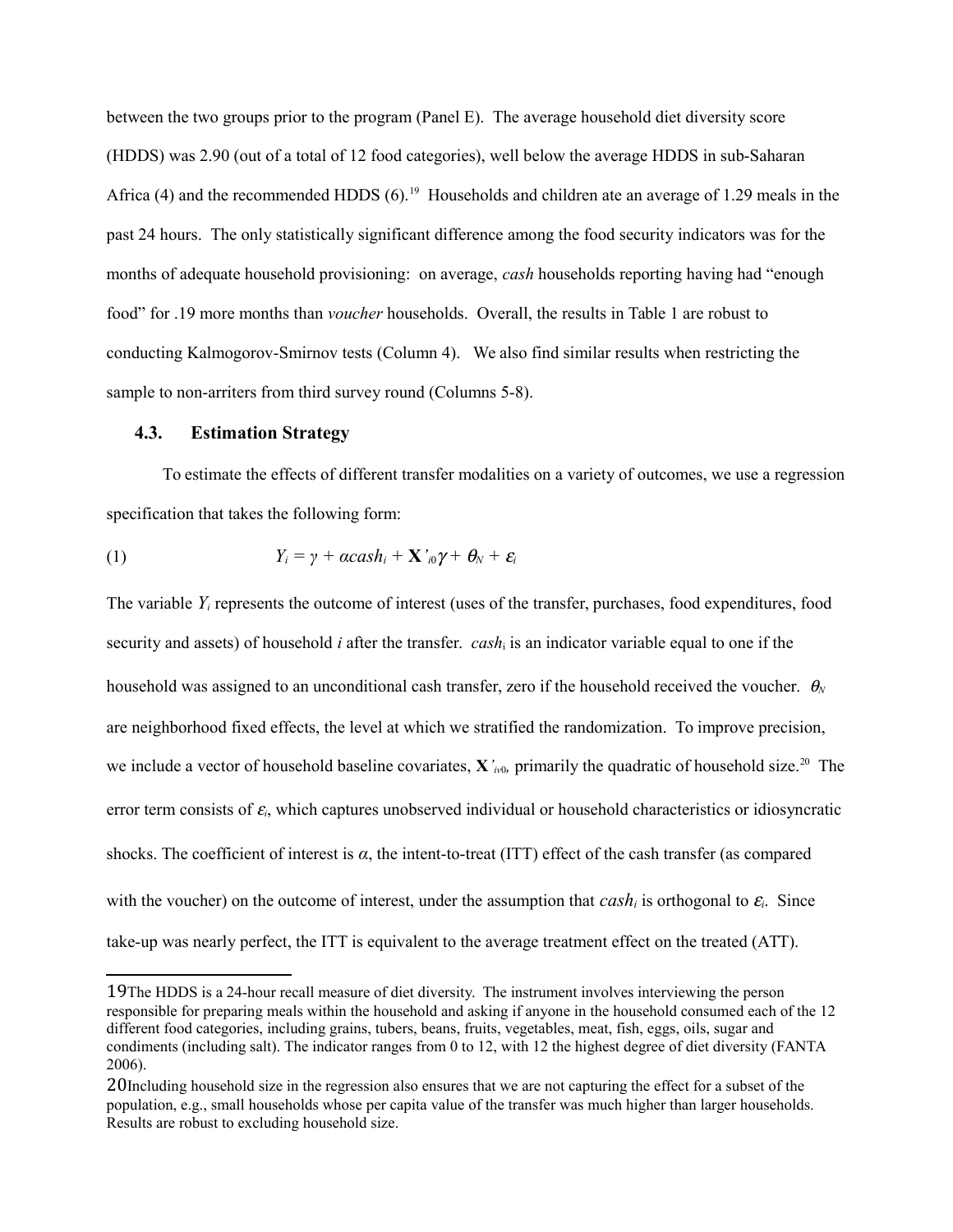between the two groups prior to the program (Panel E). The average household diet diversity score (HDDS) was 2.90 (out of a total of 12 food categories), well below the average HDDS in sub-Saharan Africa (4) and the recommended HDDS (6).[19] Households and children ate an average of 1.29 meals in the past 24 hours. The only statistically significant difference among the food security indicators was for the months of adequate household provisioning: on average, *cash* households reporting having had "enough food" for .19 more months than *voucher* households. Overall, the results in Table 1 are robust to conducting Kalmogorov-Smirnov tests (Column 4). We also find similar results when restricting the sample to non-arriters from third survey round (Columns 5-8).

### 4.3. Estimation Strategy

To estimate the effects of different transfer modalities on a variety of outcomes, we use a regression specification that takes the following form:

$$Y_i = \gamma + \alpha cash_i + \mathbf{X}'_{i0}\gamma + \theta_N + \varepsilon_i \qquad (1)$$

The variable $Y_i$ represents the outcome of interest (uses of the transfer, purchases, food expenditures, food security and assets) of household $i$ after the transfer. $cash_i$ is an indicator variable equal to one if the household was assigned to an unconditional cash transfer, zero if the household received the voucher. $\theta_N$ are neighborhood fixed effects, the level at which we stratified the randomization. To improve precision, we include a vector of household baseline covariates, $\mathbf{X}'_{iv0}$, primarily the quadratic of household size.[20] The error term consists of $\varepsilon_i$, which captures unobserved individual or household characteristics or idiosyncratic shocks. The coefficient of interest is $\alpha$, the intent-to-treat (ITT) effect of the cash transfer (as compared with the voucher) on the outcome of interest, under the assumption that $cash_i$ is orthogonal to $\varepsilon_i$. Since take-up was nearly perfect, the ITT is equivalent to the average treatment effect on the treated (ATT).

---

19 The HDDS is a 24-hour recall measure of diet diversity. The instrument involves interviewing the person responsible for preparing meals within the household and asking if anyone in the household consumed each of the 12 different food categories, including grains, tubers, beans, fruits, vegetables, meat, fish, eggs, oils, sugar and condiments (including salt). The indicator ranges from 0 to 12, with 12 the highest degree of diet diversity (FANTA 2006).

20 Including household size in the regression also ensures that we are not capturing the effect for a subset of the population, e.g., small households whose per capita value of the transfer was much higher than larger households. Results are robust to excluding household size.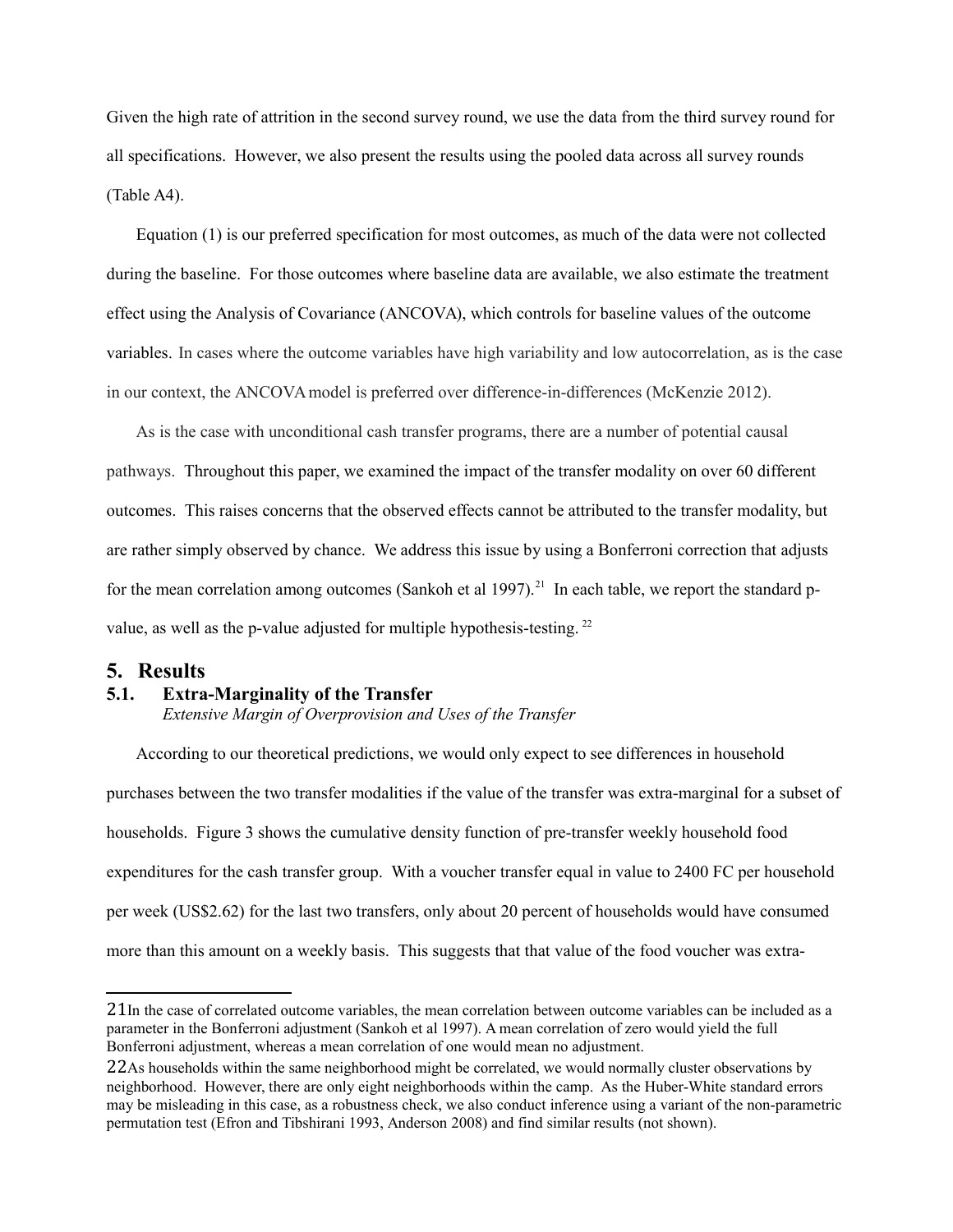Given the high rate of attrition in the second survey round, we use the data from the third survey round for all specifications. However, we also present the results using the pooled data across all survey rounds (Table A4).

Equation (1) is our preferred specification for most outcomes, as much of the data were not collected during the baseline. For those outcomes where baseline data are available, we also estimate the treatment effect using the Analysis of Covariance (ANCOVA), which controls for baseline values of the outcome variables. In cases where the outcome variables have high variability and low autocorrelation, as is the case in our context, the ANCOVA model is preferred over difference-in-differences (McKenzie 2012).

As is the case with unconditional cash transfer programs, there are a number of potential causal pathways. Throughout this paper, we examined the impact of the transfer modality on over 60 different outcomes. This raises concerns that the observed effects cannot be attributed to the transfer modality, but are rather simply observed by chance. We address this issue by using a Bonferroni correction that adjusts for the mean correlation among outcomes (Sankoh et al 1997).[21] In each table, we report the standard p-value, as well as the p-value adjusted for multiple hypothesis-testing.[22]

## 5. Results

### 5.1. Extra-Marginality of the Transfer

*Extensive Margin of Overprovision and Uses of the Transfer*

According to our theoretical predictions, we would only expect to see differences in household purchases between the two transfer modalities if the value of the transfer was extra-marginal for a subset of households. Figure 3 shows the cumulative density function of pre-transfer weekly household food expenditures for the cash transfer group. With a voucher transfer equal in value to 2400 FC per household per week (US$2.62) for the last two transfers, only about 20 percent of households would have consumed more than this amount on a weekly basis. This suggests that that value of the food voucher was extra-

---

[21] In the case of correlated outcome variables, the mean correlation between outcome variables can be included as a parameter in the Bonferroni adjustment (Sankoh et al 1997). A mean correlation of zero would yield the full Bonferroni adjustment, whereas a mean correlation of one would mean no adjustment.

[22] As households within the same neighborhood might be correlated, we would normally cluster observations by neighborhood. However, there are only eight neighborhoods within the camp. As the Huber-White standard errors may be misleading in this case, as a robustness check, we also conduct inference using a variant of the non-parametric permutation test (Efron and Tibshirani 1993, Anderson 2008) and find similar results (not shown).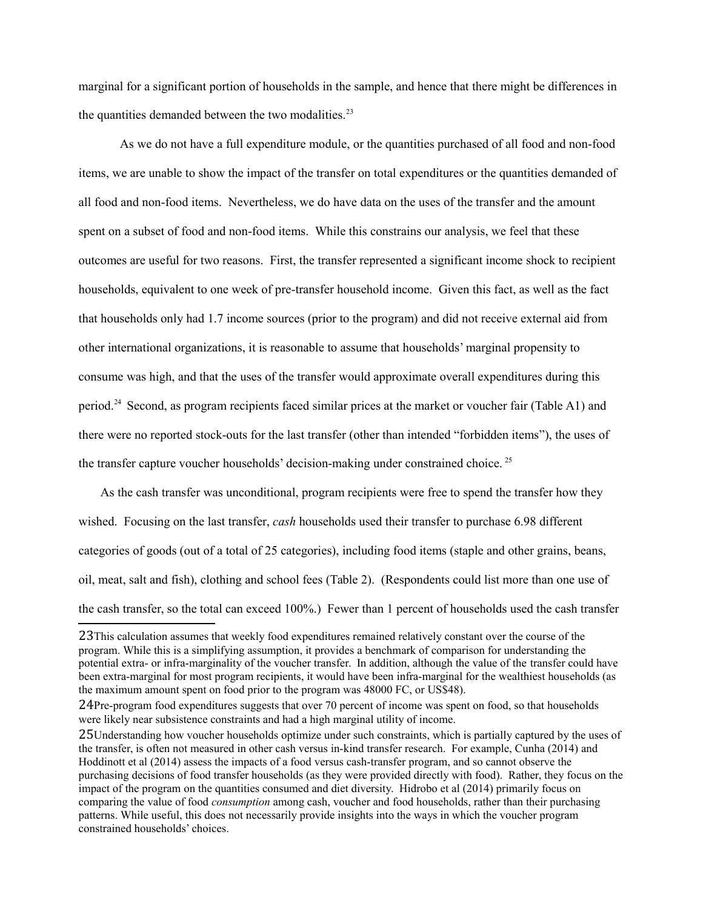marginal for a significant portion of households in the sample, and hence that there might be differences in the quantities demanded between the two modalities.[23]

As we do not have a full expenditure module, or the quantities purchased of all food and non-food items, we are unable to show the impact of the transfer on total expenditures or the quantities demanded of all food and non-food items. Nevertheless, we do have data on the uses of the transfer and the amount spent on a subset of food and non-food items. While this constrains our analysis, we feel that these outcomes are useful for two reasons. First, the transfer represented a significant income shock to recipient households, equivalent to one week of pre-transfer household income. Given this fact, as well as the fact that households only had 1.7 income sources (prior to the program) and did not receive external aid from other international organizations, it is reasonable to assume that households' marginal propensity to consume was high, and that the uses of the transfer would approximate overall expenditures during this period.[24] Second, as program recipients faced similar prices at the market or voucher fair (Table A1) and there were no reported stock-outs for the last transfer (other than intended "forbidden items"), the uses of the transfer capture voucher households' decision-making under constrained choice.[25]

As the cash transfer was unconditional, program recipients were free to spend the transfer how they wished. Focusing on the last transfer, *cash* households used their transfer to purchase 6.98 different categories of goods (out of a total of 25 categories), including food items (staple and other grains, beans, oil, meat, salt and fish), clothing and school fees (Table 2). (Respondents could list more than one use of the cash transfer, so the total can exceed 100%.) Fewer than 1 percent of households used the cash transfer

---

[23] This calculation assumes that weekly food expenditures remained relatively constant over the course of the program. While this is a simplifying assumption, it provides a benchmark of comparison for understanding the potential extra- or infra-marginality of the voucher transfer. In addition, although the value of the transfer could have been extra-marginal for most program recipients, it would have been infra-marginal for the wealthiest households (as the maximum amount spent on food prior to the program was 48000 FC, or US$48).

[24] Pre-program food expenditures suggests that over 70 percent of income was spent on food, so that households were likely near subsistence constraints and had a high marginal utility of income.

[25] Understanding how voucher households optimize under such constraints, which is partially captured by the uses of the transfer, is often not measured in other cash versus in-kind transfer research. For example, Cunha (2014) and Hoddinott et al (2014) assess the impacts of a food versus cash-transfer program, and so cannot observe the purchasing decisions of food transfer households (as they were provided directly with food). Rather, they focus on the impact of the program on the quantities consumed and diet diversity. Hidrobo et al (2014) primarily focus on comparing the value of food *consumption* among cash, voucher and food households, rather than their purchasing patterns. While useful, this does not necessarily provide insights into the ways in which the voucher program constrained households' choices.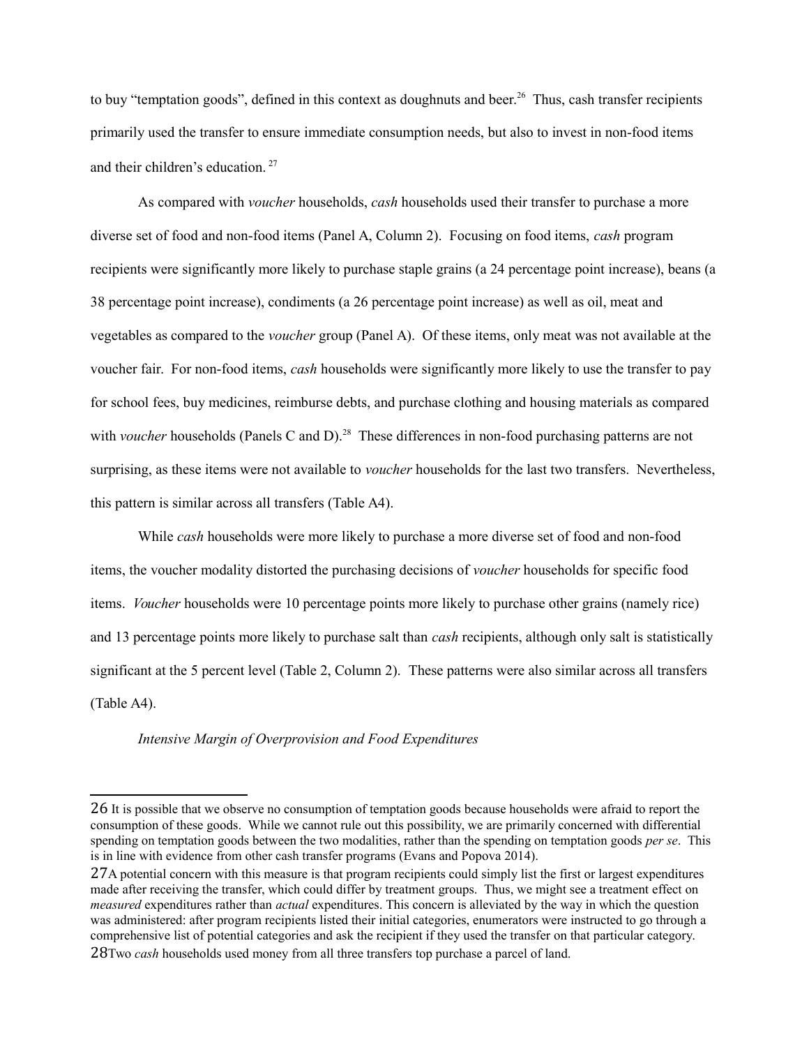to buy "temptation goods", defined in this context as doughnuts and beer.[26] Thus, cash transfer recipients primarily used the transfer to ensure immediate consumption needs, but also to invest in non-food items and their children's education.[27]

As compared with *voucher* households, *cash* households used their transfer to purchase a more diverse set of food and non-food items (Panel A, Column 2). Focusing on food items, *cash* program recipients were significantly more likely to purchase staple grains (a 24 percentage point increase), beans (a 38 percentage point increase), condiments (a 26 percentage point increase) as well as oil, meat and vegetables as compared to the *voucher* group (Panel A). Of these items, only meat was not available at the voucher fair. For non-food items, *cash* households were significantly more likely to use the transfer to pay for school fees, buy medicines, reimburse debts, and purchase clothing and housing materials as compared with *voucher* households (Panels C and D).[28] These differences in non-food purchasing patterns are not surprising, as these items were not available to *voucher* households for the last two transfers. Nevertheless, this pattern is similar across all transfers (Table A4).

While *cash* households were more likely to purchase a more diverse set of food and non-food items, the voucher modality distorted the purchasing decisions of *voucher* households for specific food items. *Voucher* households were 10 percentage points more likely to purchase other grains (namely rice) and 13 percentage points more likely to purchase salt than *cash* recipients, although only salt is statistically significant at the 5 percent level (Table 2, Column 2). These patterns were also similar across all transfers (Table A4).

*Intensive Margin of Overprovision and Food Expenditures*

---

26 It is possible that we observe no consumption of temptation goods because households were afraid to report the consumption of these goods. While we cannot rule out this possibility, we are primarily concerned with differential spending on temptation goods between the two modalities, rather than the spending on temptation goods *per se*. This is in line with evidence from other cash transfer programs (Evans and Popova 2014).

27 A potential concern with this measure is that program recipients could simply list the first or largest expenditures made after receiving the transfer, which could differ by treatment groups. Thus, we might see a treatment effect on *measured* expenditures rather than *actual* expenditures. This concern is alleviated by the way in which the question was administered: after program recipients listed their initial categories, enumerators were instructed to go through a comprehensive list of potential categories and ask the recipient if they used the transfer on that particular category.

28 Two *cash* households used money from all three transfers top purchase a parcel of land.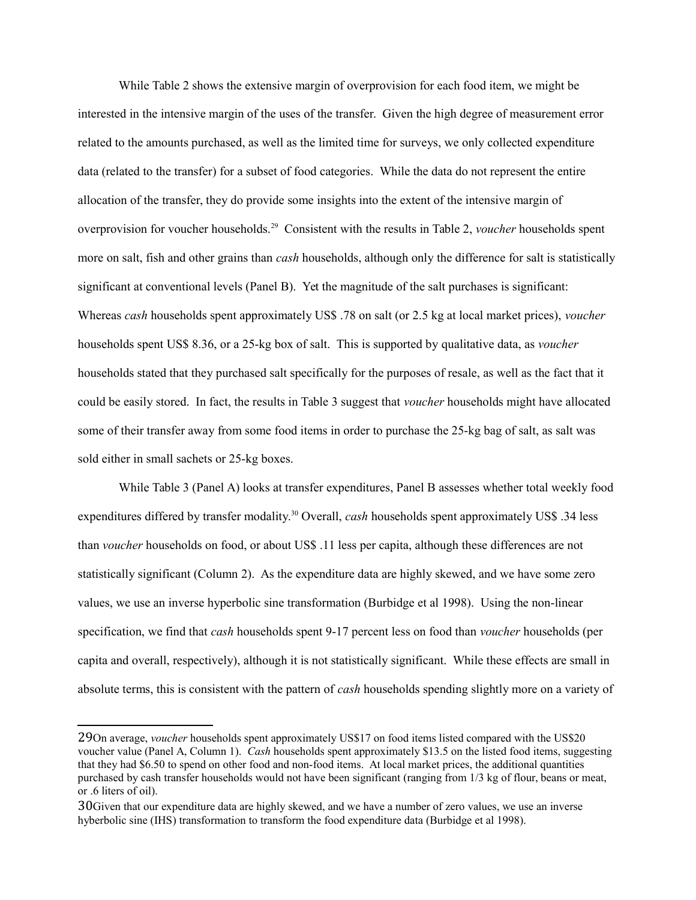While Table 2 shows the extensive margin of overprovision for each food item, we might be interested in the intensive margin of the uses of the transfer. Given the high degree of measurement error related to the amounts purchased, as well as the limited time for surveys, we only collected expenditure data (related to the transfer) for a subset of food categories. While the data do not represent the entire allocation of the transfer, they do provide some insights into the extent of the intensive margin of overprovision for voucher households.[29] Consistent with the results in Table 2, *voucher* households spent more on salt, fish and other grains than *cash* households, although only the difference for salt is statistically significant at conventional levels (Panel B). Yet the magnitude of the salt purchases is significant: Whereas *cash* households spent approximately US$ .78 on salt (or 2.5 kg at local market prices), *voucher* households spent US$ 8.36, or a 25-kg box of salt. This is supported by qualitative data, as *voucher* households stated that they purchased salt specifically for the purposes of resale, as well as the fact that it could be easily stored. In fact, the results in Table 3 suggest that *voucher* households might have allocated some of their transfer away from some food items in order to purchase the 25-kg bag of salt, as salt was sold either in small sachets or 25-kg boxes.

While Table 3 (Panel A) looks at transfer expenditures, Panel B assesses whether total weekly food expenditures differed by transfer modality.[30] Overall, *cash* households spent approximately US$ .34 less than *voucher* households on food, or about US$ .11 less per capita, although these differences are not statistically significant (Column 2). As the expenditure data are highly skewed, and we have some zero values, we use an inverse hyperbolic sine transformation (Burbidge et al 1998). Using the non-linear specification, we find that *cash* households spent 9-17 percent less on food than *voucher* households (per capita and overall, respectively), although it is not statistically significant. While these effects are small in absolute terms, this is consistent with the pattern of *cash* households spending slightly more on a variety of

---

[29] On average, *voucher* households spent approximately US$17 on food items listed compared with the US$20 voucher value (Panel A, Column 1). *Cash* households spent approximately $13.5 on the listed food items, suggesting that they had $6.50 to spend on other food and non-food items. At local market prices, the additional quantities purchased by cash transfer households would not have been significant (ranging from 1/3 kg of flour, beans or meat, or .6 liters of oil).

[30] Given that our expenditure data are highly skewed, and we have a number of zero values, we use an inverse hyberbolic sine (IHS) transformation to transform the food expenditure data (Burbidge et al 1998).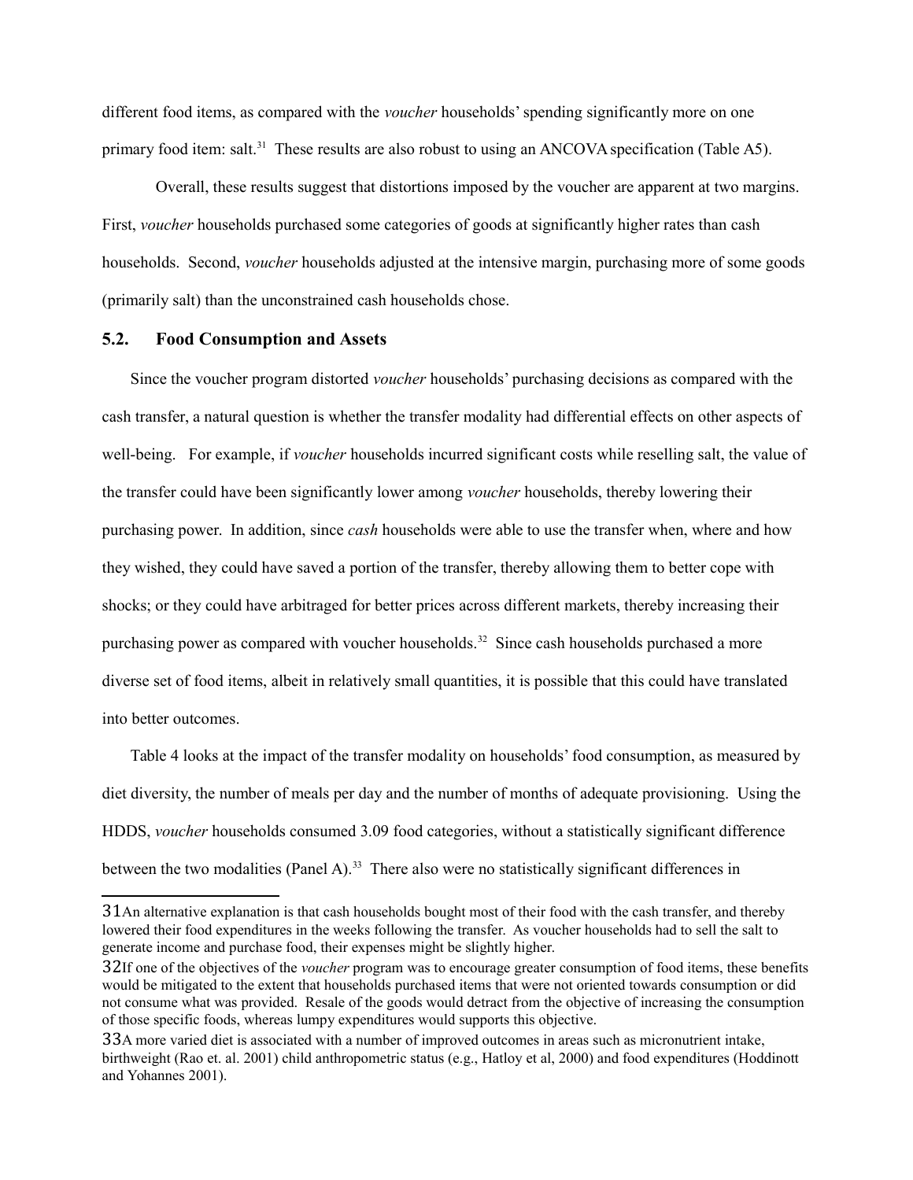different food items, as compared with the *voucher* households' spending significantly more on one primary food item: salt.[31] These results are also robust to using an ANCOVA specification (Table A5).

Overall, these results suggest that distortions imposed by the voucher are apparent at two margins. First, *voucher* households purchased some categories of goods at significantly higher rates than cash households. Second, *voucher* households adjusted at the intensive margin, purchasing more of some goods (primarily salt) than the unconstrained cash households chose.

### 5.2. Food Consumption and Assets

Since the voucher program distorted *voucher* households' purchasing decisions as compared with the cash transfer, a natural question is whether the transfer modality had differential effects on other aspects of well-being. For example, if *voucher* households incurred significant costs while reselling salt, the value of the transfer could have been significantly lower among *voucher* households, thereby lowering their purchasing power. In addition, since *cash* households were able to use the transfer when, where and how they wished, they could have saved a portion of the transfer, thereby allowing them to better cope with shocks; or they could have arbitraged for better prices across different markets, thereby increasing their purchasing power as compared with voucher households.[32] Since cash households purchased a more diverse set of food items, albeit in relatively small quantities, it is possible that this could have translated into better outcomes.

Table 4 looks at the impact of the transfer modality on households' food consumption, as measured by diet diversity, the number of meals per day and the number of months of adequate provisioning. Using the HDDS, *voucher* households consumed 3.09 food categories, without a statistically significant difference between the two modalities (Panel A).[33] There also were no statistically significant differences in

---

[31] An alternative explanation is that cash households bought most of their food with the cash transfer, and thereby lowered their food expenditures in the weeks following the transfer. As voucher households had to sell the salt to generate income and purchase food, their expenses might be slightly higher.

[32] If one of the objectives of the *voucher* program was to encourage greater consumption of food items, these benefits would be mitigated to the extent that households purchased items that were not oriented towards consumption or did not consume what was provided. Resale of the goods would detract from the objective of increasing the consumption of those specific foods, whereas lumpy expenditures would supports this objective.

[33] A more varied diet is associated with a number of improved outcomes in areas such as micronutrient intake, birthweight (Rao et. al. 2001) child anthropometric status (e.g., Hatloy et al, 2000) and food expenditures (Hoddinott and Yohannes 2001).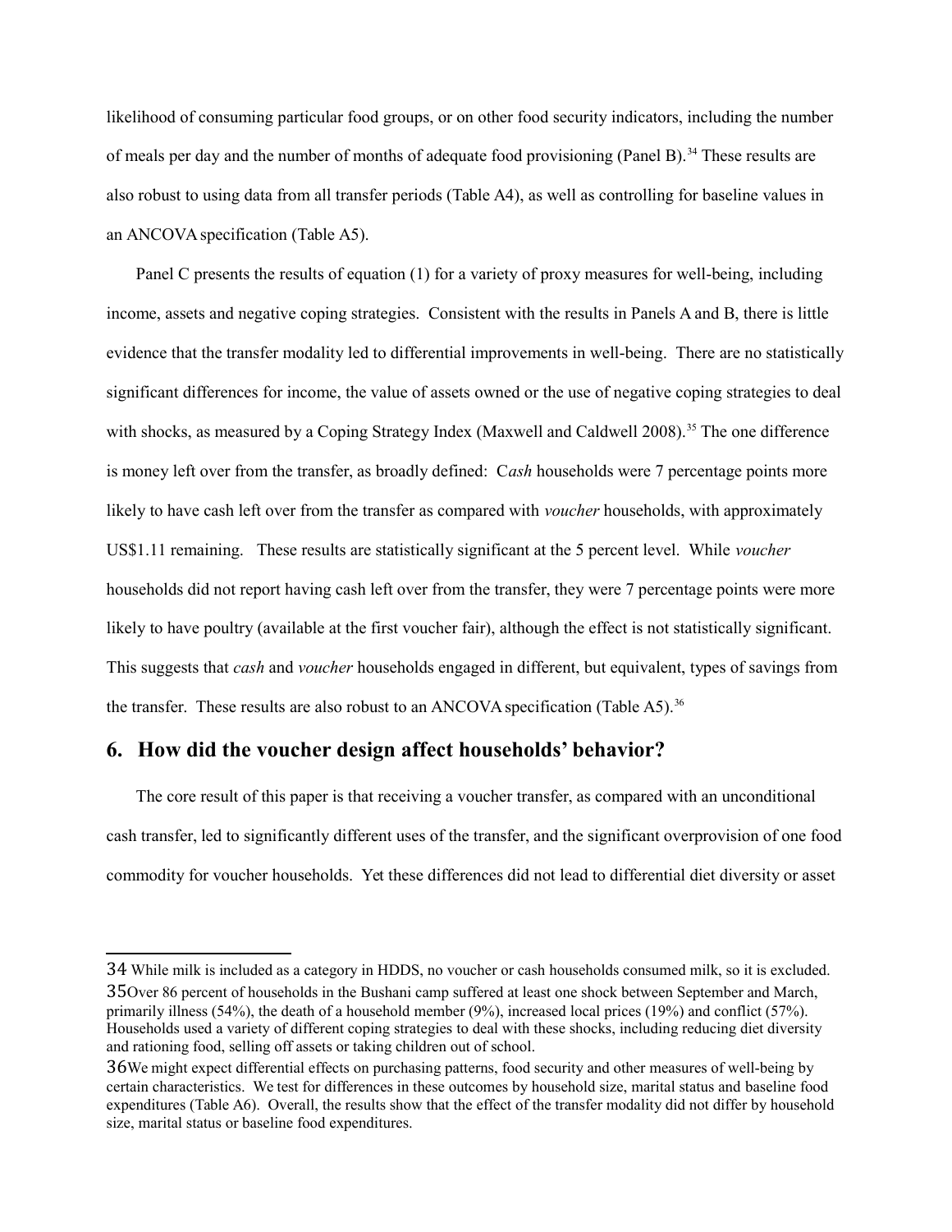likelihood of consuming particular food groups, or on other food security indicators, including the number of meals per day and the number of months of adequate food provisioning (Panel B).[34] These results are also robust to using data from all transfer periods (Table A4), as well as controlling for baseline values in an ANCOVA specification (Table A5).

Panel C presents the results of equation (1) for a variety of proxy measures for well-being, including income, assets and negative coping strategies. Consistent with the results in Panels A and B, there is little evidence that the transfer modality led to differential improvements in well-being. There are no statistically significant differences for income, the value of assets owned or the use of negative coping strategies to deal with shocks, as measured by a Coping Strategy Index (Maxwell and Caldwell 2008).[35] The one difference is money left over from the transfer, as broadly defined: C*ash* households were 7 percentage points more likely to have cash left over from the transfer as compared with *voucher* households, with approximately US$1.11 remaining. These results are statistically significant at the 5 percent level. While *voucher* households did not report having cash left over from the transfer, they were 7 percentage points were more likely to have poultry (available at the first voucher fair), although the effect is not statistically significant. This suggests that *cash* and *voucher* households engaged in different, but equivalent, types of savings from the transfer. These results are also robust to an ANCOVA specification (Table A5).[36]

## 6. How did the voucher design affect households' behavior?

The core result of this paper is that receiving a voucher transfer, as compared with an unconditional cash transfer, led to significantly different uses of the transfer, and the significant overprovision of one food commodity for voucher households. Yet these differences did not lead to differential diet diversity or asset

---

[34] While milk is included as a category in HDDS, no voucher or cash households consumed milk, so it is excluded.

[35] Over 86 percent of households in the Bushani camp suffered at least one shock between September and March, primarily illness (54%), the death of a household member (9%), increased local prices (19%) and conflict (57%). Households used a variety of different coping strategies to deal with these shocks, including reducing diet diversity and rationing food, selling off assets or taking children out of school.

[36] We might expect differential effects on purchasing patterns, food security and other measures of well-being by certain characteristics. We test for differences in these outcomes by household size, marital status and baseline food expenditures (Table A6). Overall, the results show that the effect of the transfer modality did not differ by household size, marital status or baseline food expenditures.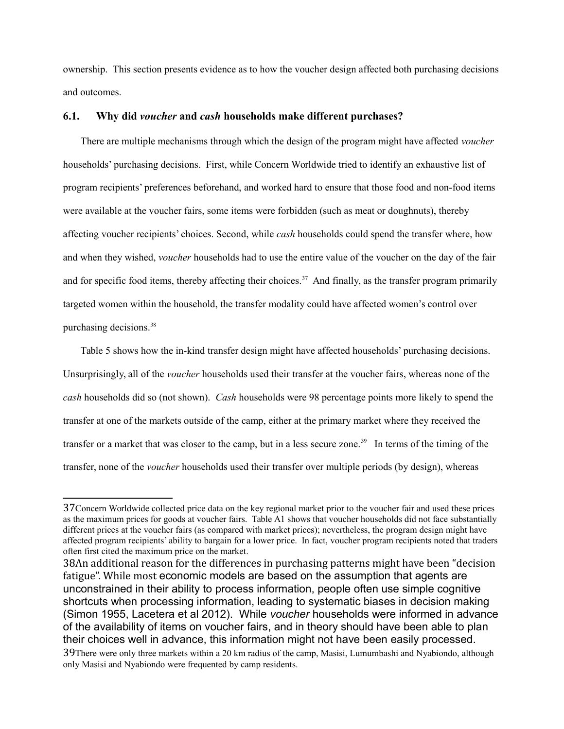ownership. This section presents evidence as to how the voucher design affected both purchasing decisions and outcomes.

### 6.1. Why did *voucher* and *cash* households make different purchases?

There are multiple mechanisms through which the design of the program might have affected *voucher* households' purchasing decisions. First, while Concern Worldwide tried to identify an exhaustive list of program recipients' preferences beforehand, and worked hard to ensure that those food and non-food items were available at the voucher fairs, some items were forbidden (such as meat or doughnuts), thereby affecting voucher recipients' choices. Second, while *cash* households could spend the transfer where, how and when they wished, *voucher* households had to use the entire value of the voucher on the day of the fair and for specific food items, thereby affecting their choices.[37] And finally, as the transfer program primarily targeted women within the household, the transfer modality could have affected women's control over purchasing decisions.[38]

Table 5 shows how the in-kind transfer design might have affected households' purchasing decisions. Unsurprisingly, all of the *voucher* households used their transfer at the voucher fairs, whereas none of the *cash* households did so (not shown). *Cash* households were 98 percentage points more likely to spend the transfer at one of the markets outside of the camp, either at the primary market where they received the transfer or a market that was closer to the camp, but in a less secure zone.[39] In terms of the timing of the transfer, none of the *voucher* households used their transfer over multiple periods (by design), whereas

---

37Concern Worldwide collected price data on the key regional market prior to the voucher fair and used these prices as the maximum prices for goods at voucher fairs. Table A1 shows that voucher households did not face substantially different prices at the voucher fairs (as compared with market prices); nevertheless, the program design might have affected program recipients' ability to bargain for a lower price. In fact, voucher program recipients noted that traders often first cited the maximum price on the market.

38An additional reason for the differences in purchasing patterns might have been "decision fatigue". While most economic models are based on the assumption that agents are unconstrained in their ability to process information, people often use simple cognitive shortcuts when processing information, leading to systematic biases in decision making (Simon 1955, Lacetera et al 2012). While *voucher* households were informed in advance of the availability of items on voucher fairs, and in theory should have been able to plan their choices well in advance, this information might not have been easily processed.

39There were only three markets within a 20 km radius of the camp, Masisi, Lumumbashi and Nyabiondo, although only Masisi and Nyabiondo were frequented by camp residents.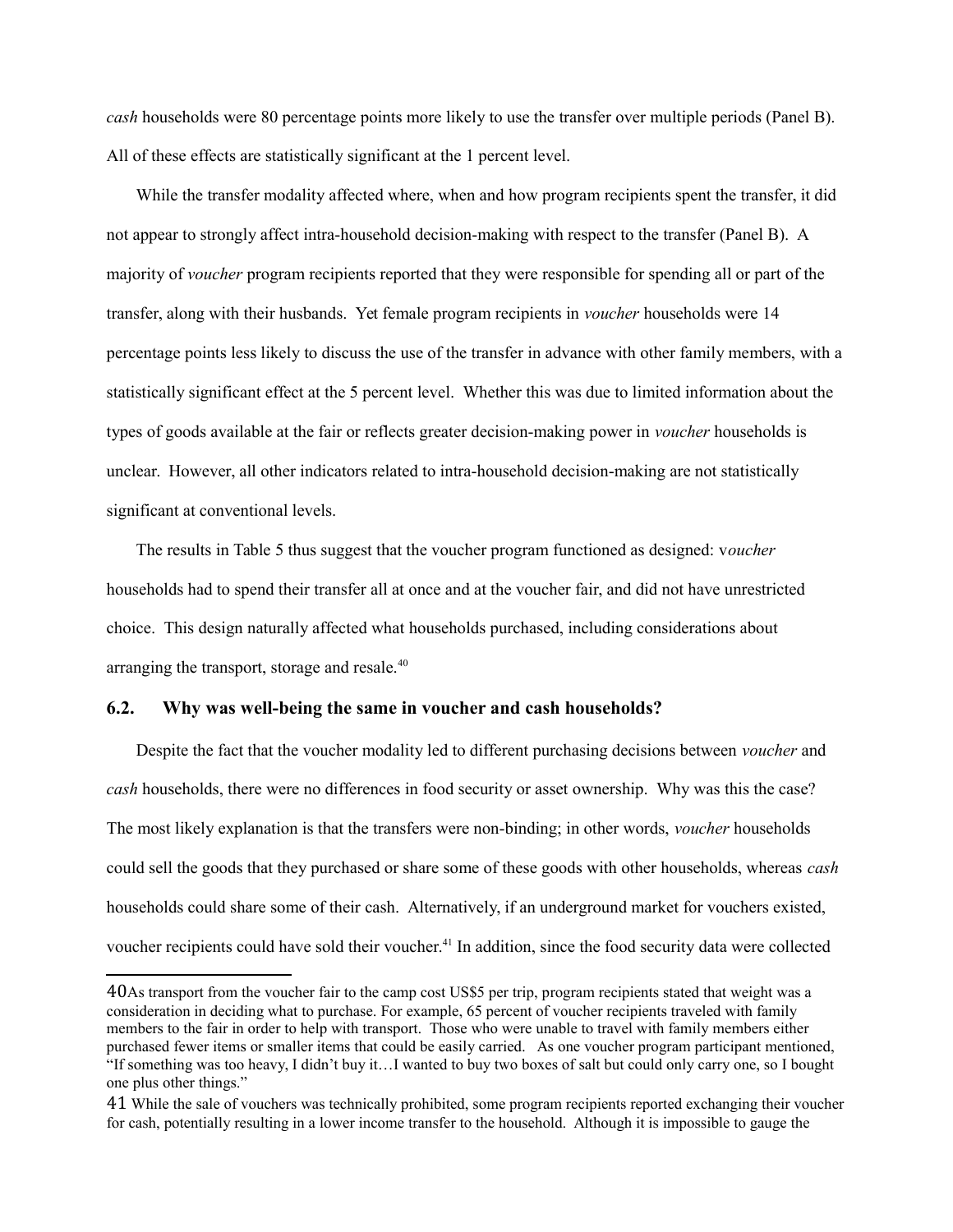*cash* households were 80 percentage points more likely to use the transfer over multiple periods (Panel B). All of these effects are statistically significant at the 1 percent level.

While the transfer modality affected where, when and how program recipients spent the transfer, it did not appear to strongly affect intra-household decision-making with respect to the transfer (Panel B). A majority of *voucher* program recipients reported that they were responsible for spending all or part of the transfer, along with their husbands. Yet female program recipients in *voucher* households were 14 percentage points less likely to discuss the use of the transfer in advance with other family members, with a statistically significant effect at the 5 percent level. Whether this was due to limited information about the types of goods available at the fair or reflects greater decision-making power in *voucher* households is unclear. However, all other indicators related to intra-household decision-making are not statistically significant at conventional levels.

The results in Table 5 thus suggest that the voucher program functioned as designed: v*oucher* households had to spend their transfer all at once and at the voucher fair, and did not have unrestricted choice. This design naturally affected what households purchased, including considerations about arranging the transport, storage and resale.[40]

### 6.2. Why was well-being the same in voucher and cash households?

Despite the fact that the voucher modality led to different purchasing decisions between *voucher* and *cash* households, there were no differences in food security or asset ownership. Why was this the case? The most likely explanation is that the transfers were non-binding; in other words, *voucher* households could sell the goods that they purchased or share some of these goods with other households, whereas *cash* households could share some of their cash. Alternatively, if an underground market for vouchers existed, voucher recipients could have sold their voucher.[41] In addition, since the food security data were collected

---

40 As transport from the voucher fair to the camp cost US$5 per trip, program recipients stated that weight was a consideration in deciding what to purchase. For example, 65 percent of voucher recipients traveled with family members to the fair in order to help with transport. Those who were unable to travel with family members either purchased fewer items or smaller items that could be easily carried. As one voucher program participant mentioned, "If something was too heavy, I didn't buy it…I wanted to buy two boxes of salt but could only carry one, so I bought one plus other things."

41 While the sale of vouchers was technically prohibited, some program recipients reported exchanging their voucher for cash, potentially resulting in a lower income transfer to the household. Although it is impossible to gauge the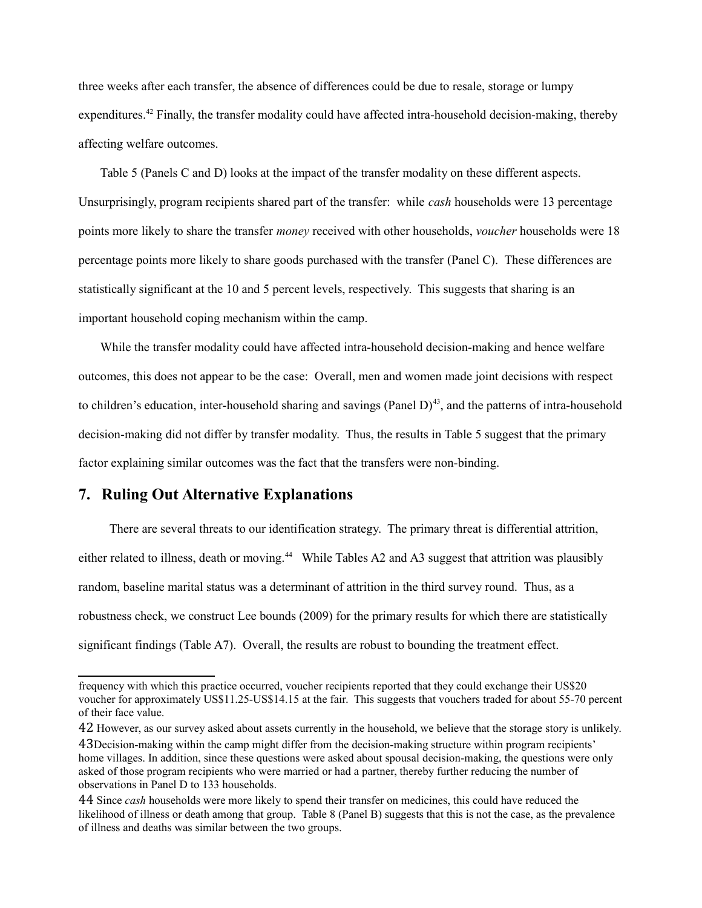three weeks after each transfer, the absence of differences could be due to resale, storage or lumpy expenditures.[42] Finally, the transfer modality could have affected intra-household decision-making, thereby affecting welfare outcomes.

Table 5 (Panels C and D) looks at the impact of the transfer modality on these different aspects. Unsurprisingly, program recipients shared part of the transfer: while *cash* households were 13 percentage points more likely to share the transfer *money* received with other households, *voucher* households were 18 percentage points more likely to share goods purchased with the transfer (Panel C). These differences are statistically significant at the 10 and 5 percent levels, respectively. This suggests that sharing is an important household coping mechanism within the camp.

While the transfer modality could have affected intra-household decision-making and hence welfare outcomes, this does not appear to be the case: Overall, men and women made joint decisions with respect to children's education, inter-household sharing and savings (Panel D)[43], and the patterns of intra-household decision-making did not differ by transfer modality. Thus, the results in Table 5 suggest that the primary factor explaining similar outcomes was the fact that the transfers were non-binding.

## 7. Ruling Out Alternative Explanations

There are several threats to our identification strategy. The primary threat is differential attrition, either related to illness, death or moving.[44] While Tables A2 and A3 suggest that attrition was plausibly random, baseline marital status was a determinant of attrition in the third survey round. Thus, as a robustness check, we construct Lee bounds (2009) for the primary results for which there are statistically significant findings (Table A7). Overall, the results are robust to bounding the treatment effect.

---

frequency with which this practice occurred, voucher recipients reported that they could exchange their US$20 voucher for approximately US$11.25-US$14.15 at the fair. This suggests that vouchers traded for about 55-70 percent of their face value.

42 However, as our survey asked about assets currently in the household, we believe that the storage story is unlikely.

43 Decision-making within the camp might differ from the decision-making structure within program recipients' home villages. In addition, since these questions were asked about spousal decision-making, the questions were only asked of those program recipients who were married or had a partner, thereby further reducing the number of observations in Panel D to 133 households.

44 Since *cash* households were more likely to spend their transfer on medicines, this could have reduced the likelihood of illness or death among that group. Table 8 (Panel B) suggests that this is not the case, as the prevalence of illness and deaths was similar between the two groups.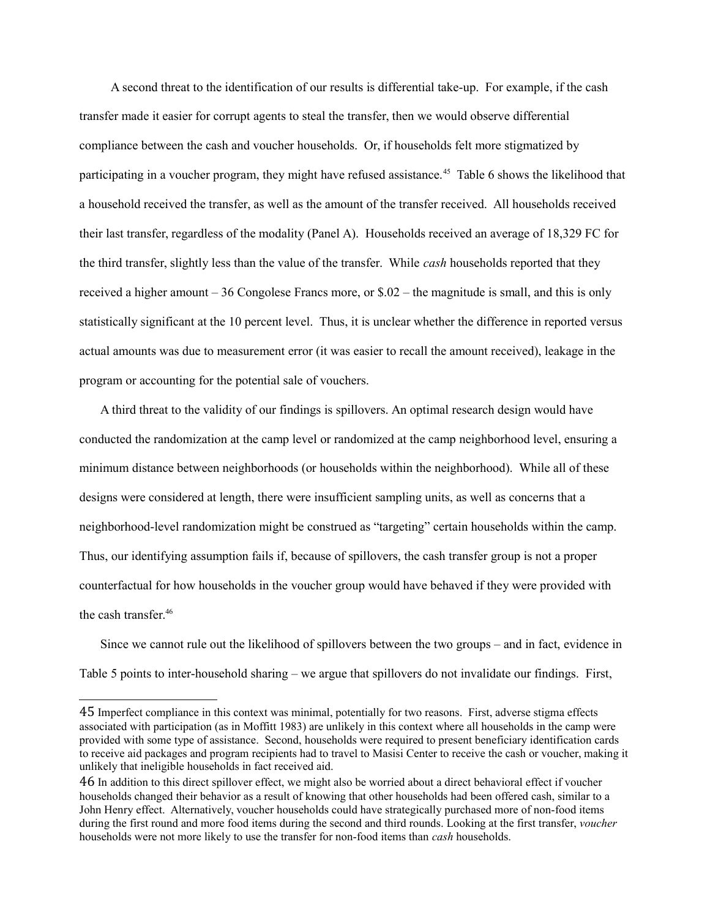A second threat to the identification of our results is differential take-up. For example, if the cash transfer made it easier for corrupt agents to steal the transfer, then we would observe differential compliance between the cash and voucher households. Or, if households felt more stigmatized by participating in a voucher program, they might have refused assistance.[45] Table 6 shows the likelihood that a household received the transfer, as well as the amount of the transfer received. All households received their last transfer, regardless of the modality (Panel A). Households received an average of 18,329 FC for the third transfer, slightly less than the value of the transfer. While *cash* households reported that they received a higher amount – 36 Congolese Francs more, or $.02 – the magnitude is small, and this is only statistically significant at the 10 percent level. Thus, it is unclear whether the difference in reported versus actual amounts was due to measurement error (it was easier to recall the amount received), leakage in the program or accounting for the potential sale of vouchers.

A third threat to the validity of our findings is spillovers. An optimal research design would have conducted the randomization at the camp level or randomized at the camp neighborhood level, ensuring a minimum distance between neighborhoods (or households within the neighborhood). While all of these designs were considered at length, there were insufficient sampling units, as well as concerns that a neighborhood-level randomization might be construed as "targeting" certain households within the camp. Thus, our identifying assumption fails if, because of spillovers, the cash transfer group is not a proper counterfactual for how households in the voucher group would have behaved if they were provided with the cash transfer.[46]

Since we cannot rule out the likelihood of spillovers between the two groups – and in fact, evidence in Table 5 points to inter-household sharing – we argue that spillovers do not invalidate our findings. First,

---

[45] Imperfect compliance in this context was minimal, potentially for two reasons. First, adverse stigma effects associated with participation (as in Moffitt 1983) are unlikely in this context where all households in the camp were provided with some type of assistance. Second, households were required to present beneficiary identification cards to receive aid packages and program recipients had to travel to Masisi Center to receive the cash or voucher, making it unlikely that ineligible households in fact received aid.

[46] In addition to this direct spillover effect, we might also be worried about a direct behavioral effect if voucher households changed their behavior as a result of knowing that other households had been offered cash, similar to a John Henry effect. Alternatively, voucher households could have strategically purchased more of non-food items during the first round and more food items during the second and third rounds. Looking at the first transfer, *voucher* households were not more likely to use the transfer for non-food items than *cash* households.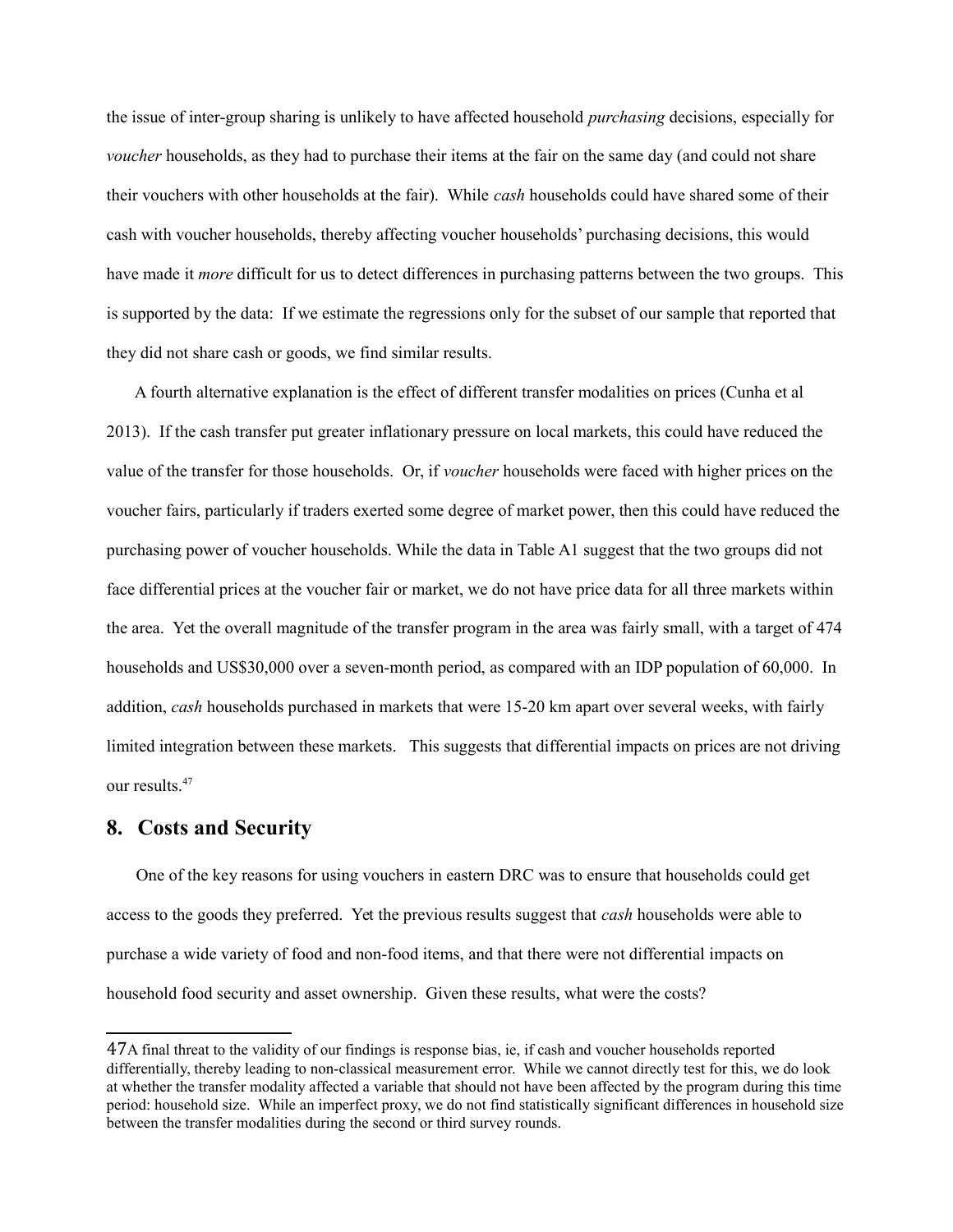the issue of inter-group sharing is unlikely to have affected household *purchasing* decisions, especially for *voucher* households, as they had to purchase their items at the fair on the same day (and could not share their vouchers with other households at the fair). While *cash* households could have shared some of their cash with voucher households, thereby affecting voucher households' purchasing decisions, this would have made it *more* difficult for us to detect differences in purchasing patterns between the two groups. This is supported by the data: If we estimate the regressions only for the subset of our sample that reported that they did not share cash or goods, we find similar results.

A fourth alternative explanation is the effect of different transfer modalities on prices (Cunha et al 2013). If the cash transfer put greater inflationary pressure on local markets, this could have reduced the value of the transfer for those households. Or, if *voucher* households were faced with higher prices on the voucher fairs, particularly if traders exerted some degree of market power, then this could have reduced the purchasing power of voucher households. While the data in Table A1 suggest that the two groups did not face differential prices at the voucher fair or market, we do not have price data for all three markets within the area. Yet the overall magnitude of the transfer program in the area was fairly small, with a target of 474 households and US$30,000 over a seven-month period, as compared with an IDP population of 60,000. In addition, *cash* households purchased in markets that were 15-20 km apart over several weeks, with fairly limited integration between these markets. This suggests that differential impacts on prices are not driving our results.[47]

## 8. Costs and Security

One of the key reasons for using vouchers in eastern DRC was to ensure that households could get access to the goods they preferred. Yet the previous results suggest that *cash* households were able to purchase a wide variety of food and non-food items, and that there were not differential impacts on household food security and asset ownership. Given these results, what were the costs?

---

[47] A final threat to the validity of our findings is response bias, ie, if cash and voucher households reported differentially, thereby leading to non-classical measurement error. While we cannot directly test for this, we do look at whether the transfer modality affected a variable that should not have been affected by the program during this time period: household size. While an imperfect proxy, we do not find statistically significant differences in household size between the transfer modalities during the second or third survey rounds.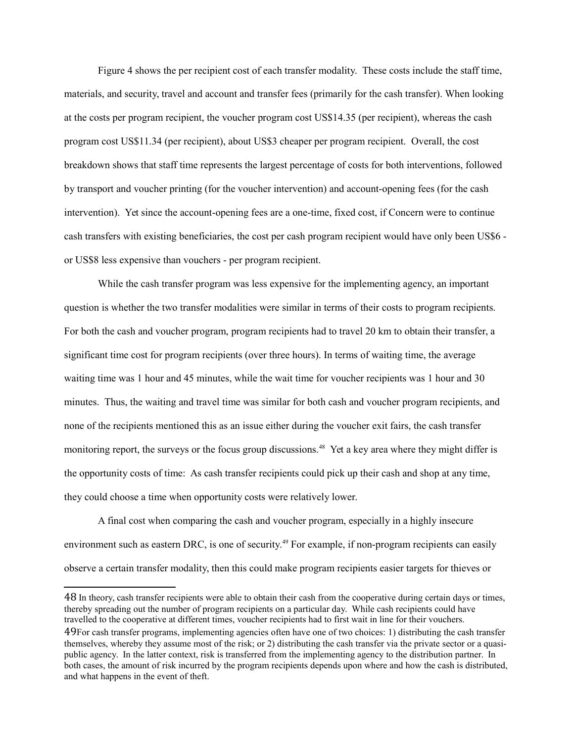Figure 4 shows the per recipient cost of each transfer modality. These costs include the staff time, materials, and security, travel and account and transfer fees (primarily for the cash transfer). When looking at the costs per program recipient, the voucher program cost US$14.35 (per recipient), whereas the cash program cost US$11.34 (per recipient), about US$3 cheaper per program recipient. Overall, the cost breakdown shows that staff time represents the largest percentage of costs for both interventions, followed by transport and voucher printing (for the voucher intervention) and account-opening fees (for the cash intervention). Yet since the account-opening fees are a one-time, fixed cost, if Concern were to continue cash transfers with existing beneficiaries, the cost per cash program recipient would have only been US$6 - or US$8 less expensive than vouchers - per program recipient.

While the cash transfer program was less expensive for the implementing agency, an important question is whether the two transfer modalities were similar in terms of their costs to program recipients. For both the cash and voucher program, program recipients had to travel 20 km to obtain their transfer, a significant time cost for program recipients (over three hours). In terms of waiting time, the average waiting time was 1 hour and 45 minutes, while the wait time for voucher recipients was 1 hour and 30 minutes. Thus, the waiting and travel time was similar for both cash and voucher program recipients, and none of the recipients mentioned this as an issue either during the voucher exit fairs, the cash transfer monitoring report, the surveys or the focus group discussions.[48] Yet a key area where they might differ is the opportunity costs of time: As cash transfer recipients could pick up their cash and shop at any time, they could choose a time when opportunity costs were relatively lower.

A final cost when comparing the cash and voucher program, especially in a highly insecure environment such as eastern DRC, is one of security.[49] For example, if non-program recipients can easily observe a certain transfer modality, then this could make program recipients easier targets for thieves or

---

48 In theory, cash transfer recipients were able to obtain their cash from the cooperative during certain days or times, thereby spreading out the number of program recipients on a particular day. While cash recipients could have travelled to the cooperative at different times, voucher recipients had to first wait in line for their vouchers.

49 For cash transfer programs, implementing agencies often have one of two choices: 1) distributing the cash transfer themselves, whereby they assume most of the risk; or 2) distributing the cash transfer via the private sector or a quasi-public agency. In the latter context, risk is transferred from the implementing agency to the distribution partner. In both cases, the amount of risk incurred by the program recipients depends upon where and how the cash is distributed, and what happens in the event of theft.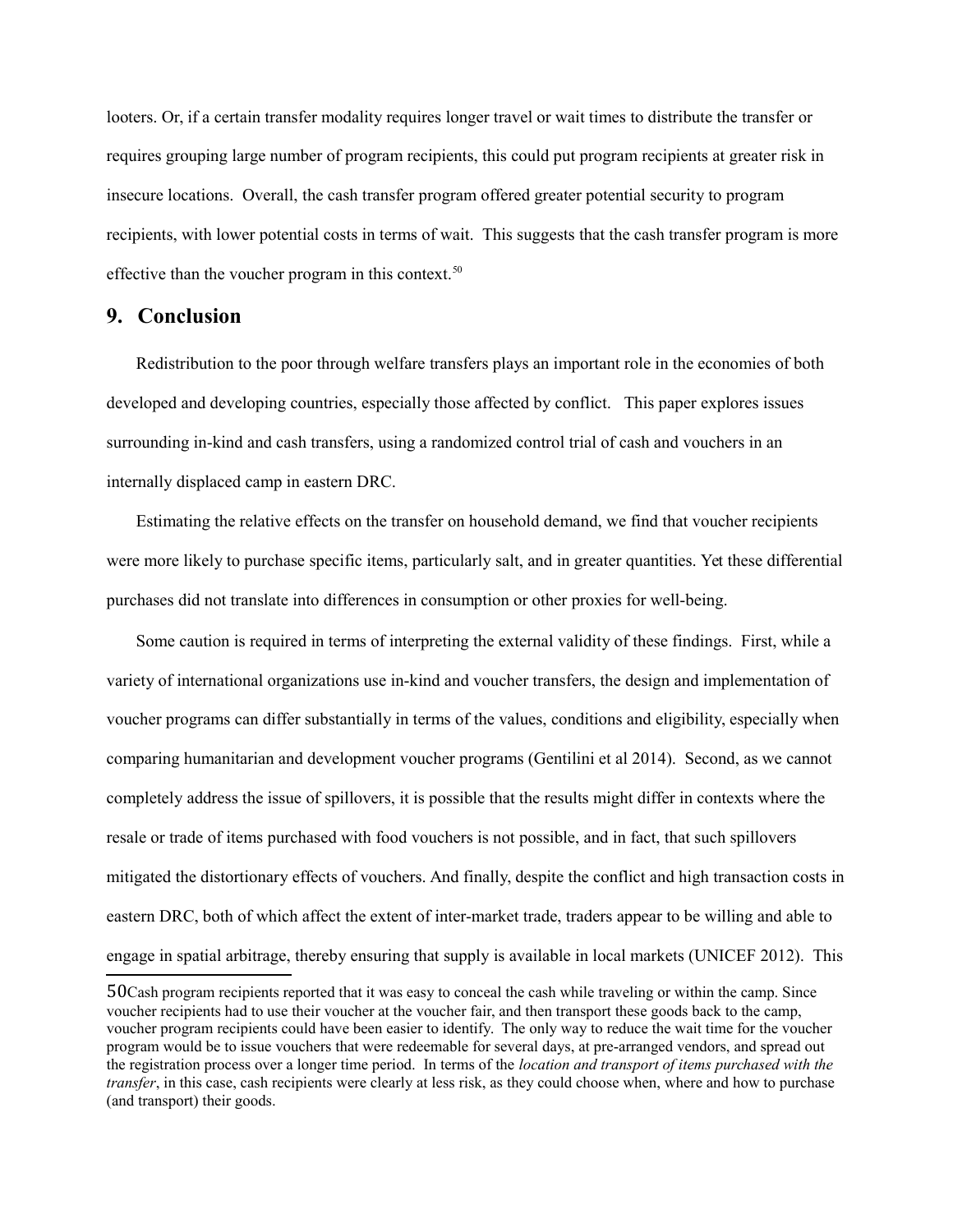looters. Or, if a certain transfer modality requires longer travel or wait times to distribute the transfer or requires grouping large number of program recipients, this could put program recipients at greater risk in insecure locations. Overall, the cash transfer program offered greater potential security to program recipients, with lower potential costs in terms of wait. This suggests that the cash transfer program is more effective than the voucher program in this context.[50]

## 9. Conclusion

Redistribution to the poor through welfare transfers plays an important role in the economies of both developed and developing countries, especially those affected by conflict. This paper explores issues surrounding in-kind and cash transfers, using a randomized control trial of cash and vouchers in an internally displaced camp in eastern DRC.

Estimating the relative effects on the transfer on household demand, we find that voucher recipients were more likely to purchase specific items, particularly salt, and in greater quantities. Yet these differential purchases did not translate into differences in consumption or other proxies for well-being.

Some caution is required in terms of interpreting the external validity of these findings. First, while a variety of international organizations use in-kind and voucher transfers, the design and implementation of voucher programs can differ substantially in terms of the values, conditions and eligibility, especially when comparing humanitarian and development voucher programs (Gentilini et al 2014). Second, as we cannot completely address the issue of spillovers, it is possible that the results might differ in contexts where the resale or trade of items purchased with food vouchers is not possible, and in fact, that such spillovers mitigated the distortionary effects of vouchers. And finally, despite the conflict and high transaction costs in eastern DRC, both of which affect the extent of inter-market trade, traders appear to be willing and able to engage in spatial arbitrage, thereby ensuring that supply is available in local markets (UNICEF 2012). This

[50] Cash program recipients reported that it was easy to conceal the cash while traveling or within the camp. Since voucher recipients had to use their voucher at the voucher fair, and then transport these goods back to the camp, voucher program recipients could have been easier to identify. The only way to reduce the wait time for the voucher program would be to issue vouchers that were redeemable for several days, at pre-arranged vendors, and spread out the registration process over a longer time period. In terms of the *location and transport of items purchased with the transfer*, in this case, cash recipients were clearly at less risk, as they could choose when, where and how to purchase (and transport) their goods.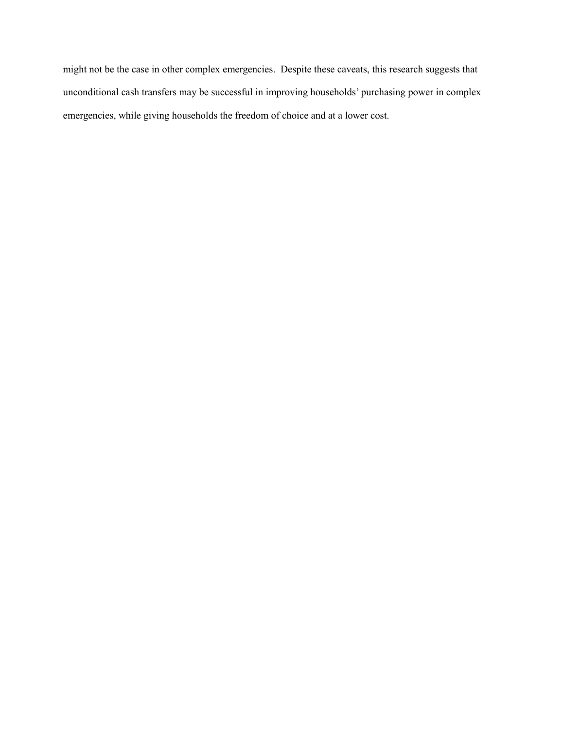might not be the case in other complex emergencies. Despite these caveats, this research suggests that unconditional cash transfers may be successful in improving households' purchasing power in complex emergencies, while giving households the freedom of choice and at a lower cost.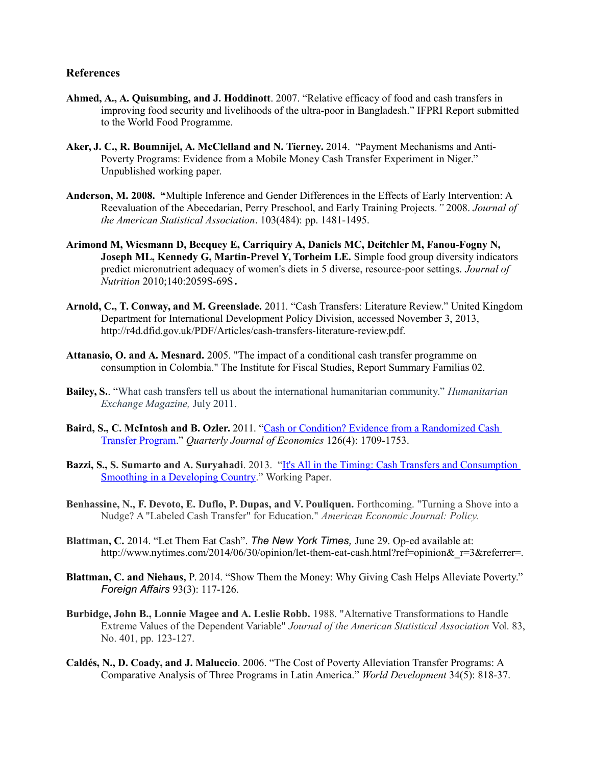## References

**Ahmed, A., A. Quisumbing, and J. Hoddinott**. 2007. "Relative efficacy of food and cash transfers in improving food security and livelihoods of the ultra-poor in Bangladesh." IFPRI Report submitted to the World Food Programme.

**Aker, J. C., R. Boumnijel, A. McClelland and N. Tierney.** 2014. "Payment Mechanisms and Anti-Poverty Programs: Evidence from a Mobile Money Cash Transfer Experiment in Niger." Unpublished working paper.

**Anderson, M. 2008. "**Multiple Inference and Gender Differences in the Effects of Early Intervention: A Reevaluation of the Abecedarian, Perry Preschool, and Early Training Projects.*"* 2008. *Journal of the American Statistical Association*. 103(484): pp. 1481-1495.

**Arimond M, Wiesmann D, Becquey E, Carriquiry A, Daniels MC, Deitchler M, Fanou-Fogny N, Joseph ML, Kennedy G, Martin-Prevel Y, Torheim LE.** Simple food group diversity indicators predict micronutrient adequacy of women's diets in 5 diverse, resource-poor settings. *Journal of Nutrition* 2010;140:2059S-69S**.**

**Arnold, C., T. Conway, and M. Greenslade.** 2011. "Cash Transfers: Literature Review." United Kingdom Department for International Development Policy Division, accessed November 3, 2013, http://r4d.dfid.gov.uk/PDF/Articles/cash-transfers-literature-review.pdf.

**Attanasio, O. and A. Mesnard.** 2005. "The impact of a conditional cash transfer programme on consumption in Colombia." The Institute for Fiscal Studies, Report Summary Familias 02.

**Bailey, S.**. "What cash transfers tell us about the international humanitarian community." *Humanitarian Exchange Magazine,* July 2011.

**Baird, S., C. McIntosh and B. Ozler.** 2011. "Cash or Condition? Evidence from a Randomized Cash Transfer Program." *Quarterly Journal of Economics* 126(4): 1709-1753.

**Bazzi, S., S. Sumarto and A. Suryahadi**. 2013. "It's All in the Timing: Cash Transfers and Consumption Smoothing in a Developing Country." Working Paper.

**Benhassine, N., F. Devoto, E. Duflo, P. Dupas, and V. Pouliquen.** Forthcoming. "Turning a Shove into a Nudge? A "Labeled Cash Transfer" for Education." *American Economic Journal: Policy.*

**Blattman, C.** 2014. "Let Them Eat Cash". *The New York Times,* June 29. Op-ed available at: http://www.nytimes.com/2014/06/30/opinion/let-them-eat-cash.html?ref=opinion&_r=3&referrer=.

**Blattman, C. and Niehaus,** P. 2014. "Show Them the Money: Why Giving Cash Helps Alleviate Poverty." *Foreign Affairs* 93(3): 117-126.

**Burbidge, John B., Lonnie Magee and A. Leslie Robb.** 1988. "Alternative Transformations to Handle Extreme Values of the Dependent Variable" *Journal of the American Statistical Association* Vol. 83, No. 401, pp. 123-127.

**Caldés, N., D. Coady, and J. Maluccio**. 2006. "The Cost of Poverty Alleviation Transfer Programs: A Comparative Analysis of Three Programs in Latin America." *World Development* 34(5): 818-37.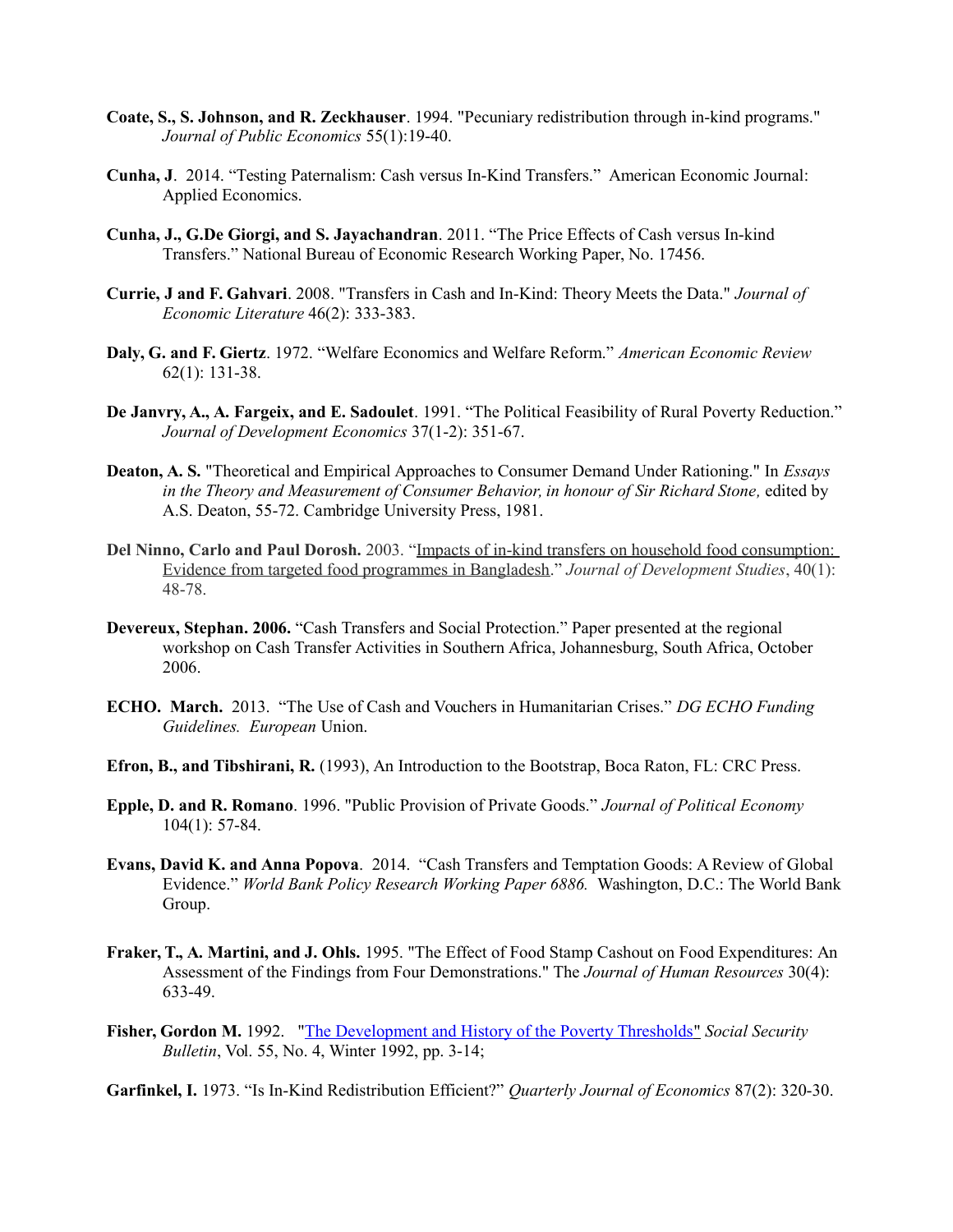**Coate, S., S. Johnson, and R. Zeckhauser**. 1994. "Pecuniary redistribution through in-kind programs." *Journal of Public Economics* 55(1):19-40.

**Cunha, J**. 2014. "Testing Paternalism: Cash versus In-Kind Transfers." American Economic Journal: Applied Economics.

**Cunha, J., G.De Giorgi, and S. Jayachandran**. 2011. "The Price Effects of Cash versus In-kind Transfers." National Bureau of Economic Research Working Paper, No. 17456.

**Currie, J and F. Gahvari**. 2008. "Transfers in Cash and In-Kind: Theory Meets the Data." *Journal of Economic Literature* 46(2): 333-383.

**Daly, G. and F. Giertz**. 1972. "Welfare Economics and Welfare Reform." *American Economic Review* 62(1): 131-38.

**De Janvry, A., A. Fargeix, and E. Sadoulet**. 1991. "The Political Feasibility of Rural Poverty Reduction." *Journal of Development Economics* 37(1-2): 351-67.

**Deaton, A. S.** "Theoretical and Empirical Approaches to Consumer Demand Under Rationing." In *Essays in the Theory and Measurement of Consumer Behavior, in honour of Sir Richard Stone,* edited by A.S. Deaton, 55-72. Cambridge University Press, 1981.

**Del Ninno, Carlo and Paul Dorosh.** 2003. "Impacts of in-kind transfers on household food consumption: Evidence from targeted food programmes in Bangladesh." *Journal of Development Studies*, 40(1): 48-78.

**Devereux, Stephan. 2006.** "Cash Transfers and Social Protection." Paper presented at the regional workshop on Cash Transfer Activities in Southern Africa, Johannesburg, South Africa, October 2006.

**ECHO. March.** 2013. "The Use of Cash and Vouchers in Humanitarian Crises." *DG ECHO Funding Guidelines. European* Union.

**Efron, B., and Tibshirani, R.** (1993), An Introduction to the Bootstrap, Boca Raton, FL: CRC Press.

**Epple, D. and R. Romano**. 1996. "Public Provision of Private Goods." *Journal of Political Economy* 104(1): 57-84.

**Evans, David K. and Anna Popova**. 2014. "Cash Transfers and Temptation Goods: A Review of Global Evidence." *World Bank Policy Research Working Paper 6886.* Washington, D.C.: The World Bank Group.

**Fraker, T., A. Martini, and J. Ohls.** 1995. "The Effect of Food Stamp Cashout on Food Expenditures: An Assessment of the Findings from Four Demonstrations." The *Journal of Human Resources* 30(4): 633-49.

**Fisher, Gordon M.** 1992. "The Development and History of the Poverty Thresholds" *Social Security Bulletin*, Vol. 55, No. 4, Winter 1992, pp. 3-14;

**Garfinkel, I.** 1973. "Is In-Kind Redistribution Efficient?" *Quarterly Journal of Economics* 87(2): 320-30.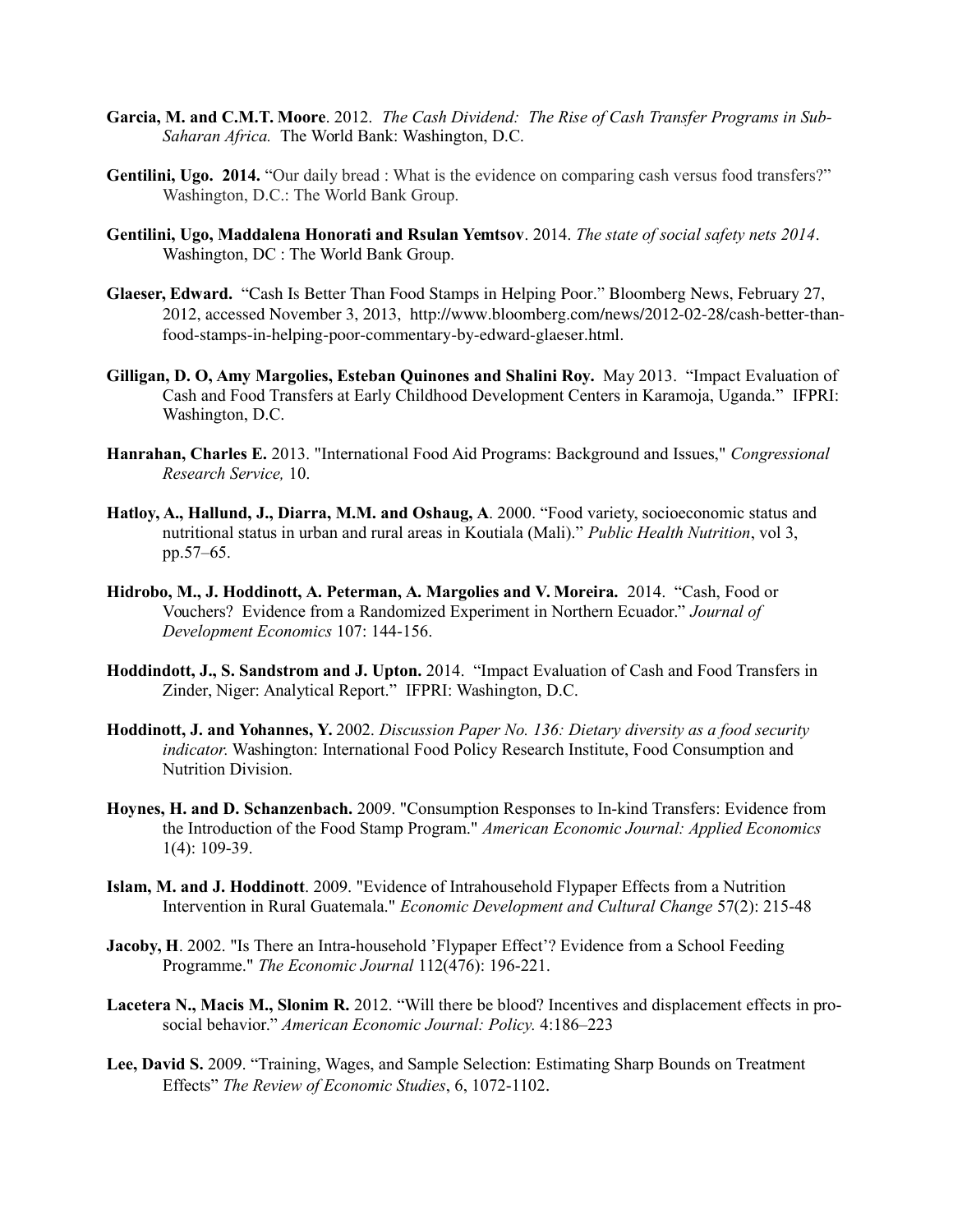**Garcia, M. and C.M.T. Moore**. 2012. *The Cash Dividend: The Rise of Cash Transfer Programs in Sub-Saharan Africa.* The World Bank: Washington, D.C.

**Gentilini, Ugo. 2014.** "Our daily bread : What is the evidence on comparing cash versus food transfers?" Washington, D.C.: The World Bank Group.

**Gentilini, Ugo, Maddalena Honorati and Rsulan Yemtsov**. 2014. *The state of social safety nets 2014*. Washington, DC : The World Bank Group.

**Glaeser, Edward.** "Cash Is Better Than Food Stamps in Helping Poor." Bloomberg News, February 27, 2012, accessed November 3, 2013, http://www.bloomberg.com/news/2012-02-28/cash-better-than-food-stamps-in-helping-poor-commentary-by-edward-glaeser.html.

**Gilligan, D. O, Amy Margolies, Esteban Quinones and Shalini Roy.** May 2013. "Impact Evaluation of Cash and Food Transfers at Early Childhood Development Centers in Karamoja, Uganda." IFPRI: Washington, D.C.

**Hanrahan, Charles E.** 2013. "International Food Aid Programs: Background and Issues," *Congressional Research Service,* 10.

**Hatloy, A., Hallund, J., Diarra, M.M. and Oshaug, A**. 2000. "Food variety, socioeconomic status and nutritional status in urban and rural areas in Koutiala (Mali)." *Public Health Nutrition*, vol 3, pp.57–65.

**Hidrobo, M., J. Hoddinott, A. Peterman, A. Margolies and V. Moreira.** 2014. "Cash, Food or Vouchers? Evidence from a Randomized Experiment in Northern Ecuador." *Journal of Development Economics* 107: 144-156.

**Hoddindott, J., S. Sandstrom and J. Upton.** 2014. "Impact Evaluation of Cash and Food Transfers in Zinder, Niger: Analytical Report." IFPRI: Washington, D.C.

**Hoddinott, J. and Yohannes, Y.** 2002. *Discussion Paper No. 136: Dietary diversity as a food security indicator.* Washington: International Food Policy Research Institute, Food Consumption and Nutrition Division.

**Hoynes, H. and D. Schanzenbach.** 2009. "Consumption Responses to In-kind Transfers: Evidence from the Introduction of the Food Stamp Program." *American Economic Journal: Applied Economics* 1(4): 109-39.

**Islam, M. and J. Hoddinott**. 2009. "Evidence of Intrahousehold Flypaper Effects from a Nutrition Intervention in Rural Guatemala." *Economic Development and Cultural Change* 57(2): 215-48

**Jacoby, H**. 2002. "Is There an Intra-household 'Flypaper Effect'? Evidence from a School Feeding Programme." *The Economic Journal* 112(476): 196-221.

**Lacetera N., Macis M., Slonim R.** 2012. "Will there be blood? Incentives and displacement effects in pro-social behavior." *American Economic Journal: Policy.* 4:186–223

**Lee, David S.** 2009. "Training, Wages, and Sample Selection: Estimating Sharp Bounds on Treatment Effects" *The Review of Economic Studies*, 6, 1072-1102.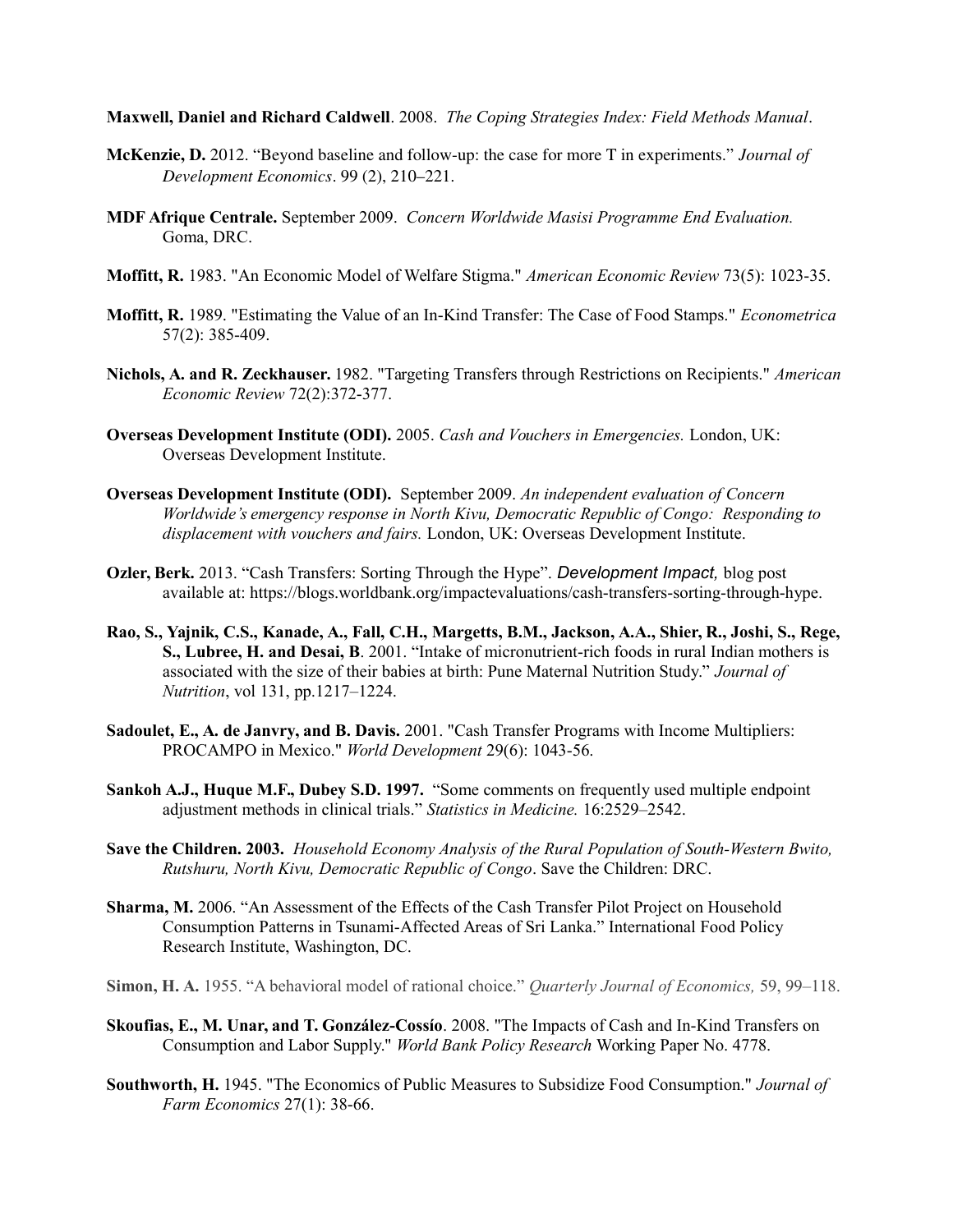**Maxwell, Daniel and Richard Caldwell**. 2008. *The Coping Strategies Index: Field Methods Manual*.

**McKenzie, D.** 2012. "Beyond baseline and follow-up: the case for more T in experiments." *Journal of Development Economics*. 99 (2), 210–221.

**MDF Afrique Centrale.** September 2009. *Concern Worldwide Masisi Programme End Evaluation.* Goma, DRC.

**Moffitt, R.** 1983. "An Economic Model of Welfare Stigma." *American Economic Review* 73(5): 1023-35.

**Moffitt, R.** 1989. "Estimating the Value of an In-Kind Transfer: The Case of Food Stamps." *Econometrica* 57(2): 385-409.

**Nichols, A. and R. Zeckhauser.** 1982. "Targeting Transfers through Restrictions on Recipients." *American Economic Review* 72(2):372-377.

**Overseas Development Institute (ODI).** 2005. *Cash and Vouchers in Emergencies.* London, UK: Overseas Development Institute.

**Overseas Development Institute (ODI).** September 2009. *An independent evaluation of Concern Worldwide's emergency response in North Kivu, Democratic Republic of Congo: Responding to displacement with vouchers and fairs.* London, UK: Overseas Development Institute.

**Ozler, Berk.** 2013. "Cash Transfers: Sorting Through the Hype". *Development Impact,* blog post available at: https://blogs.worldbank.org/impactevaluations/cash-transfers-sorting-through-hype.

**Rao, S., Yajnik, C.S., Kanade, A., Fall, C.H., Margetts, B.M., Jackson, A.A., Shier, R., Joshi, S., Rege, S., Lubree, H. and Desai, B**. 2001. "Intake of micronutrient-rich foods in rural Indian mothers is associated with the size of their babies at birth: Pune Maternal Nutrition Study." *Journal of Nutrition*, vol 131, pp.1217–1224.

**Sadoulet, E., A. de Janvry, and B. Davis.** 2001. "Cash Transfer Programs with Income Multipliers: PROCAMPO in Mexico." *World Development* 29(6): 1043-56.

**Sankoh A.J., Huque M.F., Dubey S.D. 1997.** "Some comments on frequently used multiple endpoint adjustment methods in clinical trials." *Statistics in Medicine.* 16:2529–2542.

**Save the Children. 2003.** *Household Economy Analysis of the Rural Population of South-Western Bwito, Rutshuru, North Kivu, Democratic Republic of Congo*. Save the Children: DRC.

**Sharma, M.** 2006. "An Assessment of the Effects of the Cash Transfer Pilot Project on Household Consumption Patterns in Tsunami-Affected Areas of Sri Lanka." International Food Policy Research Institute, Washington, DC.

**Simon, H. A.** 1955. "A behavioral model of rational choice." *Quarterly Journal of Economics,* 59, 99–118.

**Skoufias, E., M. Unar, and T. González-Cossío**. 2008. "The Impacts of Cash and In-Kind Transfers on Consumption and Labor Supply." *World Bank Policy Research* Working Paper No. 4778.

**Southworth, H.** 1945. "The Economics of Public Measures to Subsidize Food Consumption." *Journal of Farm Economics* 27(1): 38-66.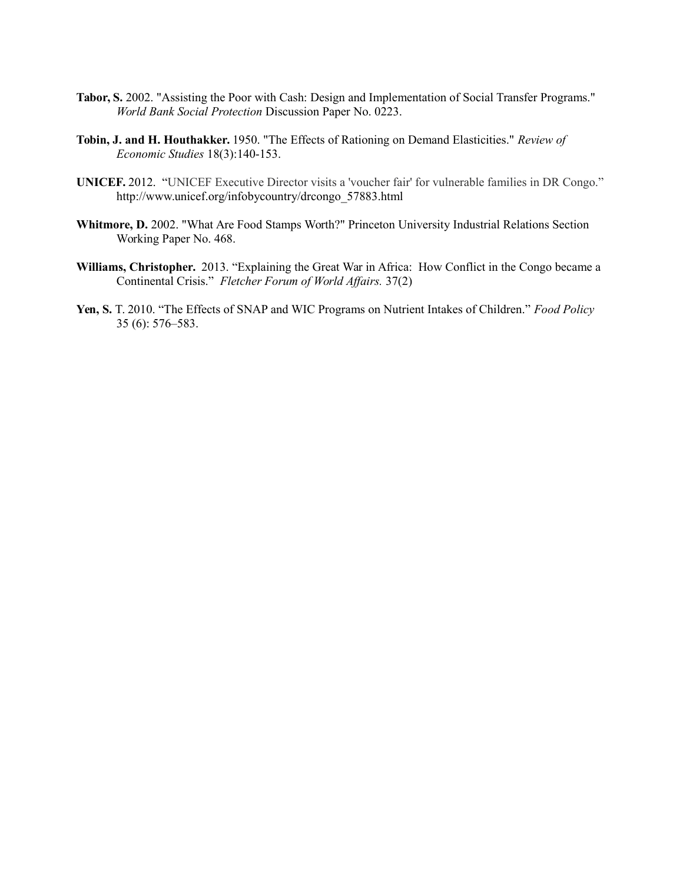**Tabor, S.** 2002. "Assisting the Poor with Cash: Design and Implementation of Social Transfer Programs." *World Bank Social Protection* Discussion Paper No. 0223.

**Tobin, J. and H. Houthakker.** 1950. "The Effects of Rationing on Demand Elasticities." *Review of Economic Studies* 18(3):140-153.

**UNICEF.** 2012. "UNICEF Executive Director visits a 'voucher fair' for vulnerable families in DR Congo." http://www.unicef.org/infobycountry/drcongo_57883.html

**Whitmore, D.** 2002. "What Are Food Stamps Worth?" Princeton University Industrial Relations Section Working Paper No. 468.

**Williams, Christopher.** 2013. "Explaining the Great War in Africa: How Conflict in the Congo became a Continental Crisis." *Fletcher Forum of World Affairs.* 37(2)

**Yen, S.** T. 2010. "The Effects of SNAP and WIC Programs on Nutrient Intakes of Children." *Food Policy* 35 (6): 576–583.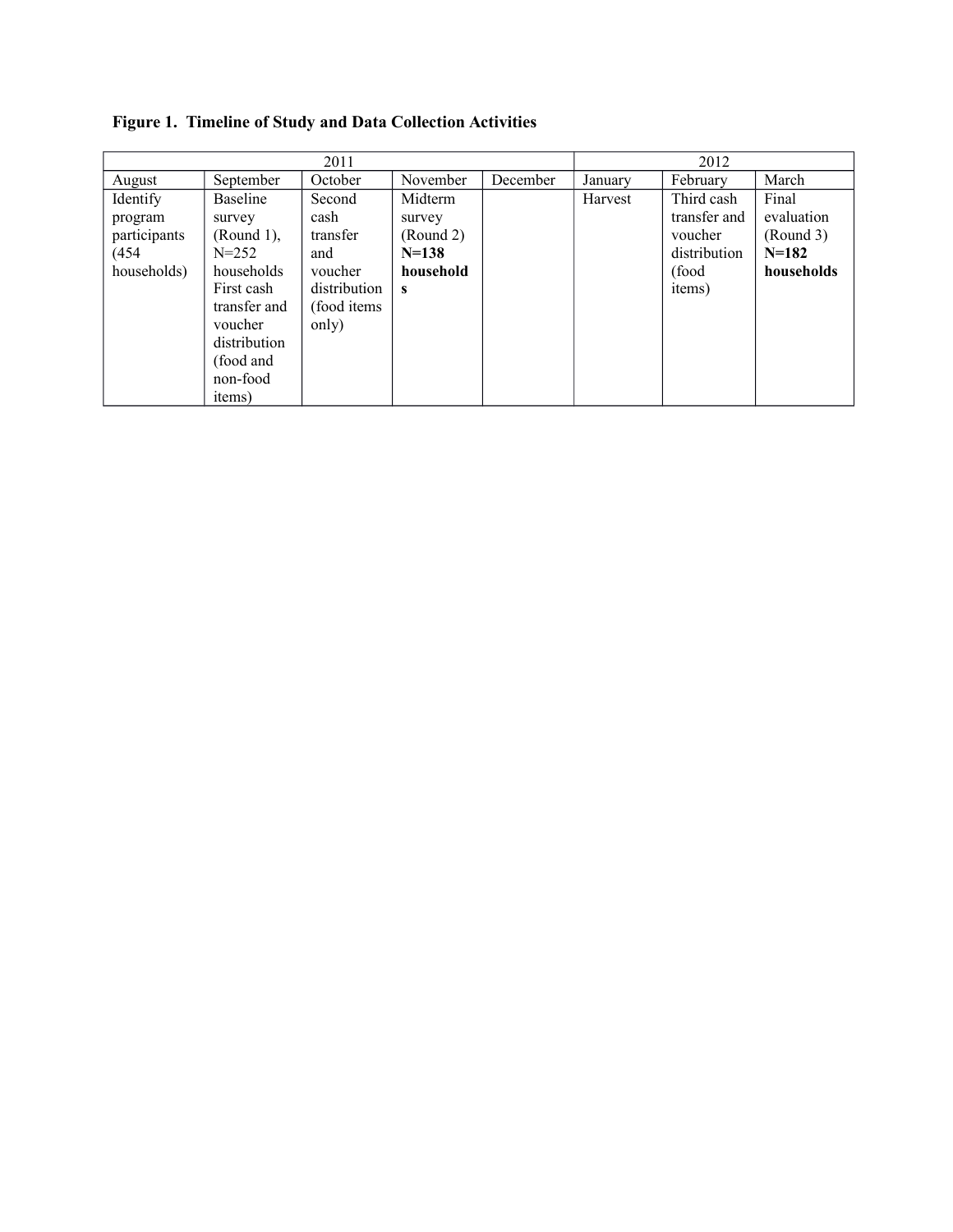**Figure 1. Timeline of Study and Data Collection Activities**

| 2011 | | | | | 2012 | | |
|---|---|---|---|---|---|---|---|
| August | September | October | November | December | January | February | March |
| Identify program participants (454 households) | Baseline survey (Round 1), N=252 households First cash transfer and voucher distribution (food and non-food items) | Second cash transfer and voucher distribution (food items only) | Midterm survey (Round 2) **N=138 households** | | Harvest | Third cash transfer and voucher distribution (food items) | Final evaluation (Round 3) **N=182 households** |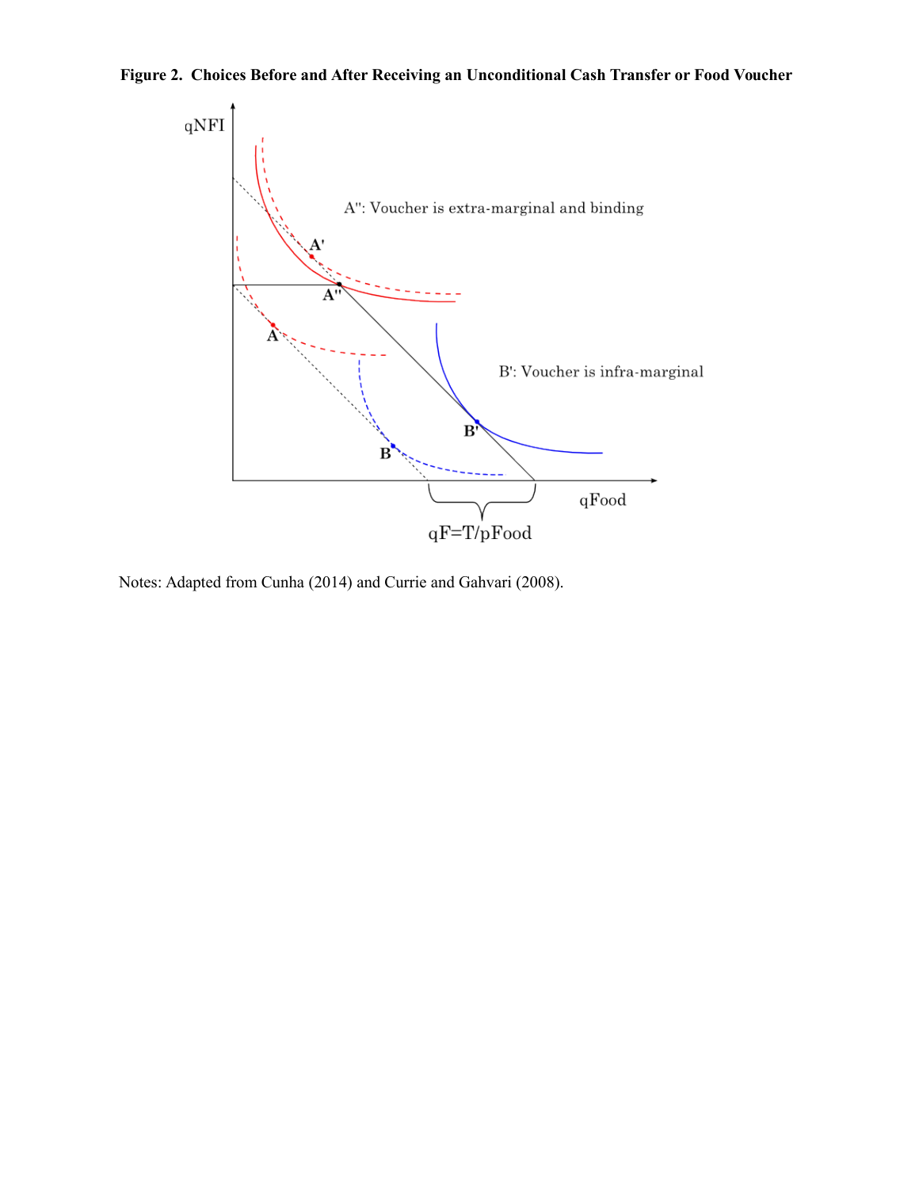**Figure 2. Choices Before and After Receiving an Unconditional Cash Transfer or Food Voucher**

Notes: Adapted from Cunha (2014) and Currie and Gahvari (2008).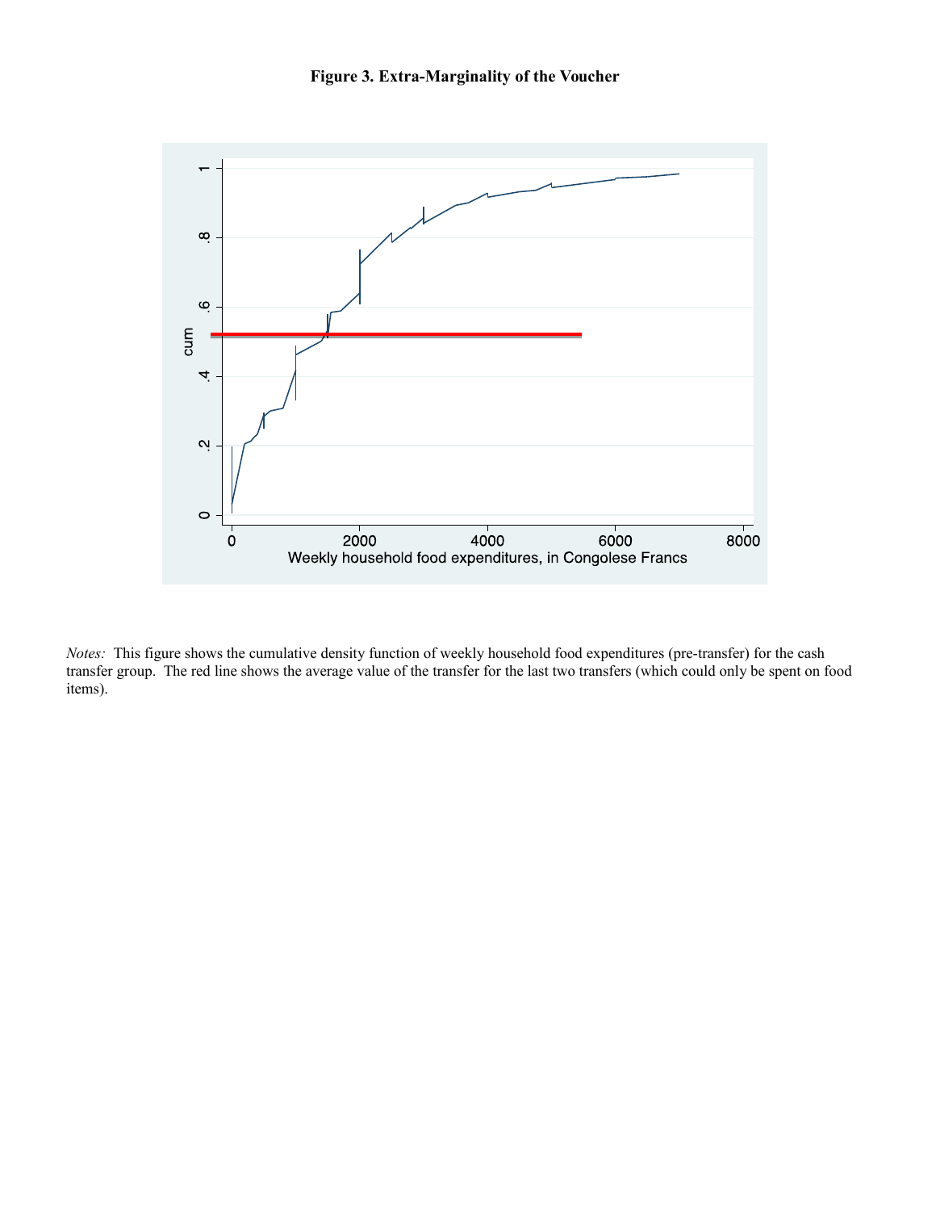**Figure 3. Extra-Marginality of the Voucher**

*Notes:* This figure shows the cumulative density function of weekly household food expenditures (pre-transfer) for the cash transfer group. The red line shows the average value of the transfer for the last two transfers (which could only be spent on food items).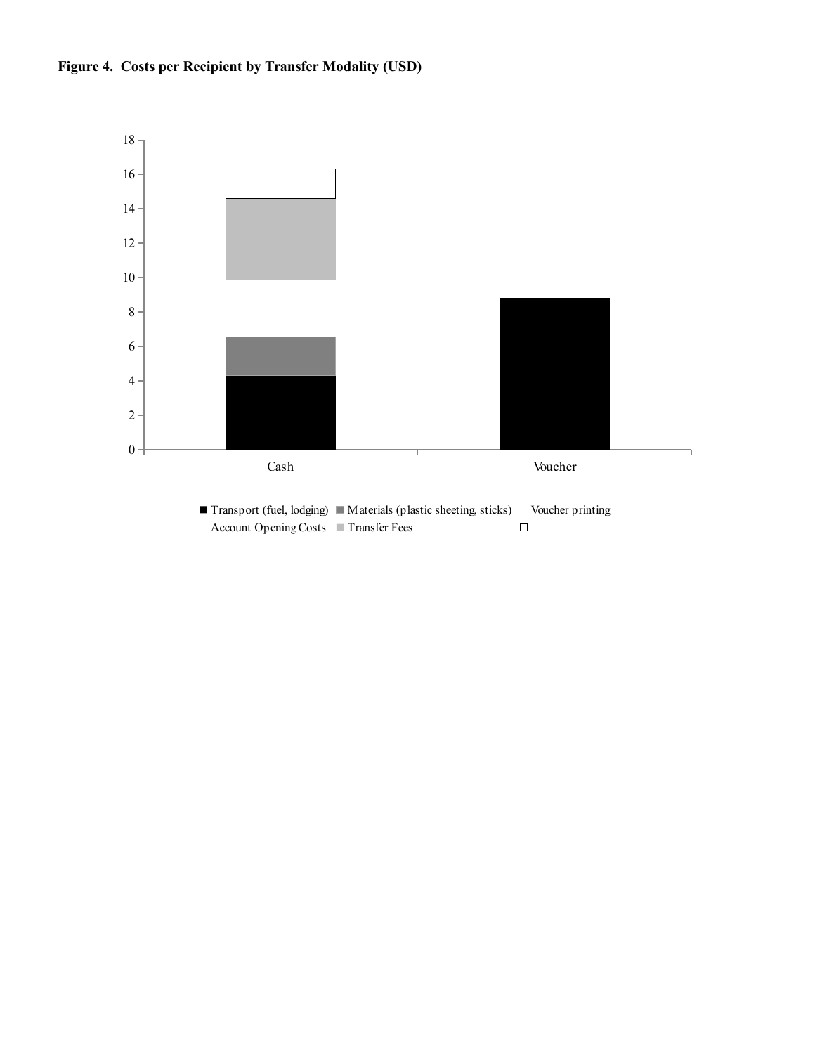**Figure 4. Costs per Recipient by Transfer Modality (USD)**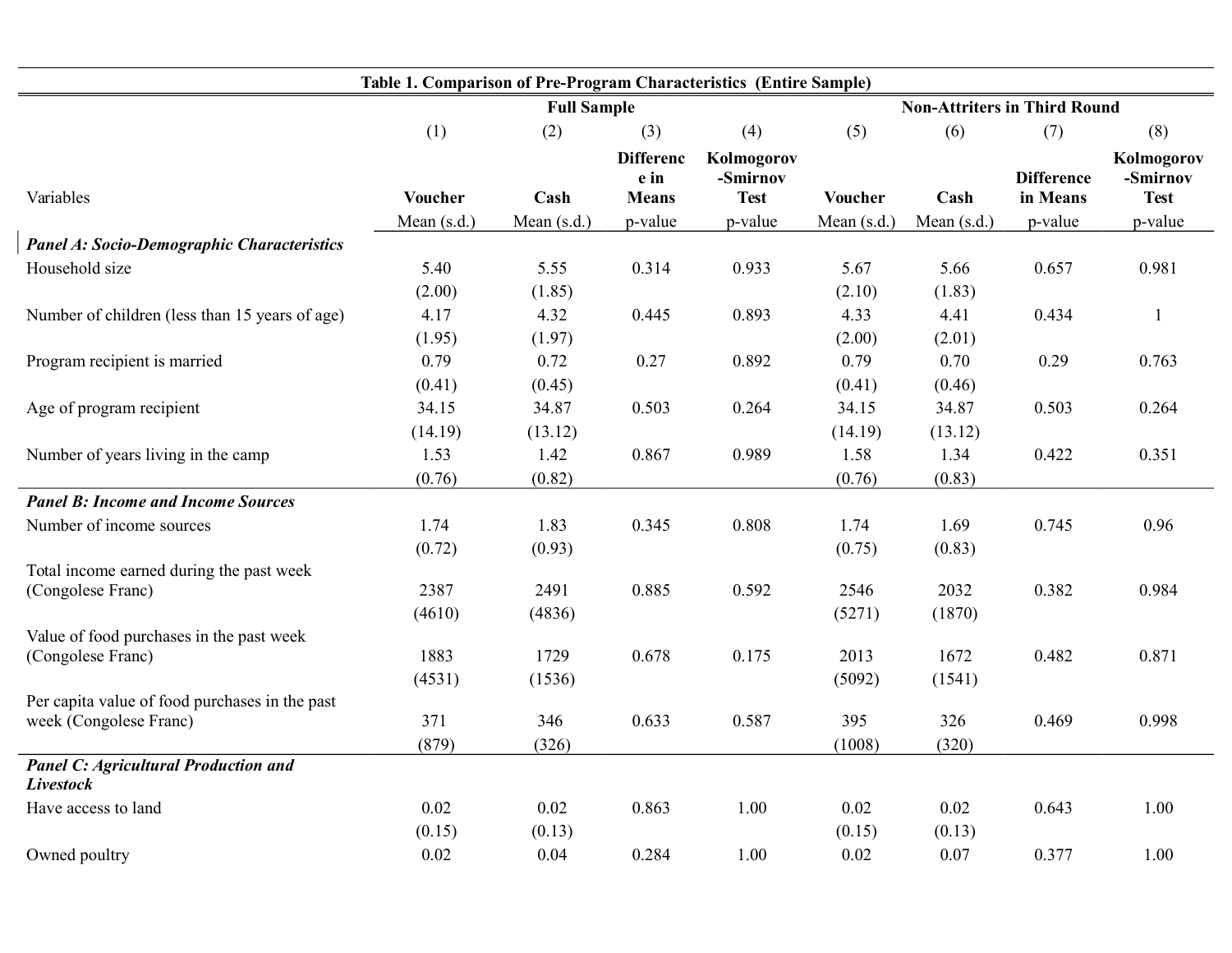**Table 1. Comparison of Pre-Program Characteristics (Entire Sample)**

| | Full Sample | | | | Non-Attriters in Third Round | | | |
|---|---|---|---|---|---|---|---|---|
| | (1) | (2) | (3) | (4) | (5) | (6) | (7) | (8) |
| Variables | Voucher | Cash | Difference in Means | Kolmogorov-Smirnov Test | Voucher | Cash | Difference in Means | Kolmogorov-Smirnov Test |
| | Mean (s.d.) | Mean (s.d.) | p-value | p-value | Mean (s.d.) | Mean (s.d.) | p-value | p-value |
| ***Panel A: Socio-Demographic Characteristics*** | | | | | | | | |
| Household size | 5.40 | 5.55 | 0.314 | 0.933 | 5.67 | 5.66 | 0.657 | 0.981 |
| | (2.00) | (1.85) | | | (2.10) | (1.83) | | |
| Number of children (less than 15 years of age) | 4.17 | 4.32 | 0.445 | 0.893 | 4.33 | 4.41 | 0.434 | 1 |
| | (1.95) | (1.97) | | | (2.00) | (2.01) | | |
| Program recipient is married | 0.79 | 0.72 | 0.27 | 0.892 | 0.79 | 0.70 | 0.29 | 0.763 |
| | (0.41) | (0.45) | | | (0.41) | (0.46) | | |
| Age of program recipient | 34.15 | 34.87 | 0.503 | 0.264 | 34.15 | 34.87 | 0.503 | 0.264 |
| | (14.19) | (13.12) | | | (14.19) | (13.12) | | |
| Number of years living in the camp | 1.53 | 1.42 | 0.867 | 0.989 | 1.58 | 1.34 | 0.422 | 0.351 |
| | (0.76) | (0.82) | | | (0.76) | (0.83) | | |
| ***Panel B: Income and Income Sources*** | | | | | | | | |
| Number of income sources | 1.74 | 1.83 | 0.345 | 0.808 | 1.74 | 1.69 | 0.745 | 0.96 |
| | (0.72) | (0.93) | | | (0.75) | (0.83) | | |
| Total income earned during the past week (Congolese Franc) | 2387 | 2491 | 0.885 | 0.592 | 2546 | 2032 | 0.382 | 0.984 |
| | (4610) | (4836) | | | (5271) | (1870) | | |
| Value of food purchases in the past week (Congolese Franc) | 1883 | 1729 | 0.678 | 0.175 | 2013 | 1672 | 0.482 | 0.871 |
| | (4531) | (1536) | | | (5092) | (1541) | | |
| Per capita value of food purchases in the past week (Congolese Franc) | 371 | 346 | 0.633 | 0.587 | 395 | 326 | 0.469 | 0.998 |
| | (879) | (326) | | | (1008) | (320) | | |
| ***Panel C: Agricultural Production and Livestock*** | | | | | | | | |
| Have access to land | 0.02 | 0.02 | 0.863 | 1.00 | 0.02 | 0.02 | 0.643 | 1.00 |
| | (0.15) | (0.13) | | | (0.15) | (0.13) | | |
| Owned poultry | 0.02 | 0.04 | 0.284 | 1.00 | 0.02 | 0.07 | 0.377 | 1.00 |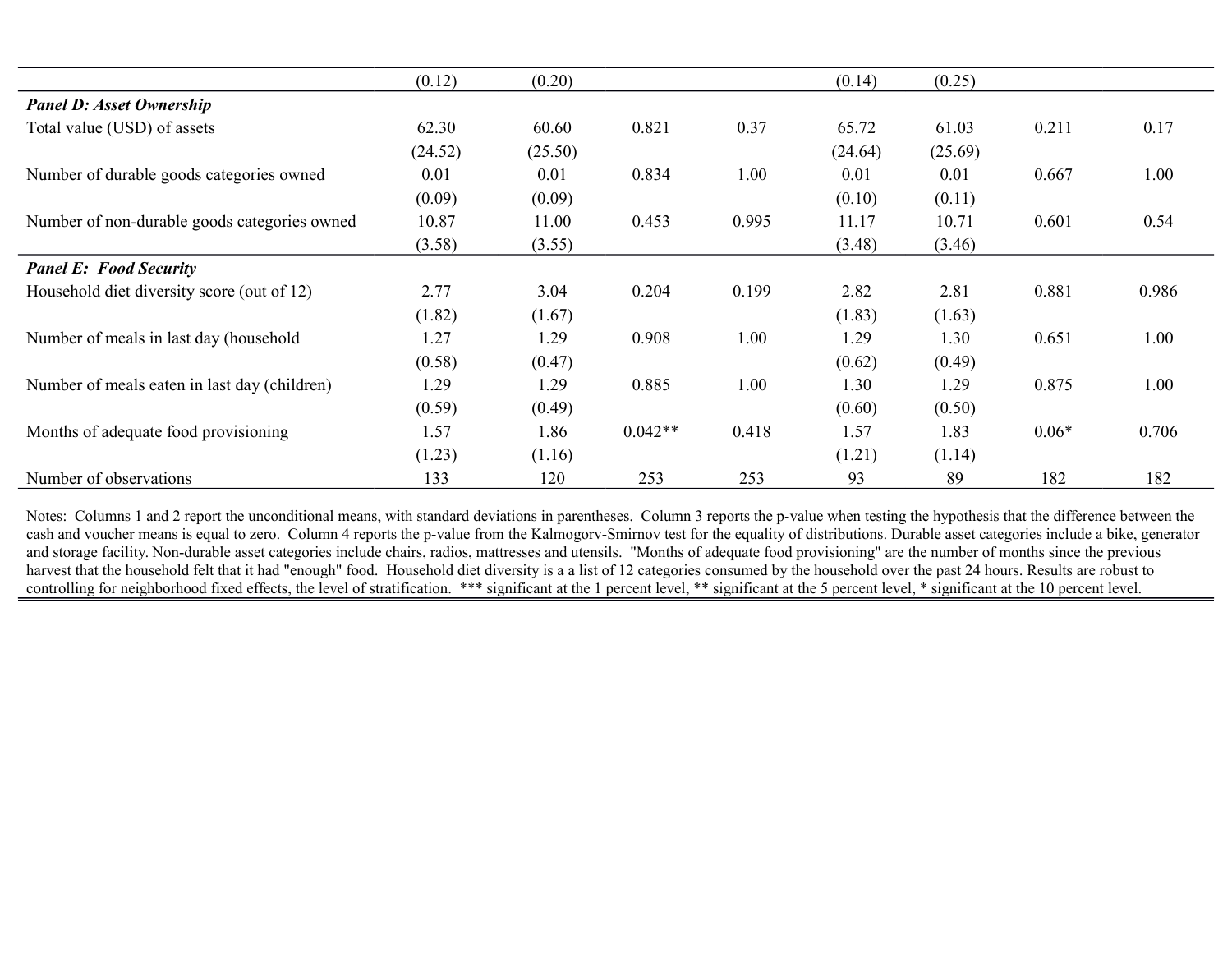| | (1) | (2) | (3) | (4) | (5) | (6) | (7) | (8) |
|---|---|---|---|---|---|---|---|---|
| | (0.12) | (0.20) | | | (0.14) | (0.25) | | |
| ***Panel D: Asset Ownership*** | | | | | | | | |
| Total value (USD) of assets | 62.30 | 60.60 | 0.821 | 0.37 | 65.72 | 61.03 | 0.211 | 0.17 |
| | (24.52) | (25.50) | | | (24.64) | (25.69) | | |
| Number of durable goods categories owned | 0.01 | 0.01 | 0.834 | 1.00 | 0.01 | 0.01 | 0.667 | 1.00 |
| | (0.09) | (0.09) | | | (0.10) | (0.11) | | |
| Number of non-durable goods categories owned | 10.87 | 11.00 | 0.453 | 0.995 | 11.17 | 10.71 | 0.601 | 0.54 |
| | (3.58) | (3.55) | | | (3.48) | (3.46) | | |
| ***Panel E: Food Security*** | | | | | | | | |
| Household diet diversity score (out of 12) | 2.77 | 3.04 | 0.204 | 0.199 | 2.82 | 2.81 | 0.881 | 0.986 |
| | (1.82) | (1.67) | | | (1.83) | (1.63) | | |
| Number of meals in last day (household | 1.27 | 1.29 | 0.908 | 1.00 | 1.29 | 1.30 | 0.651 | 1.00 |
| | (0.58) | (0.47) | | | (0.62) | (0.49) | | |
| Number of meals eaten in last day (children) | 1.29 | 1.29 | 0.885 | 1.00 | 1.30 | 1.29 | 0.875 | 1.00 |
| | (0.59) | (0.49) | | | (0.60) | (0.50) | | |
| Months of adequate food provisioning | 1.57 | 1.86 | 0.042** | 0.418 | 1.57 | 1.83 | 0.06* | 0.706 |
| | (1.23) | (1.16) | | | (1.21) | (1.14) | | |
| Number of observations | 133 | 120 | 253 | 253 | 93 | 89 | 182 | 182 |

Notes: Columns 1 and 2 report the unconditional means, with standard deviations in parentheses. Column 3 reports the p-value when testing the hypothesis that the difference between the cash and voucher means is equal to zero. Column 4 reports the p-value from the Kalmogorv-Smirnov test for the equality of distributions. Durable asset categories include a bike, generator and storage facility. Non-durable asset categories include chairs, radios, mattresses and utensils. "Months of adequate food provisioning" are the number of months since the previous harvest that the household felt that it had "enough" food. Household diet diversity is a a list of 12 categories consumed by the household over the past 24 hours. Results are robust to controlling for neighborhood fixed effects, the level of stratification. *** significant at the 1 percent level, ** significant at the 5 percent level, * significant at the 10 percent level.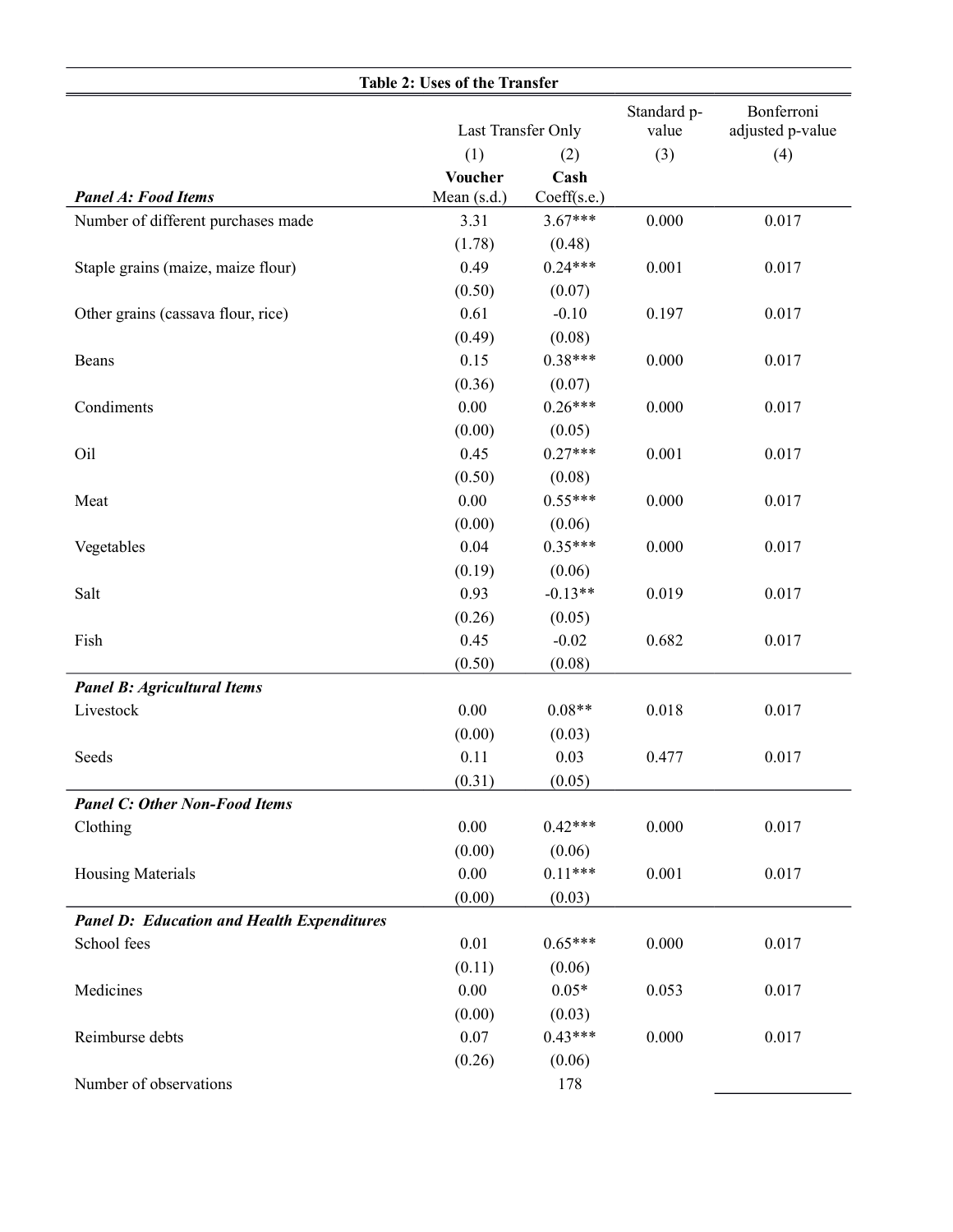**Table 2: Uses of the Transfer**

| | Last Transfer Only | | Standard p-value | Bonferroni adjusted p-value |
|---|---|---|---|---|
| | (1) | (2) | (3) | (4) |
| ***Panel A: Food Items*** | **Voucher** Mean (s.d.) | **Cash** Coeff(s.e.) | | |
| Number of different purchases made | 3.31 | 3.67*** | 0.000 | 0.017 |
| | (1.78) | (0.48) | | |
| Staple grains (maize, maize flour) | 0.49 | 0.24*** | 0.001 | 0.017 |
| | (0.50) | (0.07) | | |
| Other grains (cassava flour, rice) | 0.61 | -0.10 | 0.197 | 0.017 |
| | (0.49) | (0.08) | | |
| Beans | 0.15 | 0.38*** | 0.000 | 0.017 |
| | (0.36) | (0.07) | | |
| Condiments | 0.00 | 0.26*** | 0.000 | 0.017 |
| | (0.00) | (0.05) | | |
| Oil | 0.45 | 0.27*** | 0.001 | 0.017 |
| | (0.50) | (0.08) | | |
| Meat | 0.00 | 0.55*** | 0.000 | 0.017 |
| | (0.00) | (0.06) | | |
| Vegetables | 0.04 | 0.35*** | 0.000 | 0.017 |
| | (0.19) | (0.06) | | |
| Salt | 0.93 | -0.13** | 0.019 | 0.017 |
| | (0.26) | (0.05) | | |
| Fish | 0.45 | -0.02 | 0.682 | 0.017 |
| | (0.50) | (0.08) | | |
| ***Panel B: Agricultural Items*** | | | | |
| Livestock | 0.00 | 0.08** | 0.018 | 0.017 |
| | (0.00) | (0.03) | | |
| Seeds | 0.11 | 0.03 | 0.477 | 0.017 |
| | (0.31) | (0.05) | | |
| ***Panel C: Other Non-Food Items*** | | | | |
| Clothing | 0.00 | 0.42*** | 0.000 | 0.017 |
| | (0.00) | (0.06) | | |
| Housing Materials | 0.00 | 0.11*** | 0.001 | 0.017 |
| | (0.00) | (0.03) | | |
| ***Panel D: Education and Health Expenditures*** | | | | |
| School fees | 0.01 | 0.65*** | 0.000 | 0.017 |
| | (0.11) | (0.06) | | |
| Medicines | 0.00 | 0.05* | 0.053 | 0.017 |
| | (0.00) | (0.03) | | |
| Reimburse debts | 0.07 | 0.43*** | 0.000 | 0.017 |
| | (0.26) | (0.06) | | |
| Number of observations | | 178 | | |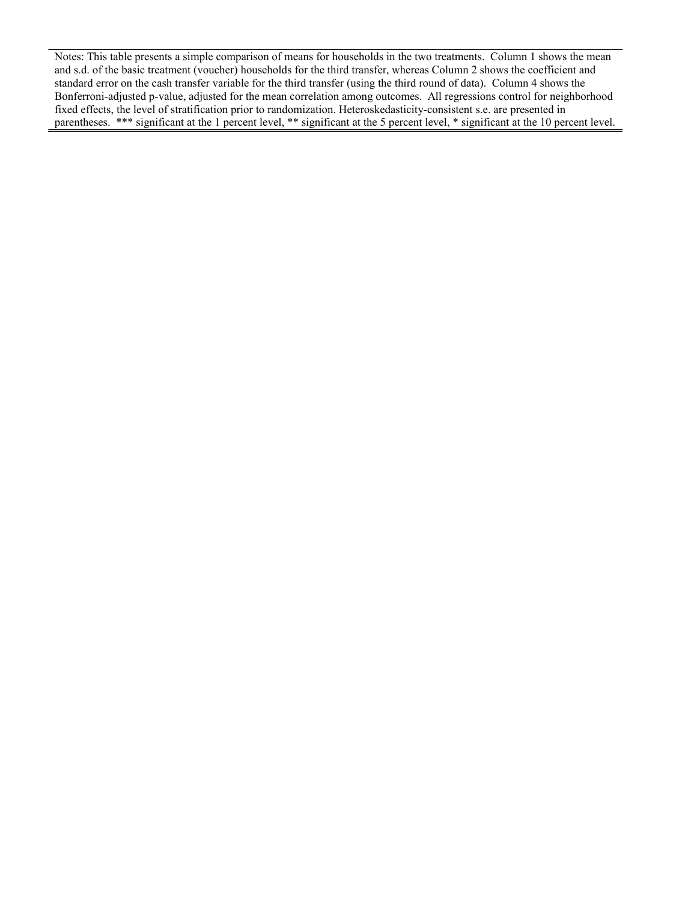Notes: This table presents a simple comparison of means for households in the two treatments. Column 1 shows the mean and s.d. of the basic treatment (voucher) households for the third transfer, whereas Column 2 shows the coefficient and standard error on the cash transfer variable for the third transfer (using the third round of data). Column 4 shows the Bonferroni-adjusted p-value, adjusted for the mean correlation among outcomes. All regressions control for neighborhood fixed effects, the level of stratification prior to randomization. Heteroskedasticity-consistent s.e. are presented in parentheses. *** significant at the 1 percent level, ** significant at the 5 percent level, * significant at the 10 percent level.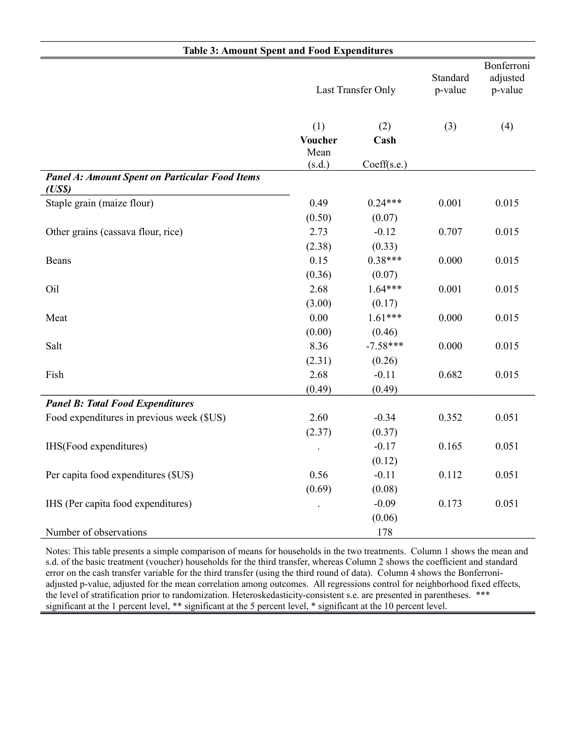**Table 3: Amount Spent and Food Expenditures**

| | Last Transfer Only | | Standard p-value | Bonferroni adjusted p-value |
|---|---|---|---|---|
| | (1) | (2) | (3) | (4) |
| | **Voucher** Mean (s.d.) | **Cash** Coeff(s.e.) | | |
| ***Panel A: Amount Spent on Particular Food Items (US$)*** | | | | |
| Staple grain (maize flour) | 0.49 | 0.24*** | 0.001 | 0.015 |
| | (0.50) | (0.07) | | |
| Other grains (cassava flour, rice) | 2.73 | -0.12 | 0.707 | 0.015 |
| | (2.38) | (0.33) | | |
| Beans | 0.15 | 0.38*** | 0.000 | 0.015 |
| | (0.36) | (0.07) | | |
| Oil | 2.68 | 1.64*** | 0.001 | 0.015 |
| | (3.00) | (0.17) | | |
| Meat | 0.00 | 1.61*** | 0.000 | 0.015 |
| | (0.00) | (0.46) | | |
| Salt | 8.36 | -7.58*** | 0.000 | 0.015 |
| | (2.31) | (0.26) | | |
| Fish | 2.68 | -0.11 | 0.682 | 0.015 |
| | (0.49) | (0.49) | | |
| ***Panel B: Total Food Expenditures*** | | | | |
| Food expenditures in previous week ($US) | 2.60 | -0.34 | 0.352 | 0.051 |
| | (2.37) | (0.37) | | |
| IHS(Food expenditures) | . | -0.17 | 0.165 | 0.051 |
| | | (0.12) | | |
| Per capita food expenditures ($US) | 0.56 | -0.11 | 0.112 | 0.051 |
| | (0.69) | (0.08) | | |
| IHS (Per capita food expenditures) | . | -0.09 | 0.173 | 0.051 |
| | | (0.06) | | |
| Number of observations | | 178 | | |

Notes: This table presents a simple comparison of means for households in the two treatments. Column 1 shows the mean and s.d. of the basic treatment (voucher) households for the third transfer, whereas Column 2 shows the coefficient and standard error on the cash transfer variable for the third transfer (using the third round of data). Column 4 shows the Bonferroni-adjusted p-value, adjusted for the mean correlation among outcomes. All regressions control for neighborhood fixed effects, the level of stratification prior to randomization. Heteroskedasticity-consistent s.e. are presented in parentheses. *** significant at the 1 percent level, ** significant at the 5 percent level, * significant at the 10 percent level.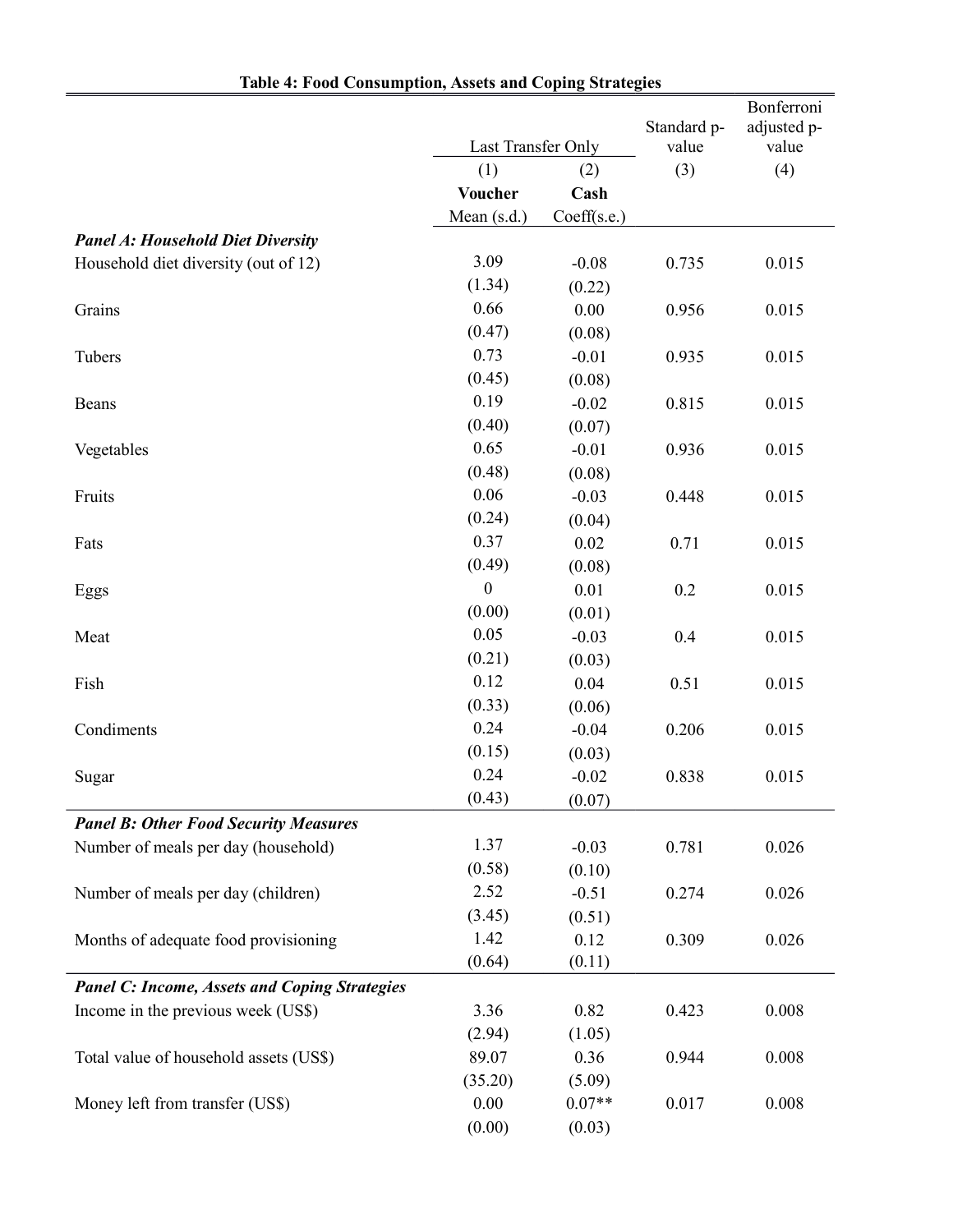**Table 4: Food Consumption, Assets and Coping Strategies**

| | Last Transfer Only | | Standard p-value | Bonferroni adjusted p-value |
|---|---|---|---|---|
| | (1) | (2) | (3) | (4) |
| | **Voucher** | **Cash** | | |
| | Mean (s.d.) | Coeff(s.e.) | | |
| ***Panel A: Household Diet Diversity*** | | | | |
| Household diet diversity (out of 12) | 3.09 | -0.08 | 0.735 | 0.015 |
| | (1.34) | (0.22) | | |
| Grains | 0.66 | 0.00 | 0.956 | 0.015 |
| | (0.47) | (0.08) | | |
| Tubers | 0.73 | -0.01 | 0.935 | 0.015 |
| | (0.45) | (0.08) | | |
| Beans | 0.19 | -0.02 | 0.815 | 0.015 |
| | (0.40) | (0.07) | | |
| Vegetables | 0.65 | -0.01 | 0.936 | 0.015 |
| | (0.48) | (0.08) | | |
| Fruits | 0.06 | -0.03 | 0.448 | 0.015 |
| | (0.24) | (0.04) | | |
| Fats | 0.37 | 0.02 | 0.71 | 0.015 |
| | (0.49) | (0.08) | | |
| Eggs | 0 | 0.01 | 0.2 | 0.015 |
| | (0.00) | (0.01) | | |
| Meat | 0.05 | -0.03 | 0.4 | 0.015 |
| | (0.21) | (0.03) | | |
| Fish | 0.12 | 0.04 | 0.51 | 0.015 |
| | (0.33) | (0.06) | | |
| Condiments | 0.24 | -0.04 | 0.206 | 0.015 |
| | (0.15) | (0.03) | | |
| Sugar | 0.24 | -0.02 | 0.838 | 0.015 |
| | (0.43) | (0.07) | | |
| ***Panel B: Other Food Security Measures*** | | | | |
| Number of meals per day (household) | 1.37 | -0.03 | 0.781 | 0.026 |
| | (0.58) | (0.10) | | |
| Number of meals per day (children) | 2.52 | -0.51 | 0.274 | 0.026 |
| | (3.45) | (0.51) | | |
| Months of adequate food provisioning | 1.42 | 0.12 | 0.309 | 0.026 |
| | (0.64) | (0.11) | | |
| ***Panel C: Income, Assets and Coping Strategies*** | | | | |
| Income in the previous week (US$) | 3.36 | 0.82 | 0.423 | 0.008 |
| | (2.94) | (1.05) | | |
| Total value of household assets (US$) | 89.07 | 0.36 | 0.944 | 0.008 |
| | (35.20) | (5.09) | | |
| Money left from transfer (US$) | 0.00 | 0.07** | 0.017 | 0.008 |
| | (0.00) | (0.03) | | |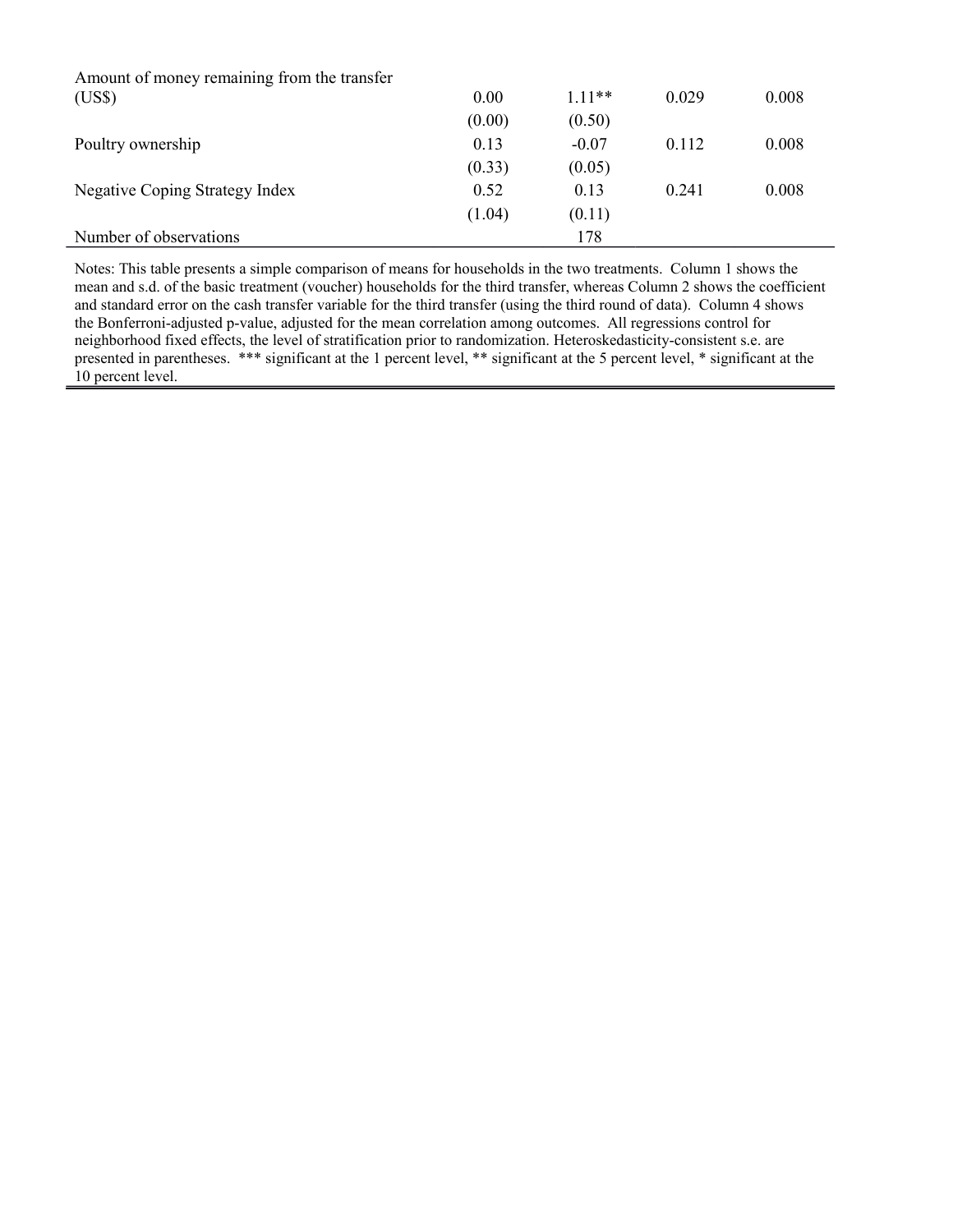| | | | | |
|---|---|---|---|---|
| Amount of money remaining from the transfer (US$) | 0.00 | 1.11** | 0.029 | 0.008 |
| | (0.00) | (0.50) | | |
| Poultry ownership | 0.13 | -0.07 | 0.112 | 0.008 |
| | (0.33) | (0.05) | | |
| Negative Coping Strategy Index | 0.52 | 0.13 | 0.241 | 0.008 |
| | (1.04) | (0.11) | | |
| Number of observations | | 178 | | |

Notes: This table presents a simple comparison of means for households in the two treatments. Column 1 shows the mean and s.d. of the basic treatment (voucher) households for the third transfer, whereas Column 2 shows the coefficient and standard error on the cash transfer variable for the third transfer (using the third round of data). Column 4 shows the Bonferroni-adjusted p-value, adjusted for the mean correlation among outcomes. All regressions control for neighborhood fixed effects, the level of stratification prior to randomization. Heteroskedasticity-consistent s.e. are presented in parentheses. *** significant at the 1 percent level, ** significant at the 5 percent level, * significant at the 10 percent level.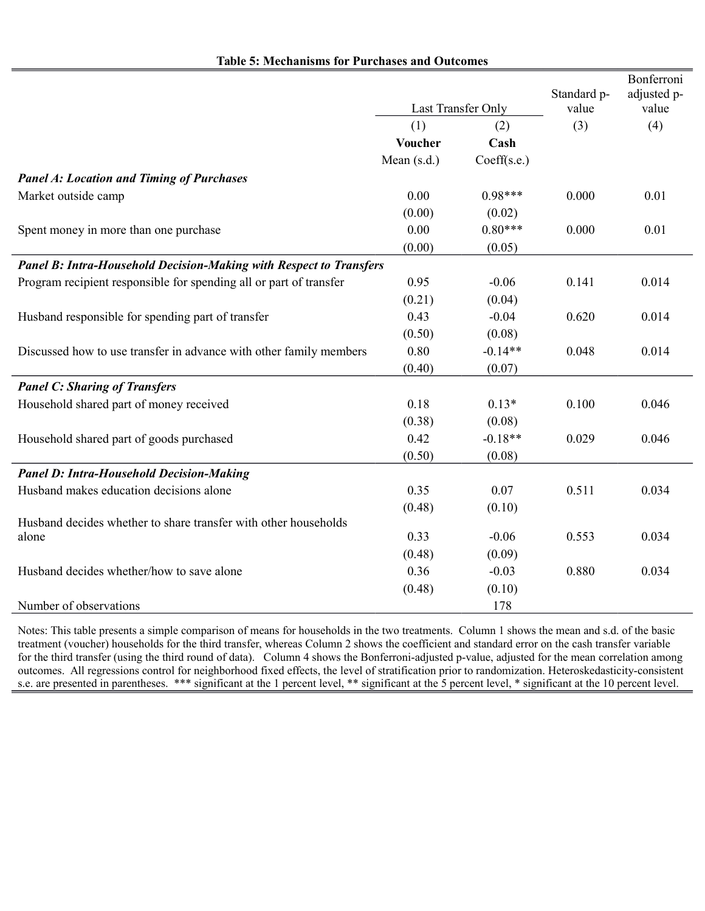**Table 5: Mechanisms for Purchases and Outcomes**

| | Last Transfer Only | | Standard p-value | Bonferroni adjusted p-value |
|---|---|---|---|---|
| | (1) | (2) | (3) | (4) |
| | **Voucher** | **Cash** | | |
| | Mean (s.d.) | Coeff(s.e.) | | |
| ***Panel A: Location and Timing of Purchases*** | | | | |
| Market outside camp | 0.00 | 0.98*** | 0.000 | 0.01 |
| | (0.00) | (0.02) | | |
| Spent money in more than one purchase | 0.00 | 0.80*** | 0.000 | 0.01 |
| | (0.00) | (0.05) | | |
| ***Panel B: Intra-Household Decision-Making with Respect to Transfers*** | | | | |
| Program recipient responsible for spending all or part of transfer | 0.95 | -0.06 | 0.141 | 0.014 |
| | (0.21) | (0.04) | | |
| Husband responsible for spending part of transfer | 0.43 | -0.04 | 0.620 | 0.014 |
| | (0.50) | (0.08) | | |
| Discussed how to use transfer in advance with other family members | 0.80 | -0.14** | 0.048 | 0.014 |
| | (0.40) | (0.07) | | |
| ***Panel C: Sharing of Transfers*** | | | | |
| Household shared part of money received | 0.18 | 0.13* | 0.100 | 0.046 |
| | (0.38) | (0.08) | | |
| Household shared part of goods purchased | 0.42 | -0.18** | 0.029 | 0.046 |
| | (0.50) | (0.08) | | |
| ***Panel D: Intra-Household Decision-Making*** | | | | |
| Husband makes education decisions alone | 0.35 | 0.07 | 0.511 | 0.034 |
| | (0.48) | (0.10) | | |
| Husband decides whether to share transfer with other households alone | 0.33 | -0.06 | 0.553 | 0.034 |
| | (0.48) | (0.09) | | |
| Husband decides whether/how to save alone | 0.36 | -0.03 | 0.880 | 0.034 |
| | (0.48) | (0.10) | | |
| Number of observations | | 178 | | |

Notes: This table presents a simple comparison of means for households in the two treatments. Column 1 shows the mean and s.d. of the basic treatment (voucher) households for the third transfer, whereas Column 2 shows the coefficient and standard error on the cash transfer variable for the third transfer (using the third round of data). Column 4 shows the Bonferroni-adjusted p-value, adjusted for the mean correlation among outcomes. All regressions control for neighborhood fixed effects, the level of stratification prior to randomization. Heteroskedasticity-consistent s.e. are presented in parentheses. *** significant at the 1 percent level, ** significant at the 5 percent level, * significant at the 10 percent level.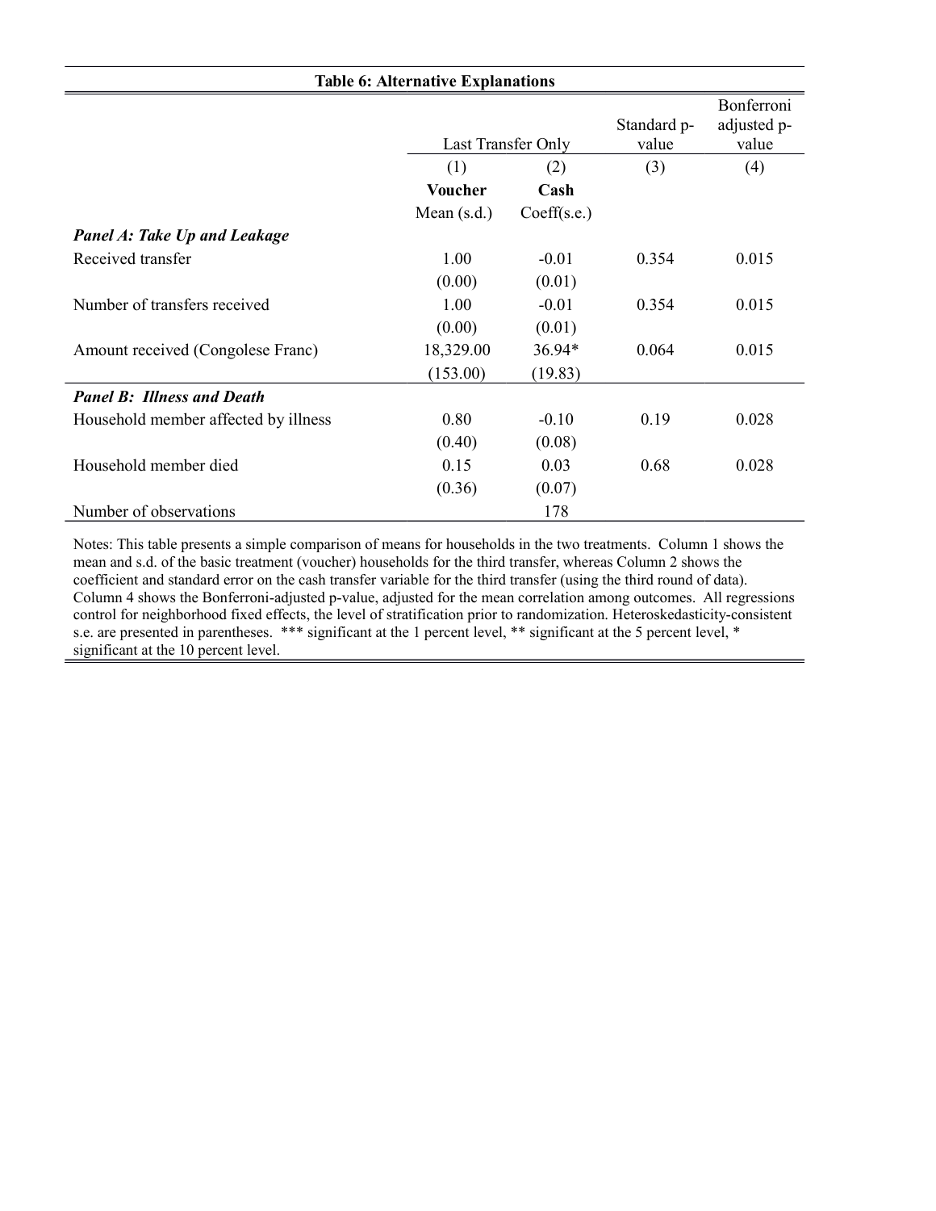**Table 6: Alternative Explanations**

| | Last Transfer Only | | Standard p-value | Bonferroni adjusted p-value |
|---|---|---|---|---|
| | (1) | (2) | (3) | (4) |
| | **Voucher** | **Cash** | | |
| | Mean (s.d.) | Coeff(s.e.) | | |
| ***Panel A: Take Up and Leakage*** | | | | |
| Received transfer | 1.00 | -0.01 | 0.354 | 0.015 |
| | (0.00) | (0.01) | | |
| Number of transfers received | 1.00 | -0.01 | 0.354 | 0.015 |
| | (0.00) | (0.01) | | |
| Amount received (Congolese Franc) | 18,329.00 | 36.94* | 0.064 | 0.015 |
| | (153.00) | (19.83) | | |
| ***Panel B: Illness and Death*** | | | | |
| Household member affected by illness | 0.80 | -0.10 | 0.19 | 0.028 |
| | (0.40) | (0.08) | | |
| Household member died | 0.15 | 0.03 | 0.68 | 0.028 |
| | (0.36) | (0.07) | | |
| Number of observations | | 178 | | |

Notes: This table presents a simple comparison of means for households in the two treatments. Column 1 shows the mean and s.d. of the basic treatment (voucher) households for the third transfer, whereas Column 2 shows the coefficient and standard error on the cash transfer variable for the third transfer (using the third round of data). Column 4 shows the Bonferroni-adjusted p-value, adjusted for the mean correlation among outcomes. All regressions control for neighborhood fixed effects, the level of stratification prior to randomization. Heteroskedasticity-consistent s.e. are presented in parentheses. *** significant at the 1 percent level, ** significant at the 5 percent level, * significant at the 10 percent level.